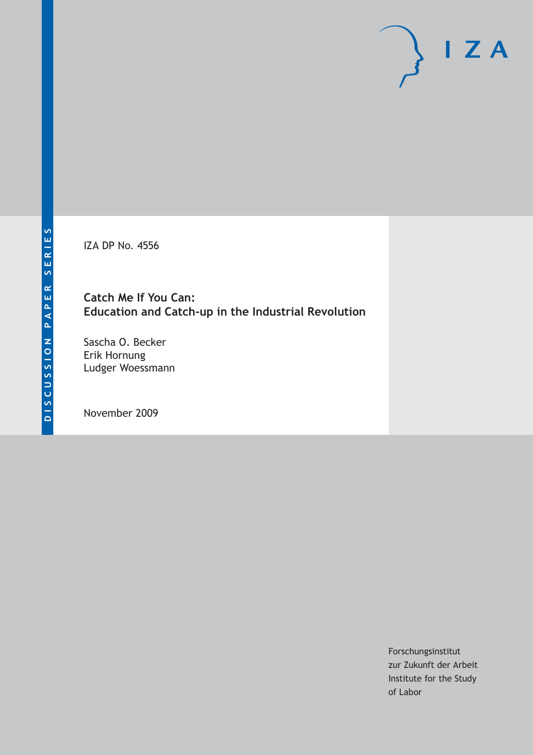IZA DP No. 4556

# Catch Me If You Can: Education and Catch-up in the Industrial Revolution

Sascha O. Becker
Erik Hornung
Ludger Woessmann

November 2009

Forschungsinstitut
zur Zukunft der Arbeit
Institute for the Study
of Labor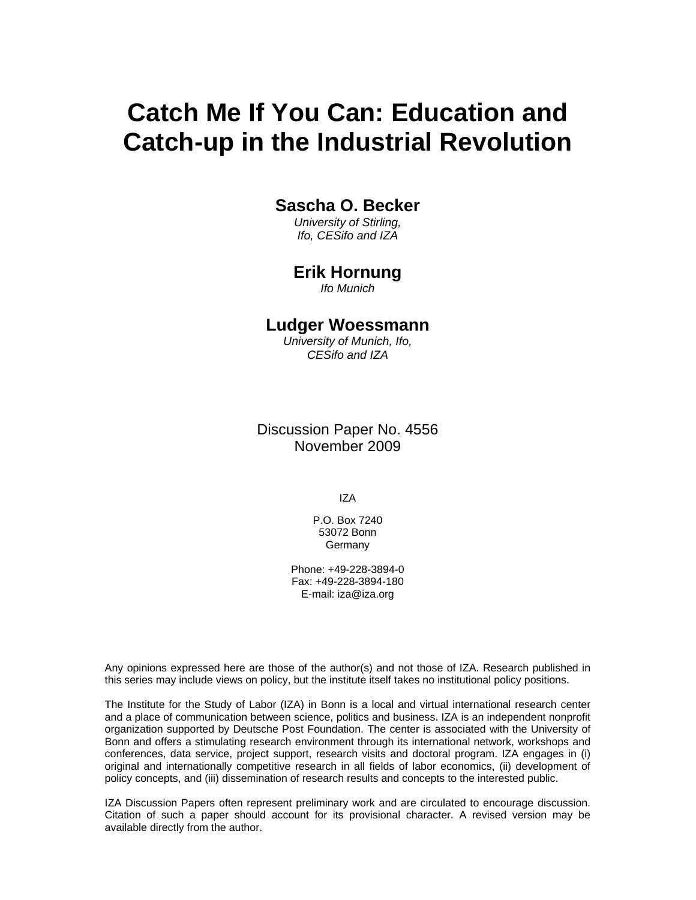# Catch Me If You Can: Education and Catch-up in the Industrial Revolution

**Sascha O. Becker**
*University of Stirling,*
*Ifo, CESifo and IZA*

**Erik Hornung**
*Ifo Munich*

**Ludger Woessmann**
*University of Munich, Ifo,*
*CESifo and IZA*

Discussion Paper No. 4556
November 2009

IZA

P.O. Box 7240
53072 Bonn
Germany

Phone: +49-228-3894-0
Fax: +49-228-3894-180
E-mail: iza@iza.org

Any opinions expressed here are those of the author(s) and not those of IZA. Research published in this series may include views on policy, but the institute itself takes no institutional policy positions.

The Institute for the Study of Labor (IZA) in Bonn is a local and virtual international research center and a place of communication between science, politics and business. IZA is an independent nonprofit organization supported by Deutsche Post Foundation. The center is associated with the University of Bonn and offers a stimulating research environment through its international network, workshops and conferences, data service, project support, research visits and doctoral program. IZA engages in (i) original and internationally competitive research in all fields of labor economics, (ii) development of policy concepts, and (iii) dissemination of research results and concepts to the interested public.

IZA Discussion Papers often represent preliminary work and are circulated to encourage discussion. Citation of such a paper should account for its provisional character. A revised version may be available directly from the author.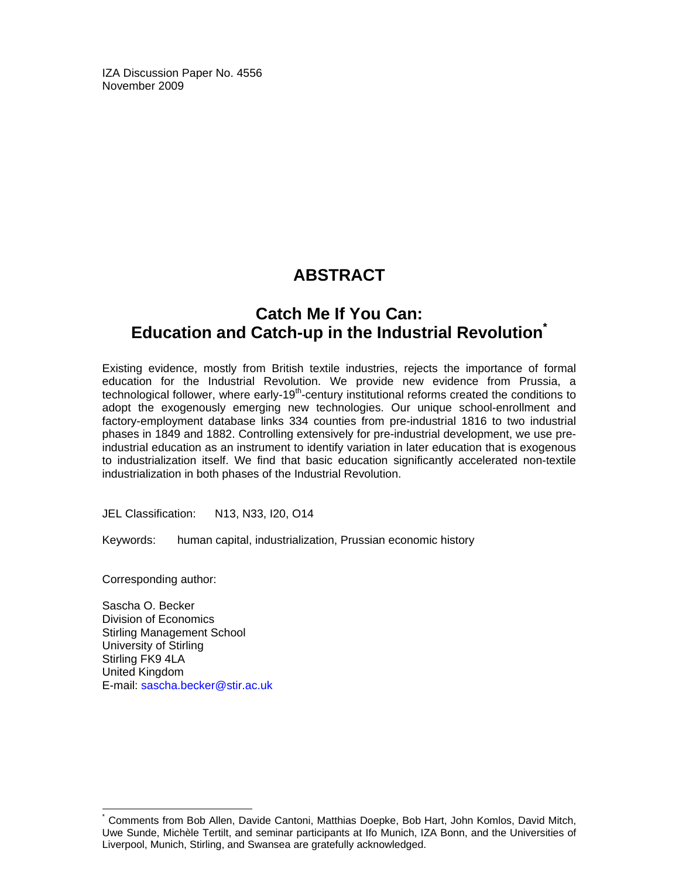IZA Discussion Paper No. 4556
November 2009

# ABSTRACT

## Catch Me If You Can: Education and Catch-up in the Industrial Revolution*

Existing evidence, mostly from British textile industries, rejects the importance of formal education for the Industrial Revolution. We provide new evidence from Prussia, a technological follower, where early-19th-century institutional reforms created the conditions to adopt the exogenously emerging new technologies. Our unique school-enrollment and factory-employment database links 334 counties from pre-industrial 1816 to two industrial phases in 1849 and 1882. Controlling extensively for pre-industrial development, we use pre-industrial education as an instrument to identify variation in later education that is exogenous to industrialization itself. We find that basic education significantly accelerated non-textile industrialization in both phases of the Industrial Revolution.

JEL Classification: N13, N33, I20, O14

Keywords: human capital, industrialization, Prussian economic history

Corresponding author:

Sascha O. Becker
Division of Economics
Stirling Management School
University of Stirling
Stirling FK9 4LA
United Kingdom
E-mail: sascha.becker@stir.ac.uk

* Comments from Bob Allen, Davide Cantoni, Matthias Doepke, Bob Hart, John Komlos, David Mitch, Uwe Sunde, Michèle Tertilt, and seminar participants at Ifo Munich, IZA Bonn, and the Universities of Liverpool, Munich, Stirling, and Swansea are gratefully acknowledged.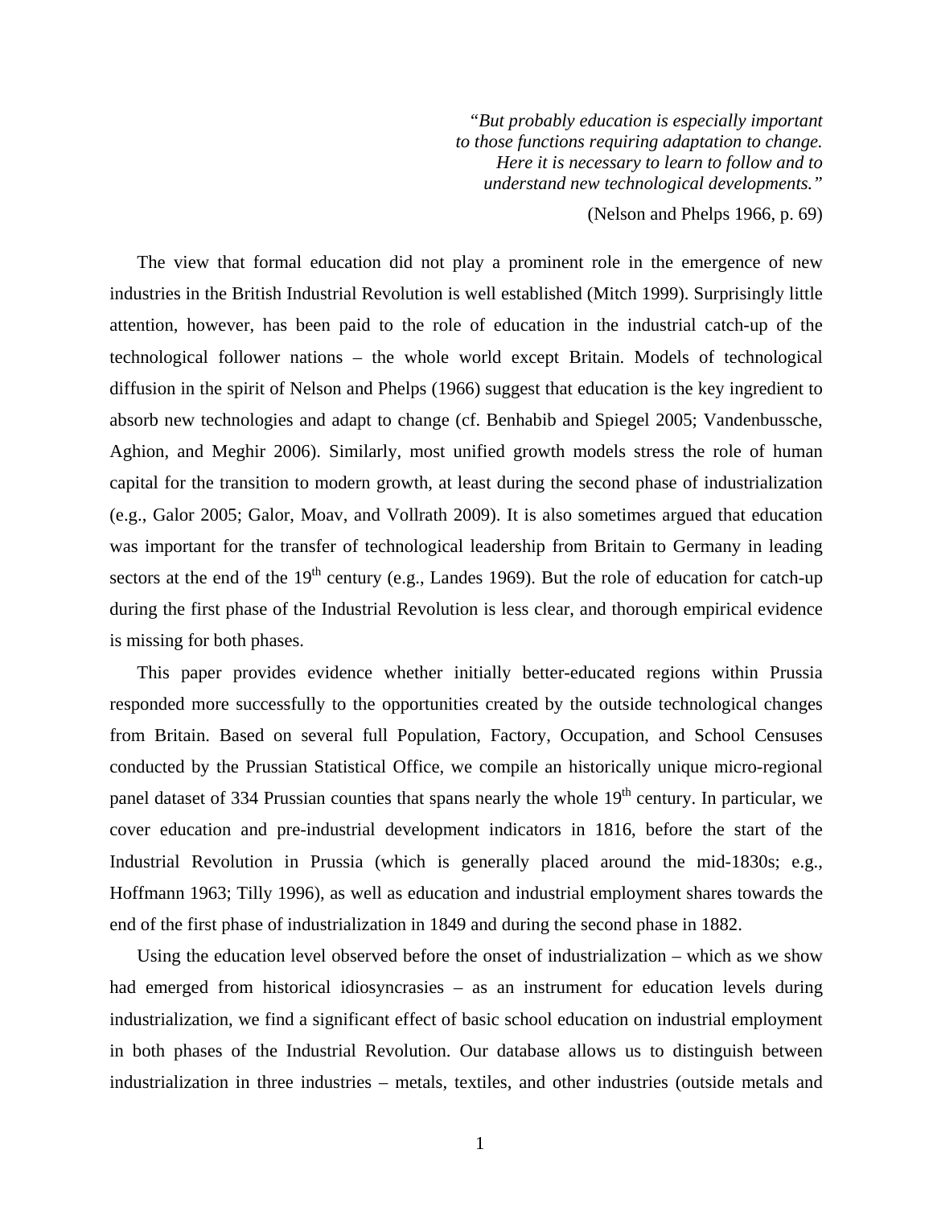> *"But probably education is especially important to those functions requiring adaptation to change. Here it is necessary to learn to follow and to understand new technological developments."*
>
> (Nelson and Phelps 1966, p. 69)

The view that formal education did not play a prominent role in the emergence of new industries in the British Industrial Revolution is well established (Mitch 1999). Surprisingly little attention, however, has been paid to the role of education in the industrial catch-up of the technological follower nations – the whole world except Britain. Models of technological diffusion in the spirit of Nelson and Phelps (1966) suggest that education is the key ingredient to absorb new technologies and adapt to change (cf. Benhabib and Spiegel 2005; Vandenbussche, Aghion, and Meghir 2006). Similarly, most unified growth models stress the role of human capital for the transition to modern growth, at least during the second phase of industrialization (e.g., Galor 2005; Galor, Moav, and Vollrath 2009). It is also sometimes argued that education was important for the transfer of technological leadership from Britain to Germany in leading sectors at the end of the 19th century (e.g., Landes 1969). But the role of education for catch-up during the first phase of the Industrial Revolution is less clear, and thorough empirical evidence is missing for both phases.

This paper provides evidence whether initially better-educated regions within Prussia responded more successfully to the opportunities created by the outside technological changes from Britain. Based on several full Population, Factory, Occupation, and School Censuses conducted by the Prussian Statistical Office, we compile an historically unique micro-regional panel dataset of 334 Prussian counties that spans nearly the whole 19th century. In particular, we cover education and pre-industrial development indicators in 1816, before the start of the Industrial Revolution in Prussia (which is generally placed around the mid-1830s; e.g., Hoffmann 1963; Tilly 1996), as well as education and industrial employment shares towards the end of the first phase of industrialization in 1849 and during the second phase in 1882.

Using the education level observed before the onset of industrialization – which as we show had emerged from historical idiosyncrasies – as an instrument for education levels during industrialization, we find a significant effect of basic school education on industrial employment in both phases of the Industrial Revolution. Our database allows us to distinguish between industrialization in three industries – metals, textiles, and other industries (outside metals and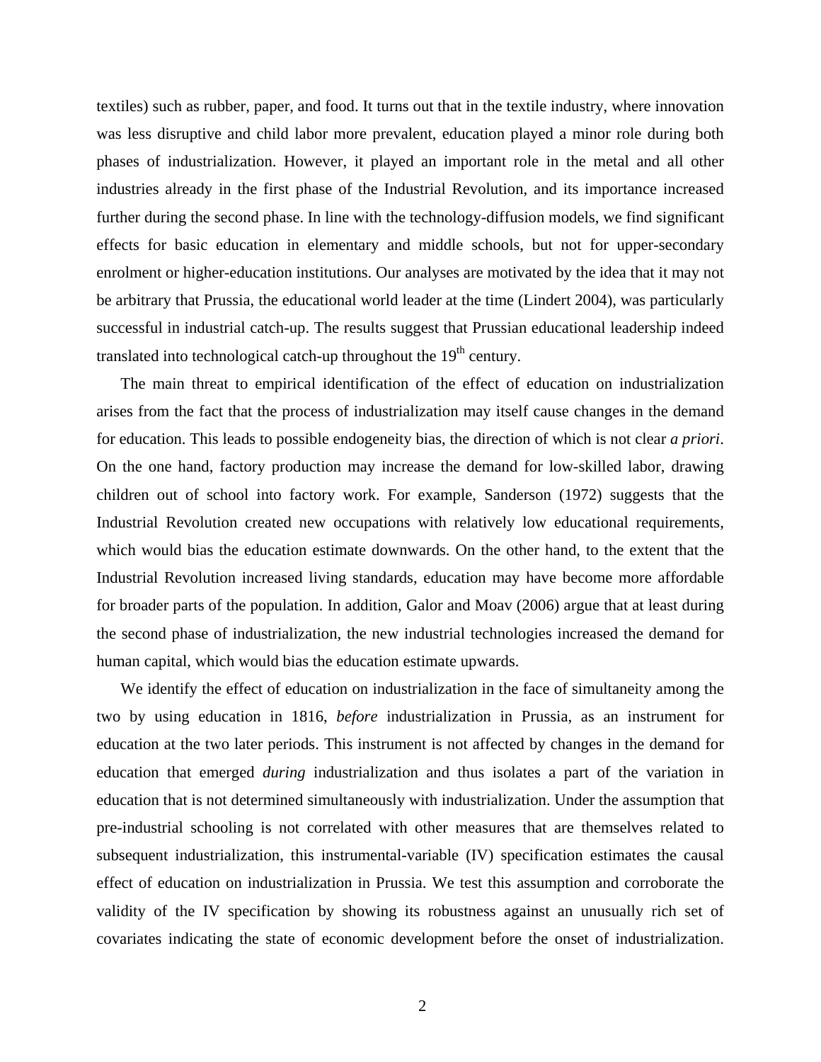textiles) such as rubber, paper, and food. It turns out that in the textile industry, where innovation was less disruptive and child labor more prevalent, education played a minor role during both phases of industrialization. However, it played an important role in the metal and all other industries already in the first phase of the Industrial Revolution, and its importance increased further during the second phase. In line with the technology-diffusion models, we find significant effects for basic education in elementary and middle schools, but not for upper-secondary enrolment or higher-education institutions. Our analyses are motivated by the idea that it may not be arbitrary that Prussia, the educational world leader at the time (Lindert 2004), was particularly successful in industrial catch-up. The results suggest that Prussian educational leadership indeed translated into technological catch-up throughout the 19th century.

The main threat to empirical identification of the effect of education on industrialization arises from the fact that the process of industrialization may itself cause changes in the demand for education. This leads to possible endogeneity bias, the direction of which is not clear *a priori*. On the one hand, factory production may increase the demand for low-skilled labor, drawing children out of school into factory work. For example, Sanderson (1972) suggests that the Industrial Revolution created new occupations with relatively low educational requirements, which would bias the education estimate downwards. On the other hand, to the extent that the Industrial Revolution increased living standards, education may have become more affordable for broader parts of the population. In addition, Galor and Moav (2006) argue that at least during the second phase of industrialization, the new industrial technologies increased the demand for human capital, which would bias the education estimate upwards.

We identify the effect of education on industrialization in the face of simultaneity among the two by using education in 1816, *before* industrialization in Prussia, as an instrument for education at the two later periods. This instrument is not affected by changes in the demand for education that emerged *during* industrialization and thus isolates a part of the variation in education that is not determined simultaneously with industrialization. Under the assumption that pre-industrial schooling is not correlated with other measures that are themselves related to subsequent industrialization, this instrumental-variable (IV) specification estimates the causal effect of education on industrialization in Prussia. We test this assumption and corroborate the validity of the IV specification by showing its robustness against an unusually rich set of covariates indicating the state of economic development before the onset of industrialization.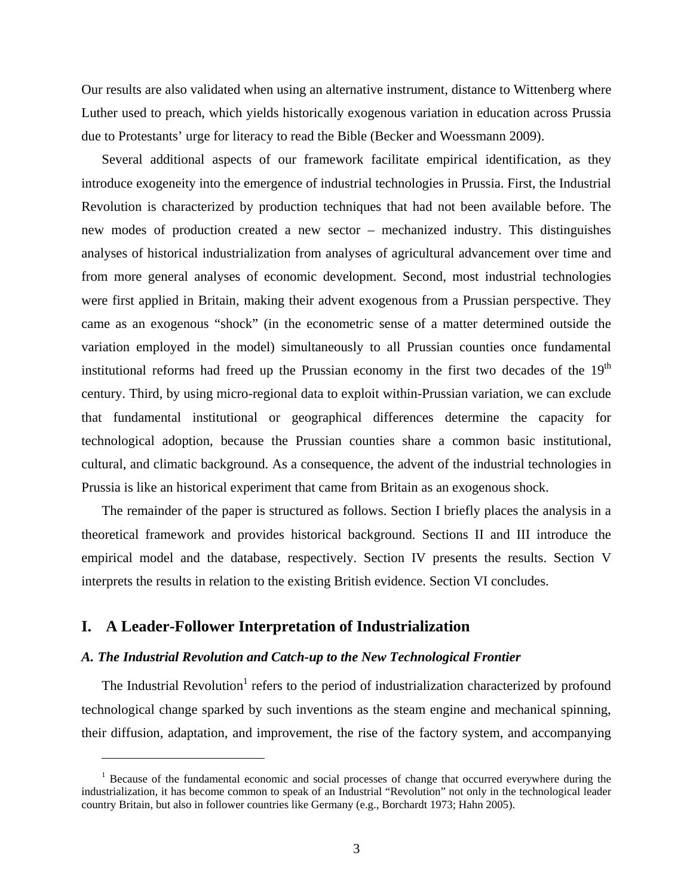Our results are also validated when using an alternative instrument, distance to Wittenberg where Luther used to preach, which yields historically exogenous variation in education across Prussia due to Protestants' urge for literacy to read the Bible (Becker and Woessmann 2009).

Several additional aspects of our framework facilitate empirical identification, as they introduce exogeneity into the emergence of industrial technologies in Prussia. First, the Industrial Revolution is characterized by production techniques that had not been available before. The new modes of production created a new sector – mechanized industry. This distinguishes analyses of historical industrialization from analyses of agricultural advancement over time and from more general analyses of economic development. Second, most industrial technologies were first applied in Britain, making their advent exogenous from a Prussian perspective. They came as an exogenous "shock" (in the econometric sense of a matter determined outside the variation employed in the model) simultaneously to all Prussian counties once fundamental institutional reforms had freed up the Prussian economy in the first two decades of the 19th century. Third, by using micro-regional data to exploit within-Prussian variation, we can exclude that fundamental institutional or geographical differences determine the capacity for technological adoption, because the Prussian counties share a common basic institutional, cultural, and climatic background. As a consequence, the advent of the industrial technologies in Prussia is like an historical experiment that came from Britain as an exogenous shock.

The remainder of the paper is structured as follows. Section I briefly places the analysis in a theoretical framework and provides historical background. Sections II and III introduce the empirical model and the database, respectively. Section IV presents the results. Section V interprets the results in relation to the existing British evidence. Section VI concludes.

## I. A Leader-Follower Interpretation of Industrialization

### *A. The Industrial Revolution and Catch-up to the New Technological Frontier*

The Industrial Revolution[1] refers to the period of industrialization characterized by profound technological change sparked by such inventions as the steam engine and mechanical spinning, their diffusion, adaptation, and improvement, the rise of the factory system, and accompanying

[1] Because of the fundamental economic and social processes of change that occurred everywhere during the industrialization, it has become common to speak of an Industrial "Revolution" not only in the technological leader country Britain, but also in follower countries like Germany (e.g., Borchardt 1973; Hahn 2005).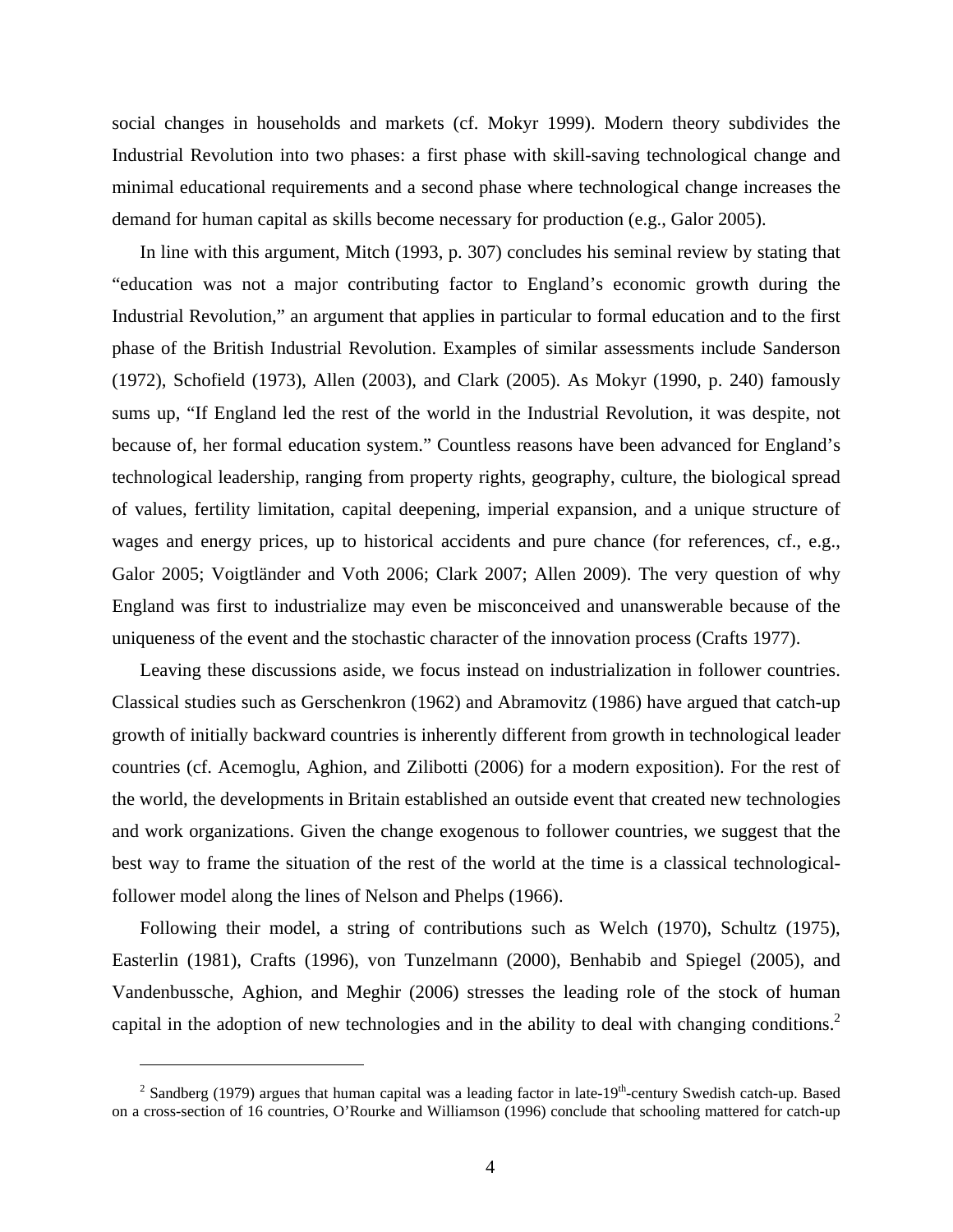social changes in households and markets (cf. Mokyr 1999). Modern theory subdivides the Industrial Revolution into two phases: a first phase with skill-saving technological change and minimal educational requirements and a second phase where technological change increases the demand for human capital as skills become necessary for production (e.g., Galor 2005).

In line with this argument, Mitch (1993, p. 307) concludes his seminal review by stating that "education was not a major contributing factor to England's economic growth during the Industrial Revolution," an argument that applies in particular to formal education and to the first phase of the British Industrial Revolution. Examples of similar assessments include Sanderson (1972), Schofield (1973), Allen (2003), and Clark (2005). As Mokyr (1990, p. 240) famously sums up, "If England led the rest of the world in the Industrial Revolution, it was despite, not because of, her formal education system." Countless reasons have been advanced for England's technological leadership, ranging from property rights, geography, culture, the biological spread of values, fertility limitation, capital deepening, imperial expansion, and a unique structure of wages and energy prices, up to historical accidents and pure chance (for references, cf., e.g., Galor 2005; Voigtländer and Voth 2006; Clark 2007; Allen 2009). The very question of why England was first to industrialize may even be misconceived and unanswerable because of the uniqueness of the event and the stochastic character of the innovation process (Crafts 1977).

Leaving these discussions aside, we focus instead on industrialization in follower countries. Classical studies such as Gerschenkron (1962) and Abramovitz (1986) have argued that catch-up growth of initially backward countries is inherently different from growth in technological leader countries (cf. Acemoglu, Aghion, and Zilibotti (2006) for a modern exposition). For the rest of the world, the developments in Britain established an outside event that created new technologies and work organizations. Given the change exogenous to follower countries, we suggest that the best way to frame the situation of the rest of the world at the time is a classical technological-follower model along the lines of Nelson and Phelps (1966).

Following their model, a string of contributions such as Welch (1970), Schultz (1975), Easterlin (1981), Crafts (1996), von Tunzelmann (2000), Benhabib and Spiegel (2005), and Vandenbussche, Aghion, and Meghir (2006) stresses the leading role of the stock of human capital in the adoption of new technologies and in the ability to deal with changing conditions.[2]

[2] Sandberg (1979) argues that human capital was a leading factor in late-19th-century Swedish catch-up. Based on a cross-section of 16 countries, O'Rourke and Williamson (1996) conclude that schooling mattered for catch-up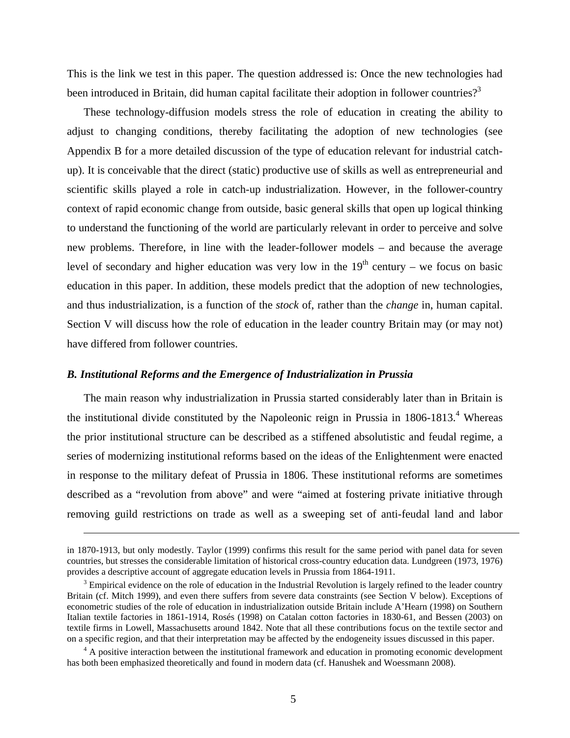This is the link we test in this paper. The question addressed is: Once the new technologies had been introduced in Britain, did human capital facilitate their adoption in follower countries?[3]

These technology-diffusion models stress the role of education in creating the ability to adjust to changing conditions, thereby facilitating the adoption of new technologies (see Appendix B for a more detailed discussion of the type of education relevant for industrial catch-up). It is conceivable that the direct (static) productive use of skills as well as entrepreneurial and scientific skills played a role in catch-up industrialization. However, in the follower-country context of rapid economic change from outside, basic general skills that open up logical thinking to understand the functioning of the world are particularly relevant in order to perceive and solve new problems. Therefore, in line with the leader-follower models – and because the average level of secondary and higher education was very low in the 19th century – we focus on basic education in this paper. In addition, these models predict that the adoption of new technologies, and thus industrialization, is a function of the *stock* of, rather than the *change* in, human capital. Section V will discuss how the role of education in the leader country Britain may (or may not) have differed from follower countries.

### *B. Institutional Reforms and the Emergence of Industrialization in Prussia*

The main reason why industrialization in Prussia started considerably later than in Britain is the institutional divide constituted by the Napoleonic reign in Prussia in 1806-1813.[4] Whereas the prior institutional structure can be described as a stiffened absolutistic and feudal regime, a series of modernizing institutional reforms based on the ideas of the Enlightenment were enacted in response to the military defeat of Prussia in 1806. These institutional reforms are sometimes described as a "revolution from above" and were "aimed at fostering private initiative through removing guild restrictions on trade as well as a sweeping set of anti-feudal land and labor

---

in 1870-1913, but only modestly. Taylor (1999) confirms this result for the same period with panel data for seven countries, but stresses the considerable limitation of historical cross-country education data. Lundgreen (1973, 1976) provides a descriptive account of aggregate education levels in Prussia from 1864-1911.

[3] Empirical evidence on the role of education in the Industrial Revolution is largely refined to the leader country Britain (cf. Mitch 1999), and even there suffers from severe data constraints (see Section V below). Exceptions of econometric studies of the role of education in industrialization outside Britain include A'Hearn (1998) on Southern Italian textile factories in 1861-1914, Rosés (1998) on Catalan cotton factories in 1830-61, and Bessen (2003) on textile firms in Lowell, Massachusetts around 1842. Note that all these contributions focus on the textile sector and on a specific region, and that their interpretation may be affected by the endogeneity issues discussed in this paper.

[4] A positive interaction between the institutional framework and education in promoting economic development has both been emphasized theoretically and found in modern data (cf. Hanushek and Woessmann 2008).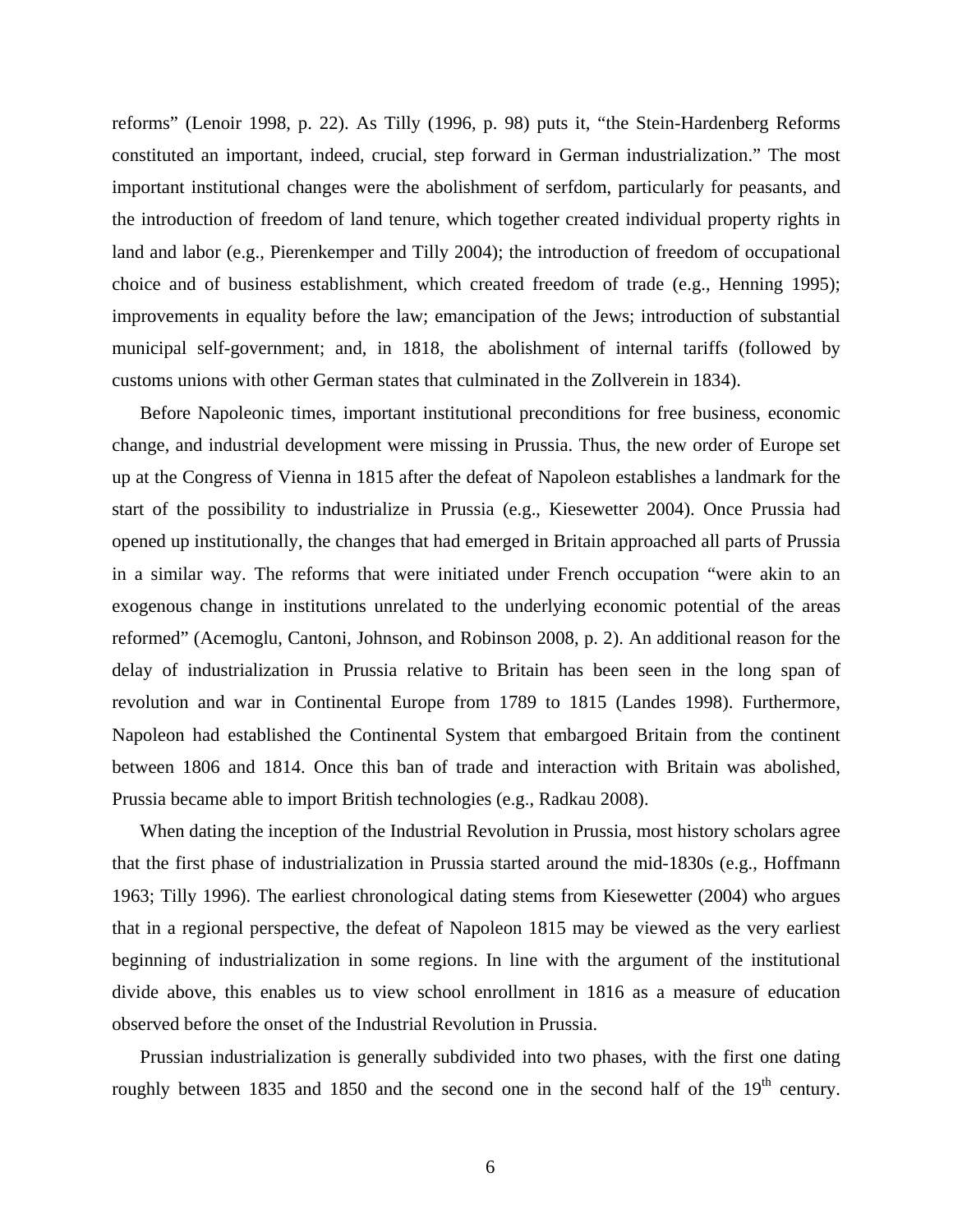reforms" (Lenoir 1998, p. 22). As Tilly (1996, p. 98) puts it, "the Stein-Hardenberg Reforms constituted an important, indeed, crucial, step forward in German industrialization." The most important institutional changes were the abolishment of serfdom, particularly for peasants, and the introduction of freedom of land tenure, which together created individual property rights in land and labor (e.g., Pierenkemper and Tilly 2004); the introduction of freedom of occupational choice and of business establishment, which created freedom of trade (e.g., Henning 1995); improvements in equality before the law; emancipation of the Jews; introduction of substantial municipal self-government; and, in 1818, the abolishment of internal tariffs (followed by customs unions with other German states that culminated in the Zollverein in 1834).

Before Napoleonic times, important institutional preconditions for free business, economic change, and industrial development were missing in Prussia. Thus, the new order of Europe set up at the Congress of Vienna in 1815 after the defeat of Napoleon establishes a landmark for the start of the possibility to industrialize in Prussia (e.g., Kiesewetter 2004). Once Prussia had opened up institutionally, the changes that had emerged in Britain approached all parts of Prussia in a similar way. The reforms that were initiated under French occupation "were akin to an exogenous change in institutions unrelated to the underlying economic potential of the areas reformed" (Acemoglu, Cantoni, Johnson, and Robinson 2008, p. 2). An additional reason for the delay of industrialization in Prussia relative to Britain has been seen in the long span of revolution and war in Continental Europe from 1789 to 1815 (Landes 1998). Furthermore, Napoleon had established the Continental System that embargoed Britain from the continent between 1806 and 1814. Once this ban of trade and interaction with Britain was abolished, Prussia became able to import British technologies (e.g., Radkau 2008).

When dating the inception of the Industrial Revolution in Prussia, most history scholars agree that the first phase of industrialization in Prussia started around the mid-1830s (e.g., Hoffmann 1963; Tilly 1996). The earliest chronological dating stems from Kiesewetter (2004) who argues that in a regional perspective, the defeat of Napoleon 1815 may be viewed as the very earliest beginning of industrialization in some regions. In line with the argument of the institutional divide above, this enables us to view school enrollment in 1816 as a measure of education observed before the onset of the Industrial Revolution in Prussia.

Prussian industrialization is generally subdivided into two phases, with the first one dating roughly between 1835 and 1850 and the second one in the second half of the 19th century.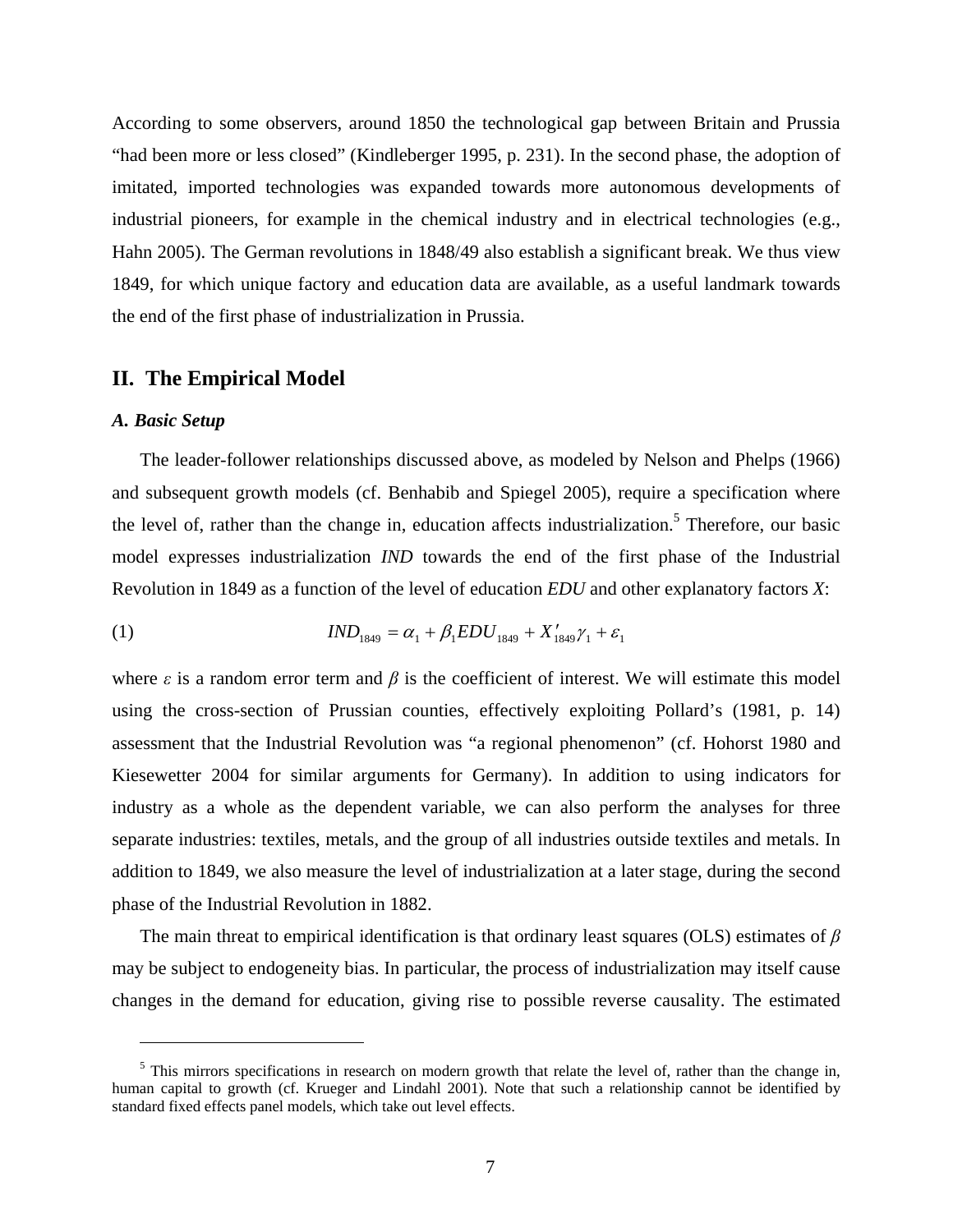According to some observers, around 1850 the technological gap between Britain and Prussia "had been more or less closed" (Kindleberger 1995, p. 231). In the second phase, the adoption of imitated, imported technologies was expanded towards more autonomous developments of industrial pioneers, for example in the chemical industry and in electrical technologies (e.g., Hahn 2005). The German revolutions in 1848/49 also establish a significant break. We thus view 1849, for which unique factory and education data are available, as a useful landmark towards the end of the first phase of industrialization in Prussia.

## II. The Empirical Model

### *A. Basic Setup*

The leader-follower relationships discussed above, as modeled by Nelson and Phelps (1966) and subsequent growth models (cf. Benhabib and Spiegel 2005), require a specification where the level of, rather than the change in, education affects industrialization.[5] Therefore, our basic model expresses industrialization *IND* towards the end of the first phase of the Industrial Revolution in 1849 as a function of the level of education *EDU* and other explanatory factors *X*:

$$IND_{1849} = \alpha_1 + \beta_1 EDU_{1849} + X'_{1849}\gamma_1 + \varepsilon_1 \tag{1}$$

where $\varepsilon$ is a random error term and $\beta$ is the coefficient of interest. We will estimate this model using the cross-section of Prussian counties, effectively exploiting Pollard's (1981, p. 14) assessment that the Industrial Revolution was "a regional phenomenon" (cf. Hohorst 1980 and Kiesewetter 2004 for similar arguments for Germany). In addition to using indicators for industry as a whole as the dependent variable, we can also perform the analyses for three separate industries: textiles, metals, and the group of all industries outside textiles and metals. In addition to 1849, we also measure the level of industrialization at a later stage, during the second phase of the Industrial Revolution in 1882.

The main threat to empirical identification is that ordinary least squares (OLS) estimates of $\beta$ may be subject to endogeneity bias. In particular, the process of industrialization may itself cause changes in the demand for education, giving rise to possible reverse causality. The estimated

[5] This mirrors specifications in research on modern growth that relate the level of, rather than the change in, human capital to growth (cf. Krueger and Lindahl 2001). Note that such a relationship cannot be identified by standard fixed effects panel models, which take out level effects.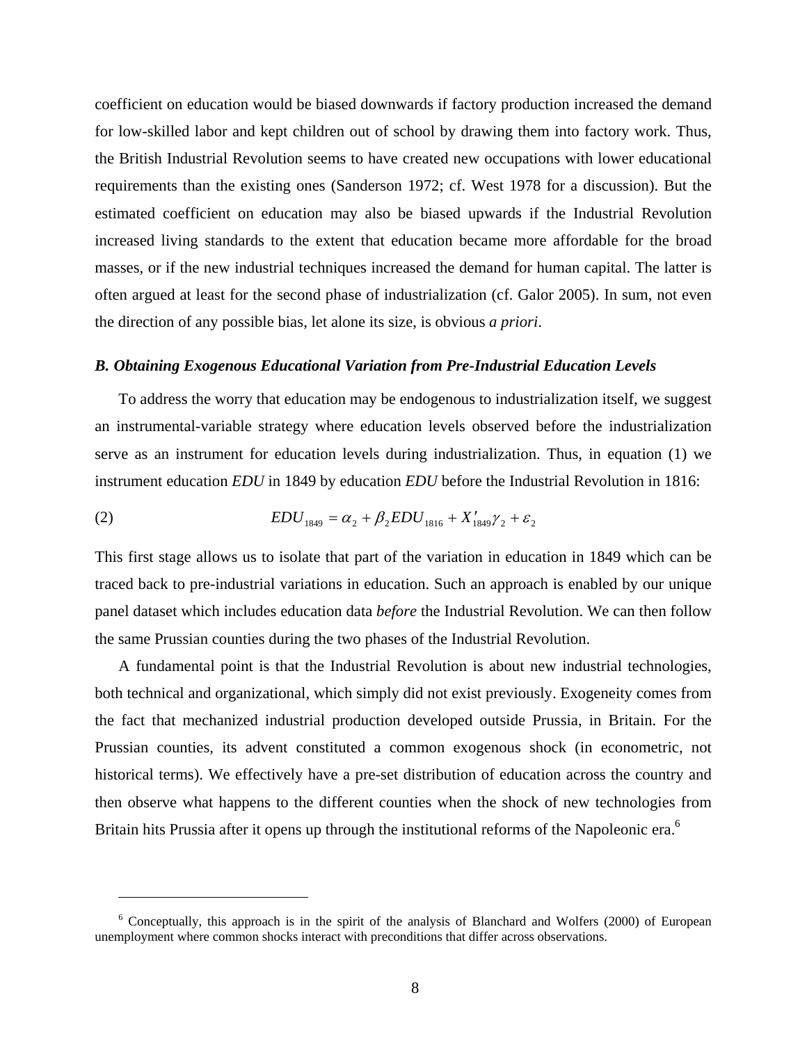coefficient on education would be biased downwards if factory production increased the demand for low-skilled labor and kept children out of school by drawing them into factory work. Thus, the British Industrial Revolution seems to have created new occupations with lower educational requirements than the existing ones (Sanderson 1972; cf. West 1978 for a discussion). But the estimated coefficient on education may also be biased upwards if the Industrial Revolution increased living standards to the extent that education became more affordable for the broad masses, or if the new industrial techniques increased the demand for human capital. The latter is often argued at least for the second phase of industrialization (cf. Galor 2005). In sum, not even the direction of any possible bias, let alone its size, is obvious *a priori*.

### *B. Obtaining Exogenous Educational Variation from Pre-Industrial Education Levels*

To address the worry that education may be endogenous to industrialization itself, we suggest an instrumental-variable strategy where education levels observed before the industrialization serve as an instrument for education levels during industrialization. Thus, in equation (1) we instrument education *EDU* in 1849 by education *EDU* before the Industrial Revolution in 1816:

$$EDU_{1849} = \alpha_2 + \beta_2 EDU_{1816} + X'_{1849}\gamma_2 + \varepsilon_2 \qquad (2)$$

This first stage allows us to isolate that part of the variation in education in 1849 which can be traced back to pre-industrial variations in education. Such an approach is enabled by our unique panel dataset which includes education data *before* the Industrial Revolution. We can then follow the same Prussian counties during the two phases of the Industrial Revolution.

A fundamental point is that the Industrial Revolution is about new industrial technologies, both technical and organizational, which simply did not exist previously. Exogeneity comes from the fact that mechanized industrial production developed outside Prussia, in Britain. For the Prussian counties, its advent constituted a common exogenous shock (in econometric, not historical terms). We effectively have a pre-set distribution of education across the country and then observe what happens to the different counties when the shock of new technologies from Britain hits Prussia after it opens up through the institutional reforms of the Napoleonic era.[6]

[6] Conceptually, this approach is in the spirit of the analysis of Blanchard and Wolfers (2000) of European unemployment where common shocks interact with preconditions that differ across observations.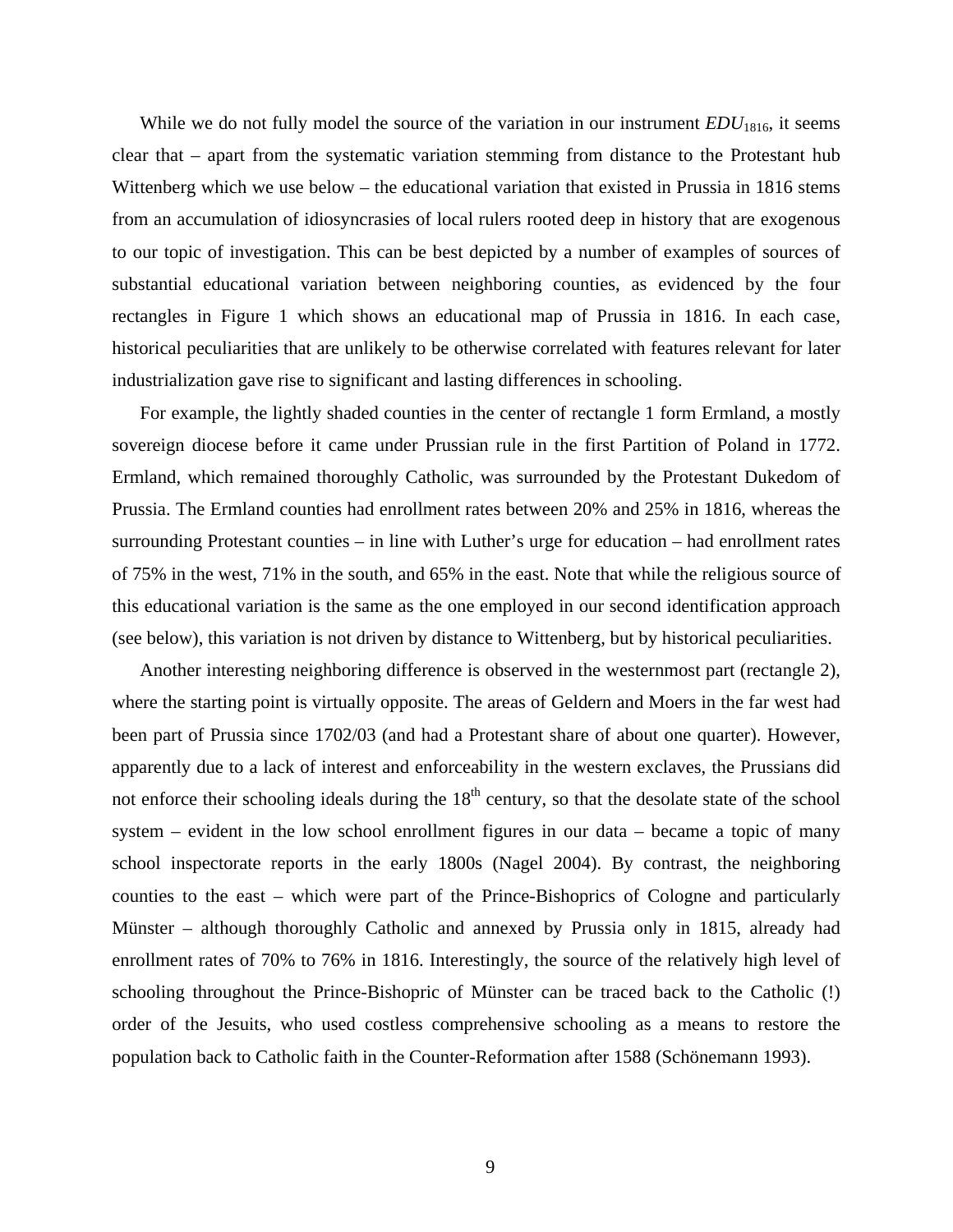While we do not fully model the source of the variation in our instrument $EDU_{1816}$, it seems clear that – apart from the systematic variation stemming from distance to the Protestant hub Wittenberg which we use below – the educational variation that existed in Prussia in 1816 stems from an accumulation of idiosyncrasies of local rulers rooted deep in history that are exogenous to our topic of investigation. This can be best depicted by a number of examples of sources of substantial educational variation between neighboring counties, as evidenced by the four rectangles in Figure 1 which shows an educational map of Prussia in 1816. In each case, historical peculiarities that are unlikely to be otherwise correlated with features relevant for later industrialization gave rise to significant and lasting differences in schooling.

For example, the lightly shaded counties in the center of rectangle 1 form Ermland, a mostly sovereign diocese before it came under Prussian rule in the first Partition of Poland in 1772. Ermland, which remained thoroughly Catholic, was surrounded by the Protestant Dukedom of Prussia. The Ermland counties had enrollment rates between 20% and 25% in 1816, whereas the surrounding Protestant counties – in line with Luther's urge for education – had enrollment rates of 75% in the west, 71% in the south, and 65% in the east. Note that while the religious source of this educational variation is the same as the one employed in our second identification approach (see below), this variation is not driven by distance to Wittenberg, but by historical peculiarities.

Another interesting neighboring difference is observed in the westernmost part (rectangle 2), where the starting point is virtually opposite. The areas of Geldern and Moers in the far west had been part of Prussia since 1702/03 (and had a Protestant share of about one quarter). However, apparently due to a lack of interest and enforceability in the western exclaves, the Prussians did not enforce their schooling ideals during the 18th century, so that the desolate state of the school system – evident in the low school enrollment figures in our data – became a topic of many school inspectorate reports in the early 1800s (Nagel 2004). By contrast, the neighboring counties to the east – which were part of the Prince-Bishoprics of Cologne and particularly Münster – although thoroughly Catholic and annexed by Prussia only in 1815, already had enrollment rates of 70% to 76% in 1816. Interestingly, the source of the relatively high level of schooling throughout the Prince-Bishopric of Münster can be traced back to the Catholic (!) order of the Jesuits, who used costless comprehensive schooling as a means to restore the population back to Catholic faith in the Counter-Reformation after 1588 (Schönemann 1993).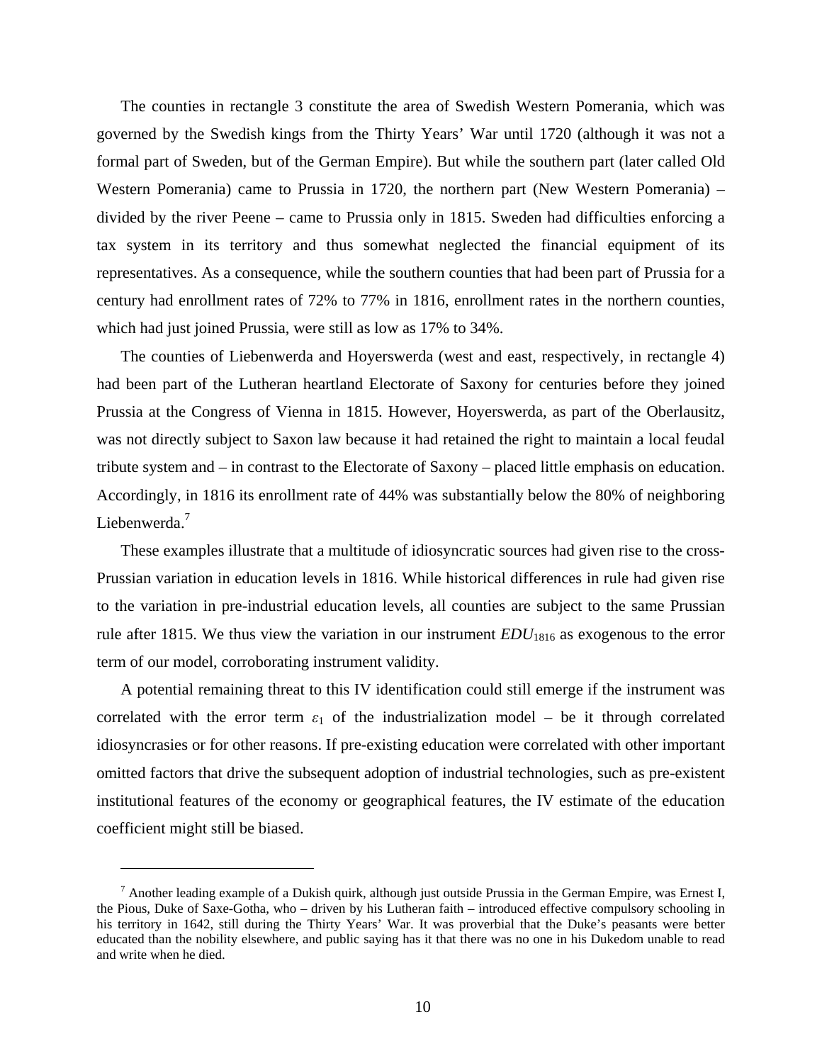The counties in rectangle 3 constitute the area of Swedish Western Pomerania, which was governed by the Swedish kings from the Thirty Years' War until 1720 (although it was not a formal part of Sweden, but of the German Empire). But while the southern part (later called Old Western Pomerania) came to Prussia in 1720, the northern part (New Western Pomerania) – divided by the river Peene – came to Prussia only in 1815. Sweden had difficulties enforcing a tax system in its territory and thus somewhat neglected the financial equipment of its representatives. As a consequence, while the southern counties that had been part of Prussia for a century had enrollment rates of 72% to 77% in 1816, enrollment rates in the northern counties, which had just joined Prussia, were still as low as 17% to 34%.

The counties of Liebenwerda and Hoyerswerda (west and east, respectively, in rectangle 4) had been part of the Lutheran heartland Electorate of Saxony for centuries before they joined Prussia at the Congress of Vienna in 1815. However, Hoyerswerda, as part of the Oberlausitz, was not directly subject to Saxon law because it had retained the right to maintain a local feudal tribute system and – in contrast to the Electorate of Saxony – placed little emphasis on education. Accordingly, in 1816 its enrollment rate of 44% was substantially below the 80% of neighboring Liebenwerda.[7]

These examples illustrate that a multitude of idiosyncratic sources had given rise to the cross-Prussian variation in education levels in 1816. While historical differences in rule had given rise to the variation in pre-industrial education levels, all counties are subject to the same Prussian rule after 1815. We thus view the variation in our instrument $EDU_{1816}$ as exogenous to the error term of our model, corroborating instrument validity.

A potential remaining threat to this IV identification could still emerge if the instrument was correlated with the error term $\varepsilon_1$ of the industrialization model – be it through correlated idiosyncrasies or for other reasons. If pre-existing education were correlated with other important omitted factors that drive the subsequent adoption of industrial technologies, such as pre-existent institutional features of the economy or geographical features, the IV estimate of the education coefficient might still be biased.

[7] Another leading example of a Dukish quirk, although just outside Prussia in the German Empire, was Ernest I, the Pious, Duke of Saxe-Gotha, who – driven by his Lutheran faith – introduced effective compulsory schooling in his territory in 1642, still during the Thirty Years' War. It was proverbial that the Duke's peasants were better educated than the nobility elsewhere, and public saying has it that there was no one in his Dukedom unable to read and write when he died.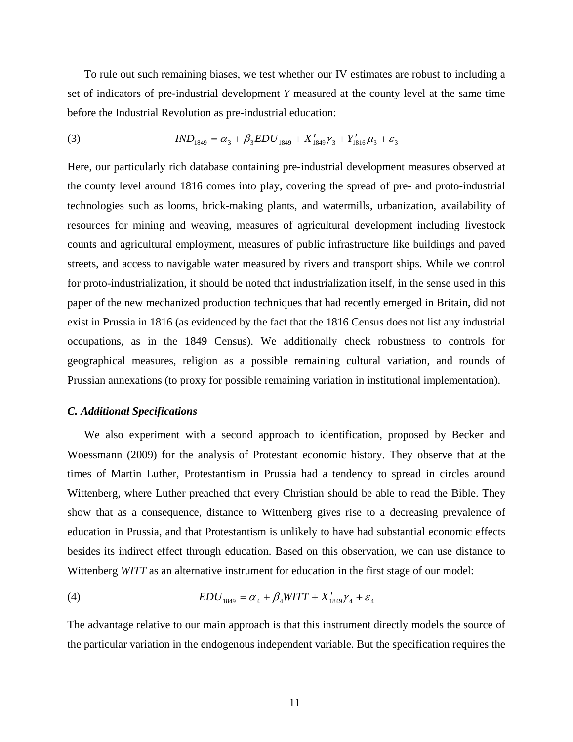To rule out such remaining biases, we test whether our IV estimates are robust to including a set of indicators of pre-industrial development *Y* measured at the county level at the same time before the Industrial Revolution as pre-industrial education:

$$(3) \qquad IND_{1849} = \alpha_3 + \beta_3 EDU_{1849} + X'_{1849}\gamma_3 + Y'_{1816}\mu_3 + \varepsilon_3$$

Here, our particularly rich database containing pre-industrial development measures observed at the county level around 1816 comes into play, covering the spread of pre- and proto-industrial technologies such as looms, brick-making plants, and watermills, urbanization, availability of resources for mining and weaving, measures of agricultural development including livestock counts and agricultural employment, measures of public infrastructure like buildings and paved streets, and access to navigable water measured by rivers and transport ships. While we control for proto-industrialization, it should be noted that industrialization itself, in the sense used in this paper of the new mechanized production techniques that had recently emerged in Britain, did not exist in Prussia in 1816 (as evidenced by the fact that the 1816 Census does not list any industrial occupations, as in the 1849 Census). We additionally check robustness to controls for geographical measures, religion as a possible remaining cultural variation, and rounds of Prussian annexations (to proxy for possible remaining variation in institutional implementation).

### *C. Additional Specifications*

We also experiment with a second approach to identification, proposed by Becker and Woessmann (2009) for the analysis of Protestant economic history. They observe that at the times of Martin Luther, Protestantism in Prussia had a tendency to spread in circles around Wittenberg, where Luther preached that every Christian should be able to read the Bible. They show that as a consequence, distance to Wittenberg gives rise to a decreasing prevalence of education in Prussia, and that Protestantism is unlikely to have had substantial economic effects besides its indirect effect through education. Based on this observation, we can use distance to Wittenberg *WITT* as an alternative instrument for education in the first stage of our model:

$$(4) \qquad EDU_{1849} = \alpha_4 + \beta_4 WITT + X'_{1849}\gamma_4 + \varepsilon_4$$

The advantage relative to our main approach is that this instrument directly models the source of the particular variation in the endogenous independent variable. But the specification requires the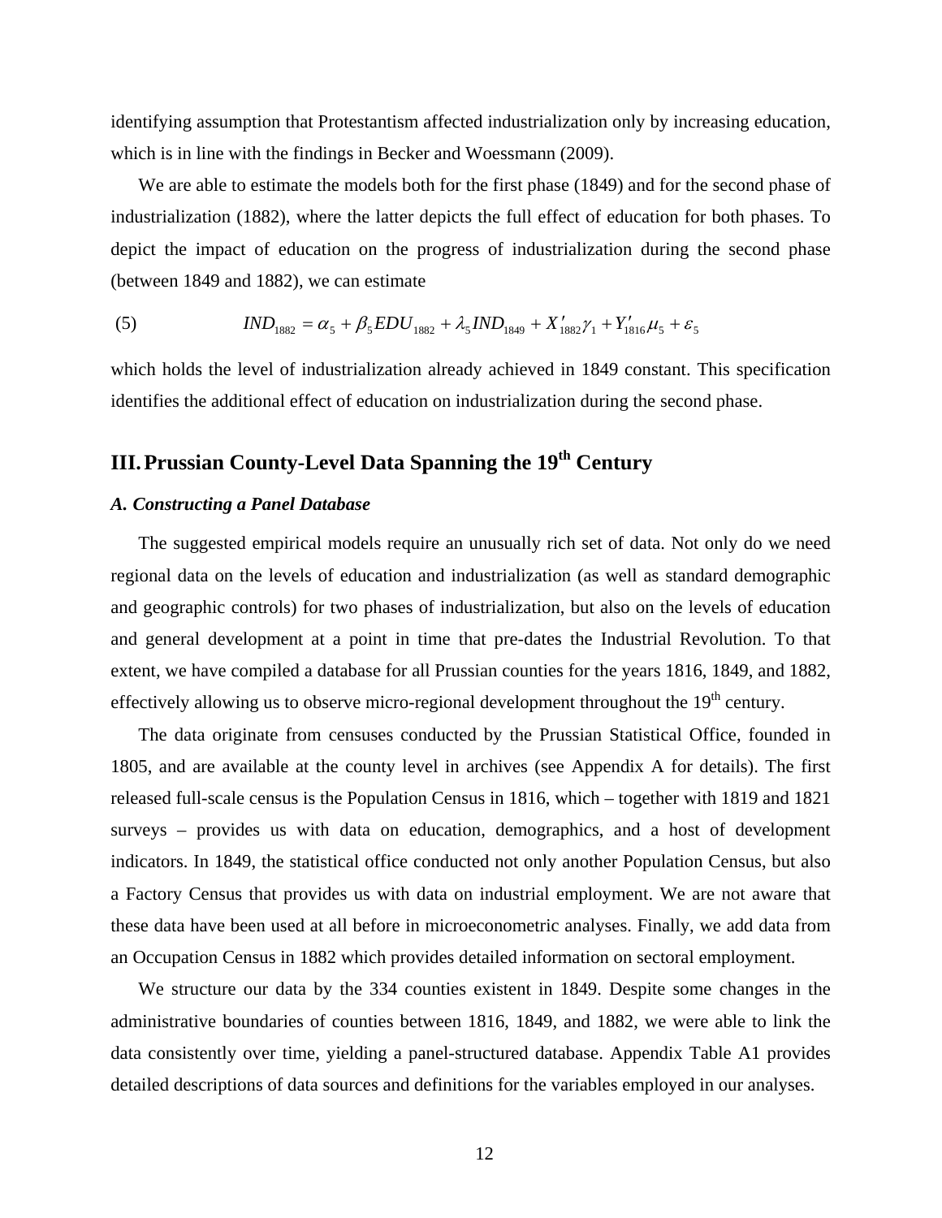identifying assumption that Protestantism affected industrialization only by increasing education, which is in line with the findings in Becker and Woessmann (2009).

We are able to estimate the models both for the first phase (1849) and for the second phase of industrialization (1882), where the latter depicts the full effect of education for both phases. To depict the impact of education on the progress of industrialization during the second phase (between 1849 and 1882), we can estimate

$$IND_{1882} = \alpha_5 + \beta_5 EDU_{1882} + \lambda_5 IND_{1849} + X'_{1882}\gamma_1 + Y'_{1816}\mu_5 + \varepsilon_5 \tag{5}$$

which holds the level of industrialization already achieved in 1849 constant. This specification identifies the additional effect of education on industrialization during the second phase.

## III. Prussian County-Level Data Spanning the 19th Century

### *A. Constructing a Panel Database*

The suggested empirical models require an unusually rich set of data. Not only do we need regional data on the levels of education and industrialization (as well as standard demographic and geographic controls) for two phases of industrialization, but also on the levels of education and general development at a point in time that pre-dates the Industrial Revolution. To that extent, we have compiled a database for all Prussian counties for the years 1816, 1849, and 1882, effectively allowing us to observe micro-regional development throughout the 19th century.

The data originate from censuses conducted by the Prussian Statistical Office, founded in 1805, and are available at the county level in archives (see Appendix A for details). The first released full-scale census is the Population Census in 1816, which – together with 1819 and 1821 surveys – provides us with data on education, demographics, and a host of development indicators. In 1849, the statistical office conducted not only another Population Census, but also a Factory Census that provides us with data on industrial employment. We are not aware that these data have been used at all before in microeconometric analyses. Finally, we add data from an Occupation Census in 1882 which provides detailed information on sectoral employment.

We structure our data by the 334 counties existent in 1849. Despite some changes in the administrative boundaries of counties between 1816, 1849, and 1882, we were able to link the data consistently over time, yielding a panel-structured database. Appendix Table A1 provides detailed descriptions of data sources and definitions for the variables employed in our analyses.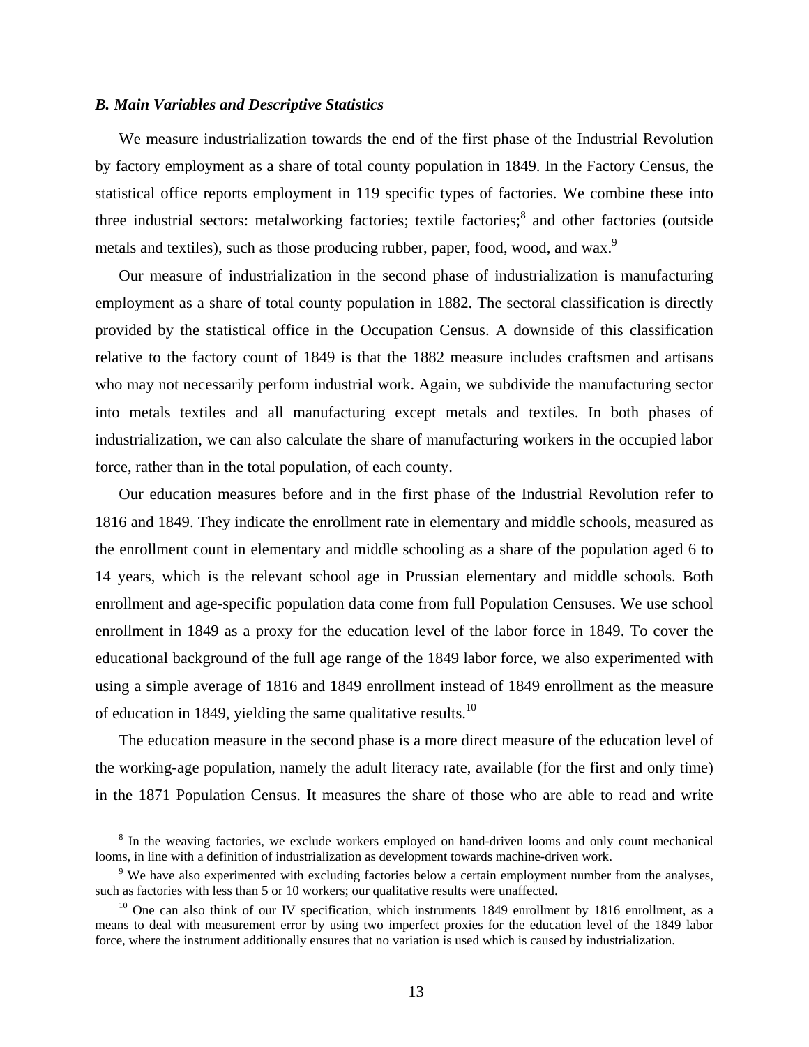### *B. Main Variables and Descriptive Statistics*

We measure industrialization towards the end of the first phase of the Industrial Revolution by factory employment as a share of total county population in 1849. In the Factory Census, the statistical office reports employment in 119 specific types of factories. We combine these into three industrial sectors: metalworking factories; textile factories;[8] and other factories (outside metals and textiles), such as those producing rubber, paper, food, wood, and wax.[9]

Our measure of industrialization in the second phase of industrialization is manufacturing employment as a share of total county population in 1882. The sectoral classification is directly provided by the statistical office in the Occupation Census. A downside of this classification relative to the factory count of 1849 is that the 1882 measure includes craftsmen and artisans who may not necessarily perform industrial work. Again, we subdivide the manufacturing sector into metals textiles and all manufacturing except metals and textiles. In both phases of industrialization, we can also calculate the share of manufacturing workers in the occupied labor force, rather than in the total population, of each county.

Our education measures before and in the first phase of the Industrial Revolution refer to 1816 and 1849. They indicate the enrollment rate in elementary and middle schools, measured as the enrollment count in elementary and middle schooling as a share of the population aged 6 to 14 years, which is the relevant school age in Prussian elementary and middle schools. Both enrollment and age-specific population data come from full Population Censuses. We use school enrollment in 1849 as a proxy for the education level of the labor force in 1849. To cover the educational background of the full age range of the 1849 labor force, we also experimented with using a simple average of 1816 and 1849 enrollment instead of 1849 enrollment as the measure of education in 1849, yielding the same qualitative results.[10]

The education measure in the second phase is a more direct measure of the education level of the working-age population, namely the adult literacy rate, available (for the first and only time) in the 1871 Population Census. It measures the share of those who are able to read and write

---

[8] In the weaving factories, we exclude workers employed on hand-driven looms and only count mechanical looms, in line with a definition of industrialization as development towards machine-driven work.

[9] We have also experimented with excluding factories below a certain employment number from the analyses, such as factories with less than 5 or 10 workers; our qualitative results were unaffected.

[10] One can also think of our IV specification, which instruments 1849 enrollment by 1816 enrollment, as a means to deal with measurement error by using two imperfect proxies for the education level of the 1849 labor force, where the instrument additionally ensures that no variation is used which is caused by industrialization.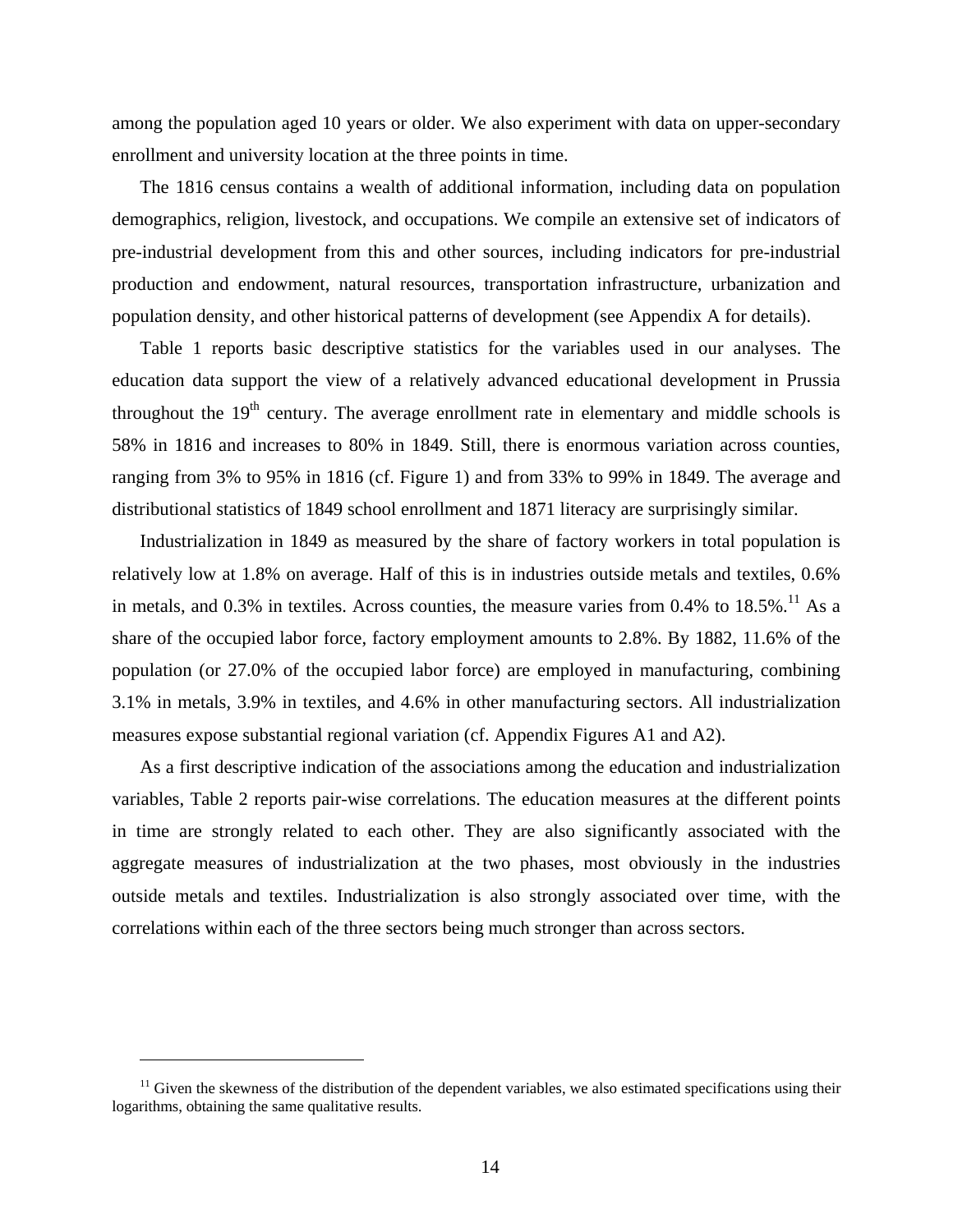among the population aged 10 years or older. We also experiment with data on upper-secondary enrollment and university location at the three points in time.

The 1816 census contains a wealth of additional information, including data on population demographics, religion, livestock, and occupations. We compile an extensive set of indicators of pre-industrial development from this and other sources, including indicators for pre-industrial production and endowment, natural resources, transportation infrastructure, urbanization and population density, and other historical patterns of development (see Appendix A for details).

Table 1 reports basic descriptive statistics for the variables used in our analyses. The education data support the view of a relatively advanced educational development in Prussia throughout the 19th century. The average enrollment rate in elementary and middle schools is 58% in 1816 and increases to 80% in 1849. Still, there is enormous variation across counties, ranging from 3% to 95% in 1816 (cf. Figure 1) and from 33% to 99% in 1849. The average and distributional statistics of 1849 school enrollment and 1871 literacy are surprisingly similar.

Industrialization in 1849 as measured by the share of factory workers in total population is relatively low at 1.8% on average. Half of this is in industries outside metals and textiles, 0.6% in metals, and 0.3% in textiles. Across counties, the measure varies from 0.4% to 18.5%.[11] As a share of the occupied labor force, factory employment amounts to 2.8%. By 1882, 11.6% of the population (or 27.0% of the occupied labor force) are employed in manufacturing, combining 3.1% in metals, 3.9% in textiles, and 4.6% in other manufacturing sectors. All industrialization measures expose substantial regional variation (cf. Appendix Figures A1 and A2).

As a first descriptive indication of the associations among the education and industrialization variables, Table 2 reports pair-wise correlations. The education measures at the different points in time are strongly related to each other. They are also significantly associated with the aggregate measures of industrialization at the two phases, most obviously in the industries outside metals and textiles. Industrialization is also strongly associated over time, with the correlations within each of the three sectors being much stronger than across sectors.

[11] Given the skewness of the distribution of the dependent variables, we also estimated specifications using their logarithms, obtaining the same qualitative results.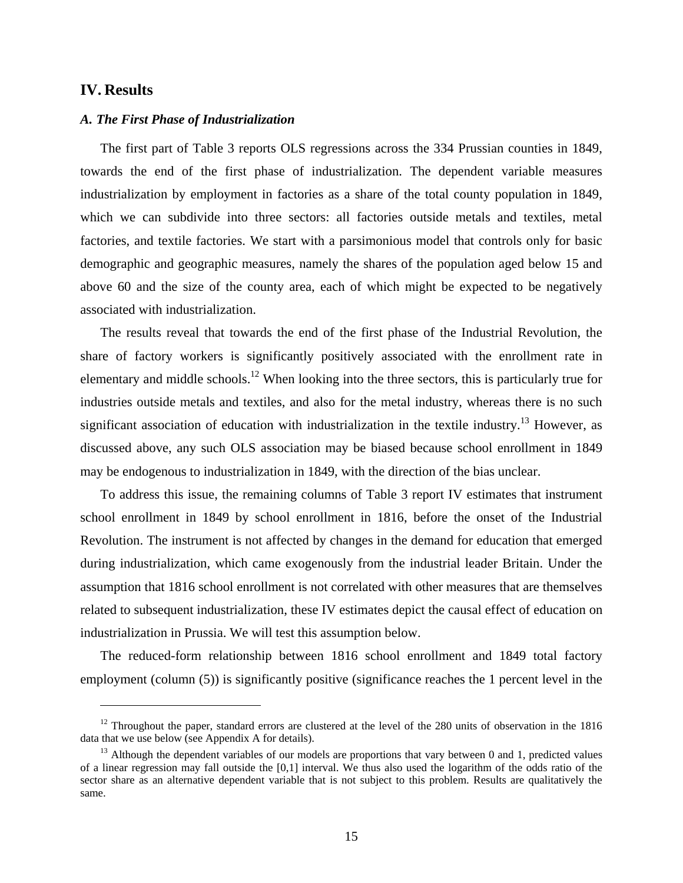## IV. Results

### *A. The First Phase of Industrialization*

The first part of Table 3 reports OLS regressions across the 334 Prussian counties in 1849, towards the end of the first phase of industrialization. The dependent variable measures industrialization by employment in factories as a share of the total county population in 1849, which we can subdivide into three sectors: all factories outside metals and textiles, metal factories, and textile factories. We start with a parsimonious model that controls only for basic demographic and geographic measures, namely the shares of the population aged below 15 and above 60 and the size of the county area, each of which might be expected to be negatively associated with industrialization.

The results reveal that towards the end of the first phase of the Industrial Revolution, the share of factory workers is significantly positively associated with the enrollment rate in elementary and middle schools.[12] When looking into the three sectors, this is particularly true for industries outside metals and textiles, and also for the metal industry, whereas there is no such significant association of education with industrialization in the textile industry.[13] However, as discussed above, any such OLS association may be biased because school enrollment in 1849 may be endogenous to industrialization in 1849, with the direction of the bias unclear.

To address this issue, the remaining columns of Table 3 report IV estimates that instrument school enrollment in 1849 by school enrollment in 1816, before the onset of the Industrial Revolution. The instrument is not affected by changes in the demand for education that emerged during industrialization, which came exogenously from the industrial leader Britain. Under the assumption that 1816 school enrollment is not correlated with other measures that are themselves related to subsequent industrialization, these IV estimates depict the causal effect of education on industrialization in Prussia. We will test this assumption below.

The reduced-form relationship between 1816 school enrollment and 1849 total factory employment (column (5)) is significantly positive (significance reaches the 1 percent level in the

---

[12] Throughout the paper, standard errors are clustered at the level of the 280 units of observation in the 1816 data that we use below (see Appendix A for details).

[13] Although the dependent variables of our models are proportions that vary between 0 and 1, predicted values of a linear regression may fall outside the [0,1] interval. We thus also used the logarithm of the odds ratio of the sector share as an alternative dependent variable that is not subject to this problem. Results are qualitatively the same.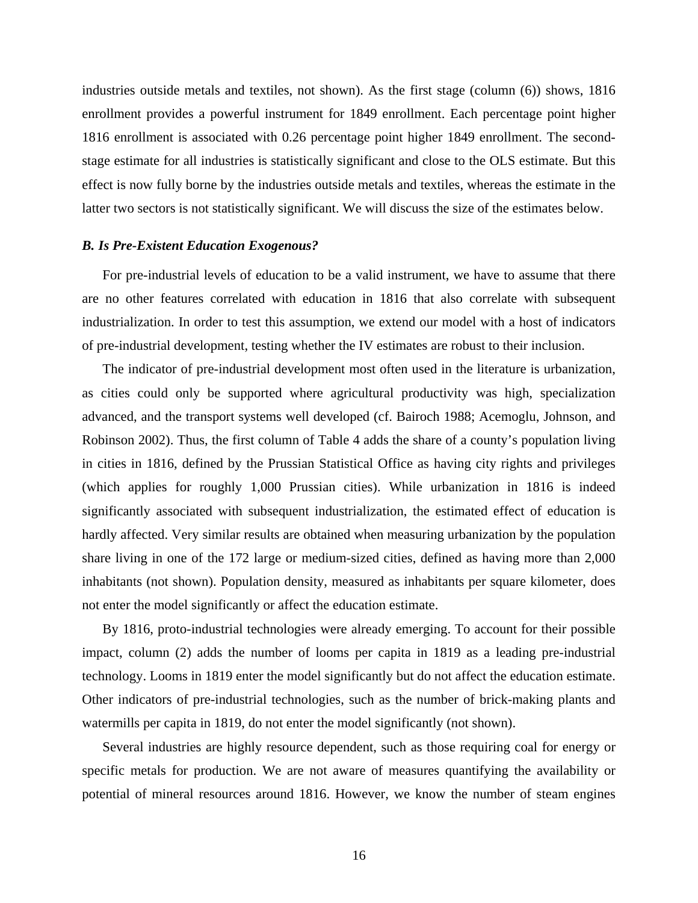industries outside metals and textiles, not shown). As the first stage (column (6)) shows, 1816 enrollment provides a powerful instrument for 1849 enrollment. Each percentage point higher 1816 enrollment is associated with 0.26 percentage point higher 1849 enrollment. The second-stage estimate for all industries is statistically significant and close to the OLS estimate. But this effect is now fully borne by the industries outside metals and textiles, whereas the estimate in the latter two sectors is not statistically significant. We will discuss the size of the estimates below.

### *B. Is Pre-Existent Education Exogenous?*

For pre-industrial levels of education to be a valid instrument, we have to assume that there are no other features correlated with education in 1816 that also correlate with subsequent industrialization. In order to test this assumption, we extend our model with a host of indicators of pre-industrial development, testing whether the IV estimates are robust to their inclusion.

The indicator of pre-industrial development most often used in the literature is urbanization, as cities could only be supported where agricultural productivity was high, specialization advanced, and the transport systems well developed (cf. Bairoch 1988; Acemoglu, Johnson, and Robinson 2002). Thus, the first column of Table 4 adds the share of a county's population living in cities in 1816, defined by the Prussian Statistical Office as having city rights and privileges (which applies for roughly 1,000 Prussian cities). While urbanization in 1816 is indeed significantly associated with subsequent industrialization, the estimated effect of education is hardly affected. Very similar results are obtained when measuring urbanization by the population share living in one of the 172 large or medium-sized cities, defined as having more than 2,000 inhabitants (not shown). Population density, measured as inhabitants per square kilometer, does not enter the model significantly or affect the education estimate.

By 1816, proto-industrial technologies were already emerging. To account for their possible impact, column (2) adds the number of looms per capita in 1819 as a leading pre-industrial technology. Looms in 1819 enter the model significantly but do not affect the education estimate. Other indicators of pre-industrial technologies, such as the number of brick-making plants and watermills per capita in 1819, do not enter the model significantly (not shown).

Several industries are highly resource dependent, such as those requiring coal for energy or specific metals for production. We are not aware of measures quantifying the availability or potential of mineral resources around 1816. However, we know the number of steam engines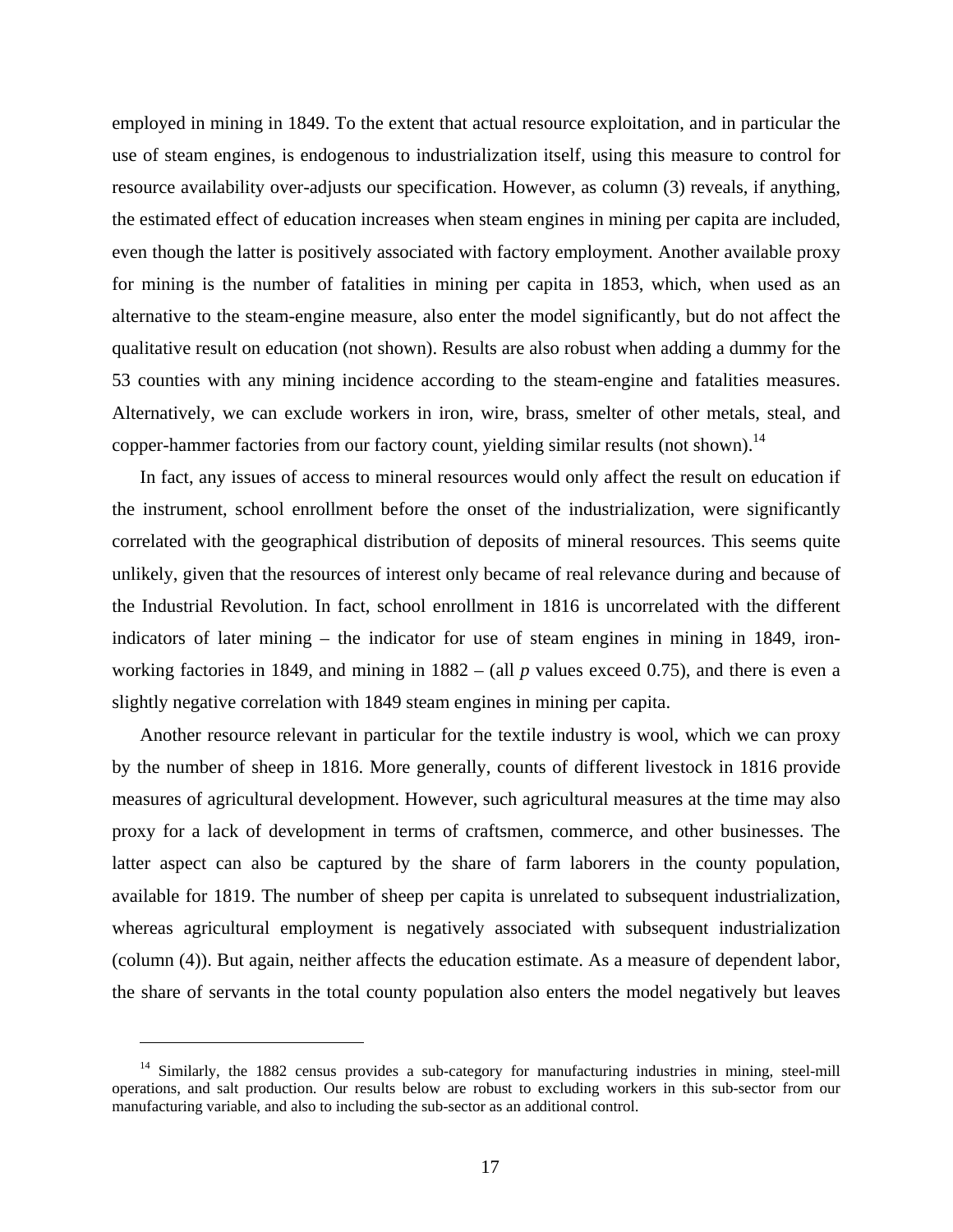employed in mining in 1849. To the extent that actual resource exploitation, and in particular the use of steam engines, is endogenous to industrialization itself, using this measure to control for resource availability over-adjusts our specification. However, as column (3) reveals, if anything, the estimated effect of education increases when steam engines in mining per capita are included, even though the latter is positively associated with factory employment. Another available proxy for mining is the number of fatalities in mining per capita in 1853, which, when used as an alternative to the steam-engine measure, also enter the model significantly, but do not affect the qualitative result on education (not shown). Results are also robust when adding a dummy for the 53 counties with any mining incidence according to the steam-engine and fatalities measures. Alternatively, we can exclude workers in iron, wire, brass, smelter of other metals, steal, and copper-hammer factories from our factory count, yielding similar results (not shown).[14]

In fact, any issues of access to mineral resources would only affect the result on education if the instrument, school enrollment before the onset of the industrialization, were significantly correlated with the geographical distribution of deposits of mineral resources. This seems quite unlikely, given that the resources of interest only became of real relevance during and because of the Industrial Revolution. In fact, school enrollment in 1816 is uncorrelated with the different indicators of later mining – the indicator for use of steam engines in mining in 1849, iron-working factories in 1849, and mining in 1882 – (all $p$ values exceed 0.75), and there is even a slightly negative correlation with 1849 steam engines in mining per capita.

Another resource relevant in particular for the textile industry is wool, which we can proxy by the number of sheep in 1816. More generally, counts of different livestock in 1816 provide measures of agricultural development. However, such agricultural measures at the time may also proxy for a lack of development in terms of craftsmen, commerce, and other businesses. The latter aspect can also be captured by the share of farm laborers in the county population, available for 1819. The number of sheep per capita is unrelated to subsequent industrialization, whereas agricultural employment is negatively associated with subsequent industrialization (column (4)). But again, neither affects the education estimate. As a measure of dependent labor, the share of servants in the total county population also enters the model negatively but leaves

[14] Similarly, the 1882 census provides a sub-category for manufacturing industries in mining, steel-mill operations, and salt production. Our results below are robust to excluding workers in this sub-sector from our manufacturing variable, and also to including the sub-sector as an additional control.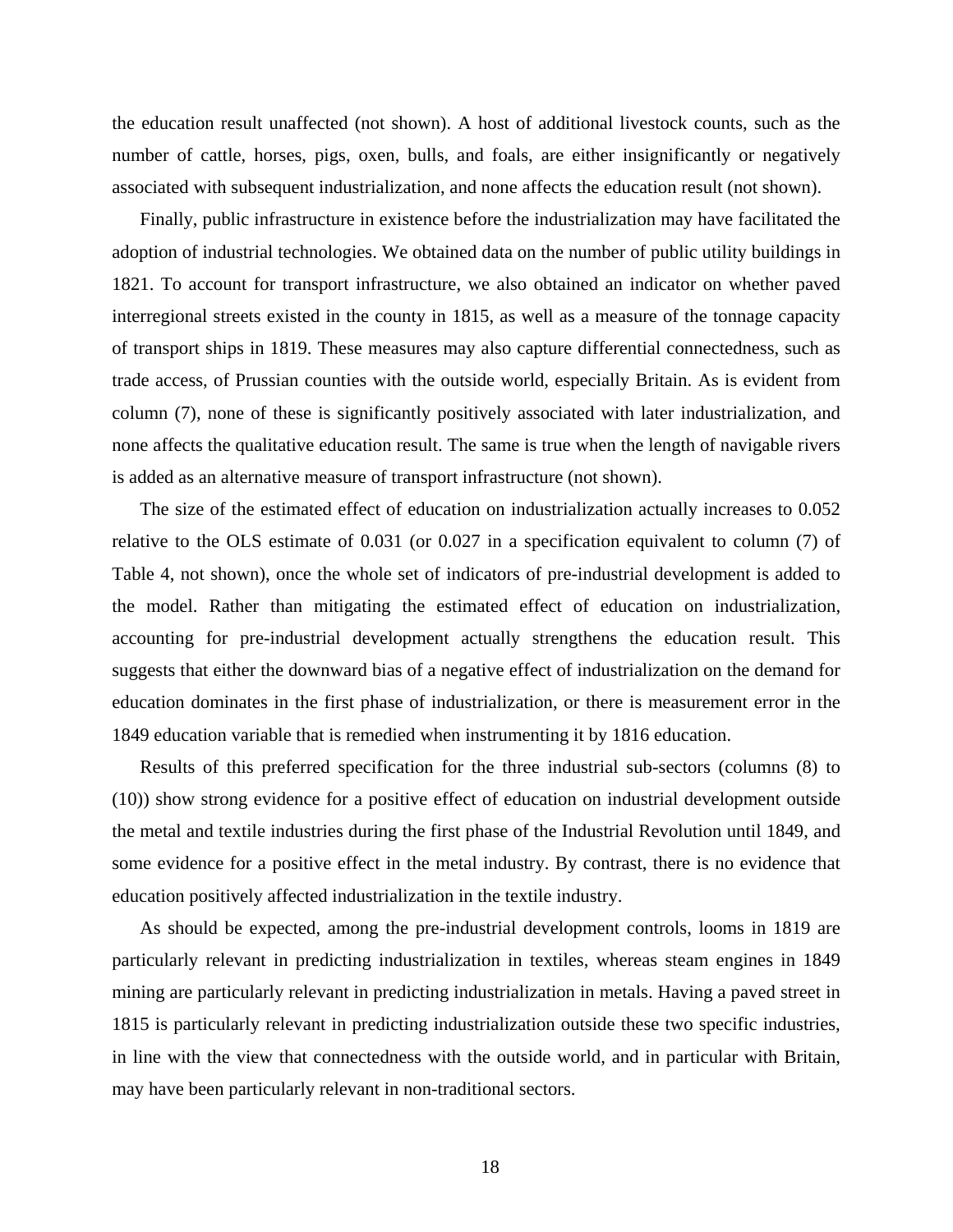the education result unaffected (not shown). A host of additional livestock counts, such as the number of cattle, horses, pigs, oxen, bulls, and foals, are either insignificantly or negatively associated with subsequent industrialization, and none affects the education result (not shown).

Finally, public infrastructure in existence before the industrialization may have facilitated the adoption of industrial technologies. We obtained data on the number of public utility buildings in 1821. To account for transport infrastructure, we also obtained an indicator on whether paved interregional streets existed in the county in 1815, as well as a measure of the tonnage capacity of transport ships in 1819. These measures may also capture differential connectedness, such as trade access, of Prussian counties with the outside world, especially Britain. As is evident from column (7), none of these is significantly positively associated with later industrialization, and none affects the qualitative education result. The same is true when the length of navigable rivers is added as an alternative measure of transport infrastructure (not shown).

The size of the estimated effect of education on industrialization actually increases to 0.052 relative to the OLS estimate of 0.031 (or 0.027 in a specification equivalent to column (7) of Table 4, not shown), once the whole set of indicators of pre-industrial development is added to the model. Rather than mitigating the estimated effect of education on industrialization, accounting for pre-industrial development actually strengthens the education result. This suggests that either the downward bias of a negative effect of industrialization on the demand for education dominates in the first phase of industrialization, or there is measurement error in the 1849 education variable that is remedied when instrumenting it by 1816 education.

Results of this preferred specification for the three industrial sub-sectors (columns (8) to (10)) show strong evidence for a positive effect of education on industrial development outside the metal and textile industries during the first phase of the Industrial Revolution until 1849, and some evidence for a positive effect in the metal industry. By contrast, there is no evidence that education positively affected industrialization in the textile industry.

As should be expected, among the pre-industrial development controls, looms in 1819 are particularly relevant in predicting industrialization in textiles, whereas steam engines in 1849 mining are particularly relevant in predicting industrialization in metals. Having a paved street in 1815 is particularly relevant in predicting industrialization outside these two specific industries, in line with the view that connectedness with the outside world, and in particular with Britain, may have been particularly relevant in non-traditional sectors.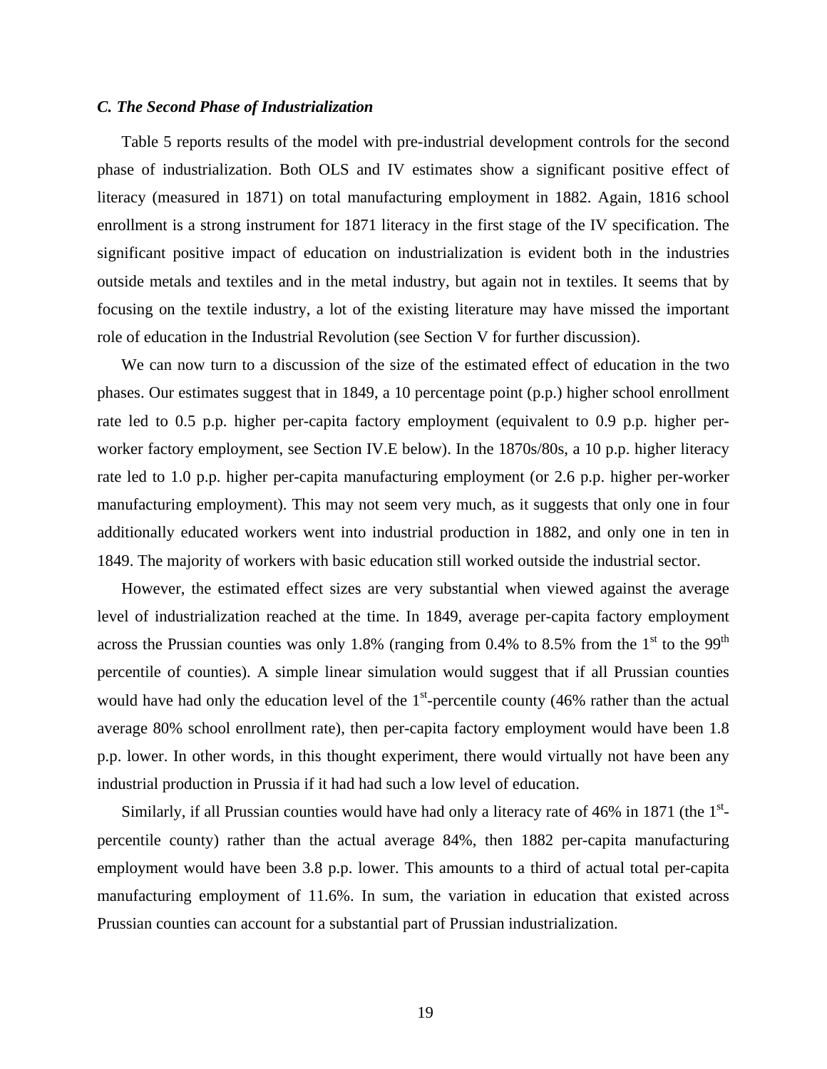### *C. The Second Phase of Industrialization*

Table 5 reports results of the model with pre-industrial development controls for the second phase of industrialization. Both OLS and IV estimates show a significant positive effect of literacy (measured in 1871) on total manufacturing employment in 1882. Again, 1816 school enrollment is a strong instrument for 1871 literacy in the first stage of the IV specification. The significant positive impact of education on industrialization is evident both in the industries outside metals and textiles and in the metal industry, but again not in textiles. It seems that by focusing on the textile industry, a lot of the existing literature may have missed the important role of education in the Industrial Revolution (see Section V for further discussion).

We can now turn to a discussion of the size of the estimated effect of education in the two phases. Our estimates suggest that in 1849, a 10 percentage point (p.p.) higher school enrollment rate led to 0.5 p.p. higher per-capita factory employment (equivalent to 0.9 p.p. higher per-worker factory employment, see Section IV.E below). In the 1870s/80s, a 10 p.p. higher literacy rate led to 1.0 p.p. higher per-capita manufacturing employment (or 2.6 p.p. higher per-worker manufacturing employment). This may not seem very much, as it suggests that only one in four additionally educated workers went into industrial production in 1882, and only one in ten in 1849. The majority of workers with basic education still worked outside the industrial sector.

However, the estimated effect sizes are very substantial when viewed against the average level of industrialization reached at the time. In 1849, average per-capita factory employment across the Prussian counties was only 1.8% (ranging from 0.4% to 8.5% from the 1st to the 99th percentile of counties). A simple linear simulation would suggest that if all Prussian counties would have had only the education level of the 1st-percentile county (46% rather than the actual average 80% school enrollment rate), then per-capita factory employment would have been 1.8 p.p. lower. In other words, in this thought experiment, there would virtually not have been any industrial production in Prussia if it had had such a low level of education.

Similarly, if all Prussian counties would have had only a literacy rate of 46% in 1871 (the 1st-percentile county) rather than the actual average 84%, then 1882 per-capita manufacturing employment would have been 3.8 p.p. lower. This amounts to a third of actual total per-capita manufacturing employment of 11.6%. In sum, the variation in education that existed across Prussian counties can account for a substantial part of Prussian industrialization.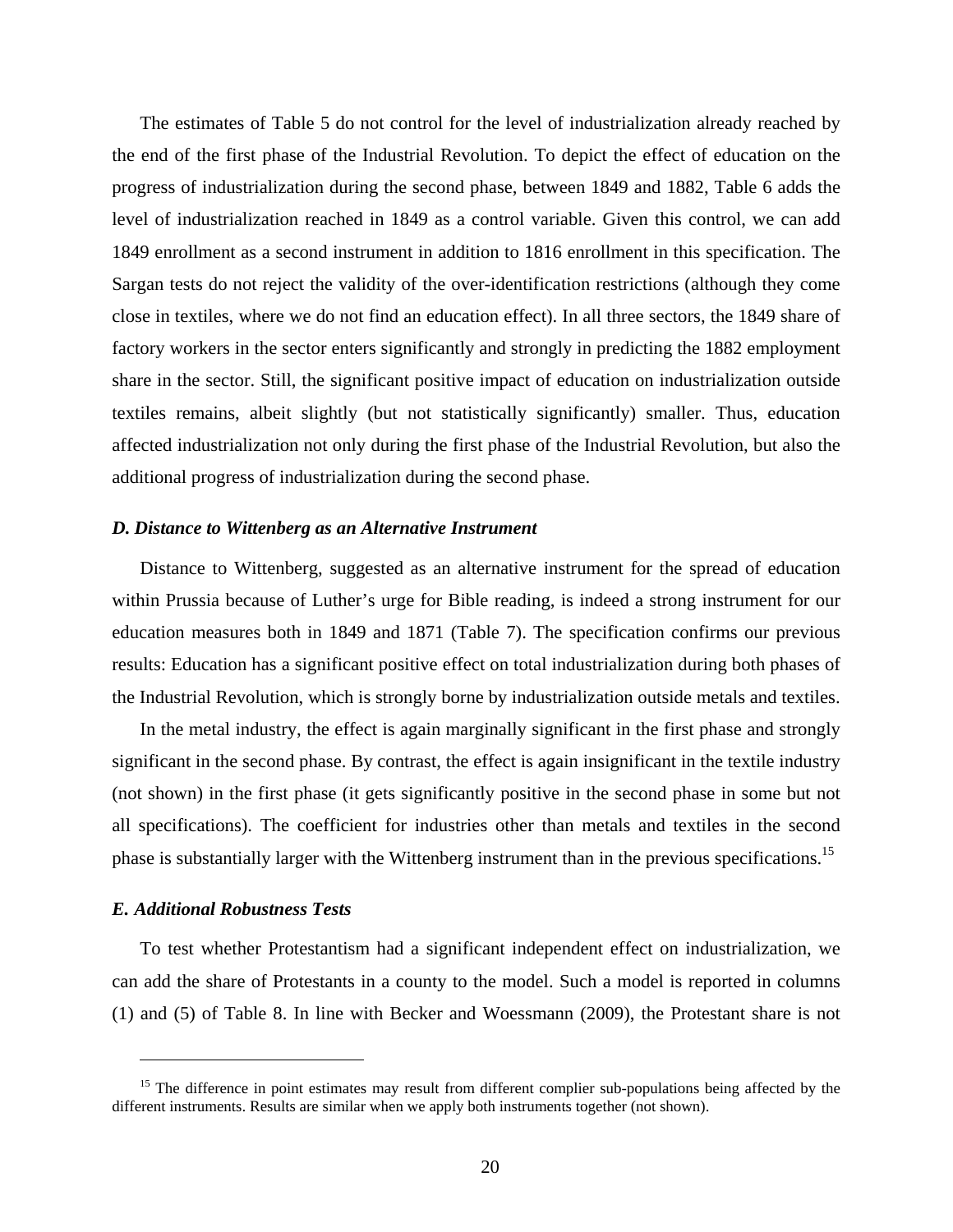The estimates of Table 5 do not control for the level of industrialization already reached by the end of the first phase of the Industrial Revolution. To depict the effect of education on the progress of industrialization during the second phase, between 1849 and 1882, Table 6 adds the level of industrialization reached in 1849 as a control variable. Given this control, we can add 1849 enrollment as a second instrument in addition to 1816 enrollment in this specification. The Sargan tests do not reject the validity of the over-identification restrictions (although they come close in textiles, where we do not find an education effect). In all three sectors, the 1849 share of factory workers in the sector enters significantly and strongly in predicting the 1882 employment share in the sector. Still, the significant positive impact of education on industrialization outside textiles remains, albeit slightly (but not statistically significantly) smaller. Thus, education affected industrialization not only during the first phase of the Industrial Revolution, but also the additional progress of industrialization during the second phase.

### *D. Distance to Wittenberg as an Alternative Instrument*

Distance to Wittenberg, suggested as an alternative instrument for the spread of education within Prussia because of Luther's urge for Bible reading, is indeed a strong instrument for our education measures both in 1849 and 1871 (Table 7). The specification confirms our previous results: Education has a significant positive effect on total industrialization during both phases of the Industrial Revolution, which is strongly borne by industrialization outside metals and textiles.

In the metal industry, the effect is again marginally significant in the first phase and strongly significant in the second phase. By contrast, the effect is again insignificant in the textile industry (not shown) in the first phase (it gets significantly positive in the second phase in some but not all specifications). The coefficient for industries other than metals and textiles in the second phase is substantially larger with the Wittenberg instrument than in the previous specifications.[15]

### *E. Additional Robustness Tests*

To test whether Protestantism had a significant independent effect on industrialization, we can add the share of Protestants in a county to the model. Such a model is reported in columns (1) and (5) of Table 8. In line with Becker and Woessmann (2009), the Protestant share is not

---

[15] The difference in point estimates may result from different complier sub-populations being affected by the different instruments. Results are similar when we apply both instruments together (not shown).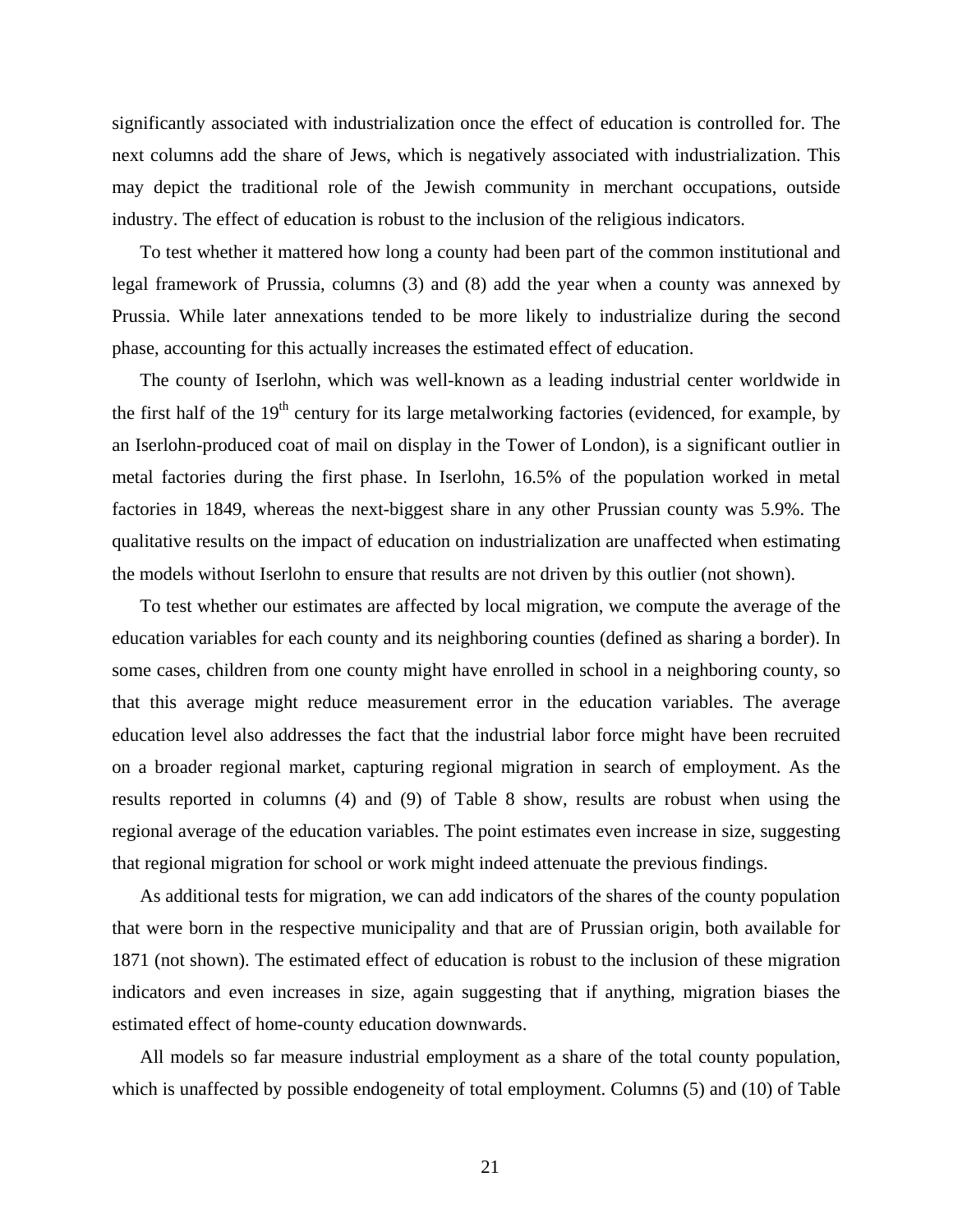significantly associated with industrialization once the effect of education is controlled for. The next columns add the share of Jews, which is negatively associated with industrialization. This may depict the traditional role of the Jewish community in merchant occupations, outside industry. The effect of education is robust to the inclusion of the religious indicators.

To test whether it mattered how long a county had been part of the common institutional and legal framework of Prussia, columns (3) and (8) add the year when a county was annexed by Prussia. While later annexations tended to be more likely to industrialize during the second phase, accounting for this actually increases the estimated effect of education.

The county of Iserlohn, which was well-known as a leading industrial center worldwide in the first half of the 19th century for its large metalworking factories (evidenced, for example, by an Iserlohn-produced coat of mail on display in the Tower of London), is a significant outlier in metal factories during the first phase. In Iserlohn, 16.5% of the population worked in metal factories in 1849, whereas the next-biggest share in any other Prussian county was 5.9%. The qualitative results on the impact of education on industrialization are unaffected when estimating the models without Iserlohn to ensure that results are not driven by this outlier (not shown).

To test whether our estimates are affected by local migration, we compute the average of the education variables for each county and its neighboring counties (defined as sharing a border). In some cases, children from one county might have enrolled in school in a neighboring county, so that this average might reduce measurement error in the education variables. The average education level also addresses the fact that the industrial labor force might have been recruited on a broader regional market, capturing regional migration in search of employment. As the results reported in columns (4) and (9) of Table 8 show, results are robust when using the regional average of the education variables. The point estimates even increase in size, suggesting that regional migration for school or work might indeed attenuate the previous findings.

As additional tests for migration, we can add indicators of the shares of the county population that were born in the respective municipality and that are of Prussian origin, both available for 1871 (not shown). The estimated effect of education is robust to the inclusion of these migration indicators and even increases in size, again suggesting that if anything, migration biases the estimated effect of home-county education downwards.

All models so far measure industrial employment as a share of the total county population, which is unaffected by possible endogeneity of total employment. Columns (5) and (10) of Table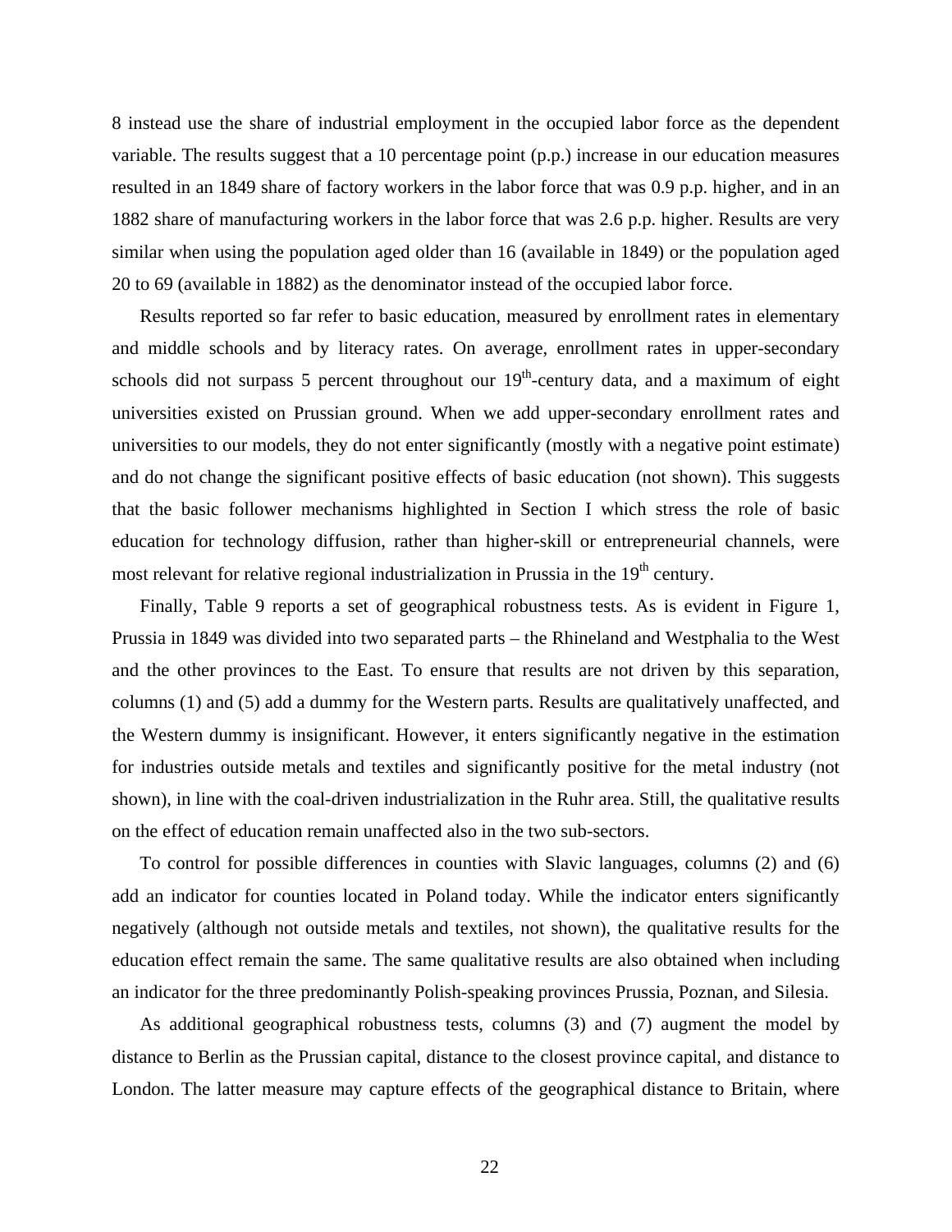8 instead use the share of industrial employment in the occupied labor force as the dependent variable. The results suggest that a 10 percentage point (p.p.) increase in our education measures resulted in an 1849 share of factory workers in the labor force that was 0.9 p.p. higher, and in an 1882 share of manufacturing workers in the labor force that was 2.6 p.p. higher. Results are very similar when using the population aged older than 16 (available in 1849) or the population aged 20 to 69 (available in 1882) as the denominator instead of the occupied labor force.

Results reported so far refer to basic education, measured by enrollment rates in elementary and middle schools and by literacy rates. On average, enrollment rates in upper-secondary schools did not surpass 5 percent throughout our 19th-century data, and a maximum of eight universities existed on Prussian ground. When we add upper-secondary enrollment rates and universities to our models, they do not enter significantly (mostly with a negative point estimate) and do not change the significant positive effects of basic education (not shown). This suggests that the basic follower mechanisms highlighted in Section I which stress the role of basic education for technology diffusion, rather than higher-skill or entrepreneurial channels, were most relevant for relative regional industrialization in Prussia in the 19th century.

Finally, Table 9 reports a set of geographical robustness tests. As is evident in Figure 1, Prussia in 1849 was divided into two separated parts – the Rhineland and Westphalia to the West and the other provinces to the East. To ensure that results are not driven by this separation, columns (1) and (5) add a dummy for the Western parts. Results are qualitatively unaffected, and the Western dummy is insignificant. However, it enters significantly negative in the estimation for industries outside metals and textiles and significantly positive for the metal industry (not shown), in line with the coal-driven industrialization in the Ruhr area. Still, the qualitative results on the effect of education remain unaffected also in the two sub-sectors.

To control for possible differences in counties with Slavic languages, columns (2) and (6) add an indicator for counties located in Poland today. While the indicator enters significantly negatively (although not outside metals and textiles, not shown), the qualitative results for the education effect remain the same. The same qualitative results are also obtained when including an indicator for the three predominantly Polish-speaking provinces Prussia, Poznan, and Silesia.

As additional geographical robustness tests, columns (3) and (7) augment the model by distance to Berlin as the Prussian capital, distance to the closest province capital, and distance to London. The latter measure may capture effects of the geographical distance to Britain, where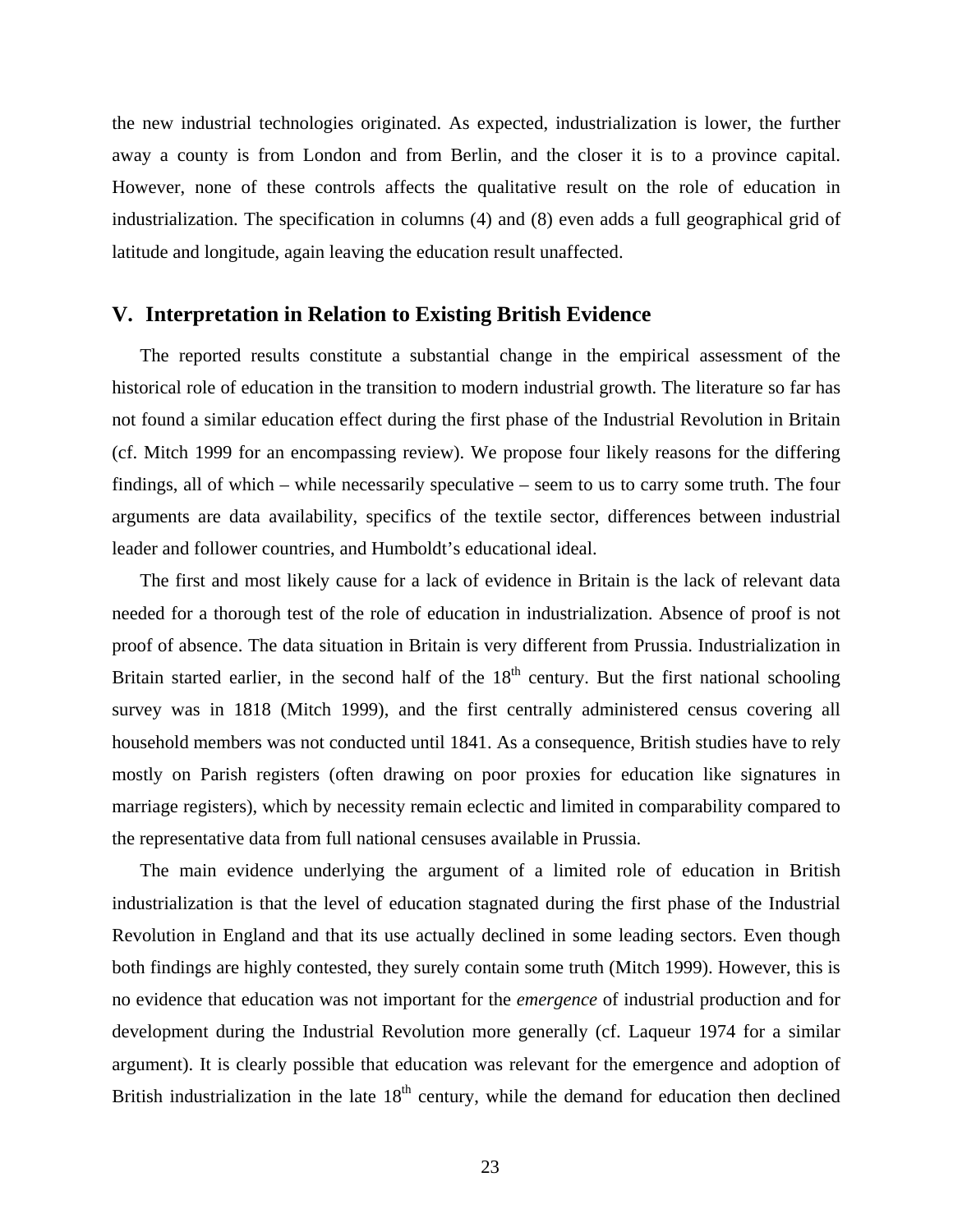the new industrial technologies originated. As expected, industrialization is lower, the further away a county is from London and from Berlin, and the closer it is to a province capital. However, none of these controls affects the qualitative result on the role of education in industrialization. The specification in columns (4) and (8) even adds a full geographical grid of latitude and longitude, again leaving the education result unaffected.

## V. Interpretation in Relation to Existing British Evidence

The reported results constitute a substantial change in the empirical assessment of the historical role of education in the transition to modern industrial growth. The literature so far has not found a similar education effect during the first phase of the Industrial Revolution in Britain (cf. Mitch 1999 for an encompassing review). We propose four likely reasons for the differing findings, all of which – while necessarily speculative – seem to us to carry some truth. The four arguments are data availability, specifics of the textile sector, differences between industrial leader and follower countries, and Humboldt's educational ideal.

The first and most likely cause for a lack of evidence in Britain is the lack of relevant data needed for a thorough test of the role of education in industrialization. Absence of proof is not proof of absence. The data situation in Britain is very different from Prussia. Industrialization in Britain started earlier, in the second half of the 18th century. But the first national schooling survey was in 1818 (Mitch 1999), and the first centrally administered census covering all household members was not conducted until 1841. As a consequence, British studies have to rely mostly on Parish registers (often drawing on poor proxies for education like signatures in marriage registers), which by necessity remain eclectic and limited in comparability compared to the representative data from full national censuses available in Prussia.

The main evidence underlying the argument of a limited role of education in British industrialization is that the level of education stagnated during the first phase of the Industrial Revolution in England and that its use actually declined in some leading sectors. Even though both findings are highly contested, they surely contain some truth (Mitch 1999). However, this is no evidence that education was not important for the *emergence* of industrial production and for development during the Industrial Revolution more generally (cf. Laqueur 1974 for a similar argument). It is clearly possible that education was relevant for the emergence and adoption of British industrialization in the late 18th century, while the demand for education then declined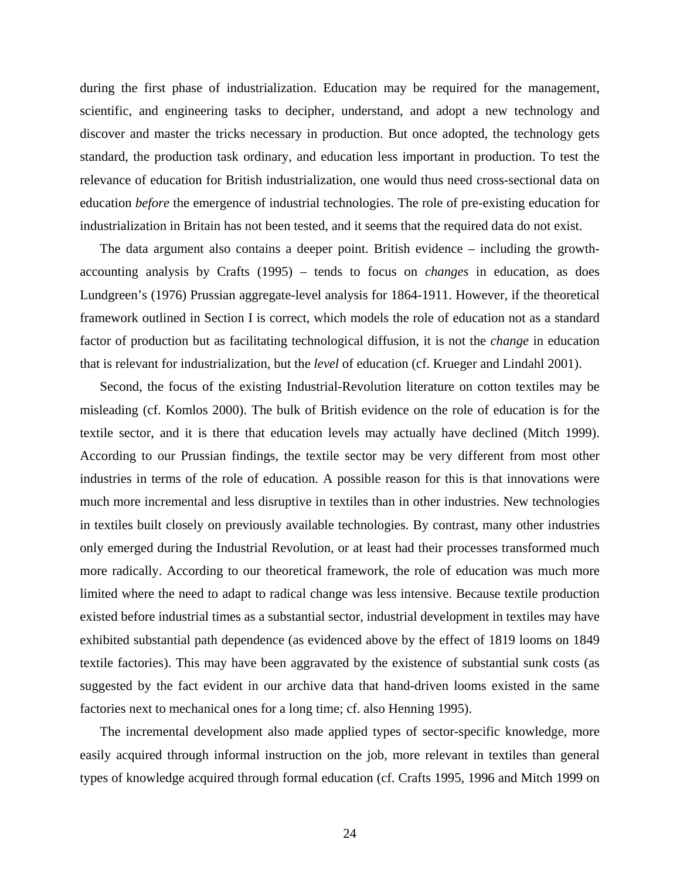during the first phase of industrialization. Education may be required for the management, scientific, and engineering tasks to decipher, understand, and adopt a new technology and discover and master the tricks necessary in production. But once adopted, the technology gets standard, the production task ordinary, and education less important in production. To test the relevance of education for British industrialization, one would thus need cross-sectional data on education *before* the emergence of industrial technologies. The role of pre-existing education for industrialization in Britain has not been tested, and it seems that the required data do not exist.

The data argument also contains a deeper point. British evidence – including the growth-accounting analysis by Crafts (1995) – tends to focus on *changes* in education, as does Lundgreen's (1976) Prussian aggregate-level analysis for 1864-1911. However, if the theoretical framework outlined in Section I is correct, which models the role of education not as a standard factor of production but as facilitating technological diffusion, it is not the *change* in education that is relevant for industrialization, but the *level* of education (cf. Krueger and Lindahl 2001).

Second, the focus of the existing Industrial-Revolution literature on cotton textiles may be misleading (cf. Komlos 2000). The bulk of British evidence on the role of education is for the textile sector, and it is there that education levels may actually have declined (Mitch 1999). According to our Prussian findings, the textile sector may be very different from most other industries in terms of the role of education. A possible reason for this is that innovations were much more incremental and less disruptive in textiles than in other industries. New technologies in textiles built closely on previously available technologies. By contrast, many other industries only emerged during the Industrial Revolution, or at least had their processes transformed much more radically. According to our theoretical framework, the role of education was much more limited where the need to adapt to radical change was less intensive. Because textile production existed before industrial times as a substantial sector, industrial development in textiles may have exhibited substantial path dependence (as evidenced above by the effect of 1819 looms on 1849 textile factories). This may have been aggravated by the existence of substantial sunk costs (as suggested by the fact evident in our archive data that hand-driven looms existed in the same factories next to mechanical ones for a long time; cf. also Henning 1995).

The incremental development also made applied types of sector-specific knowledge, more easily acquired through informal instruction on the job, more relevant in textiles than general types of knowledge acquired through formal education (cf. Crafts 1995, 1996 and Mitch 1999 on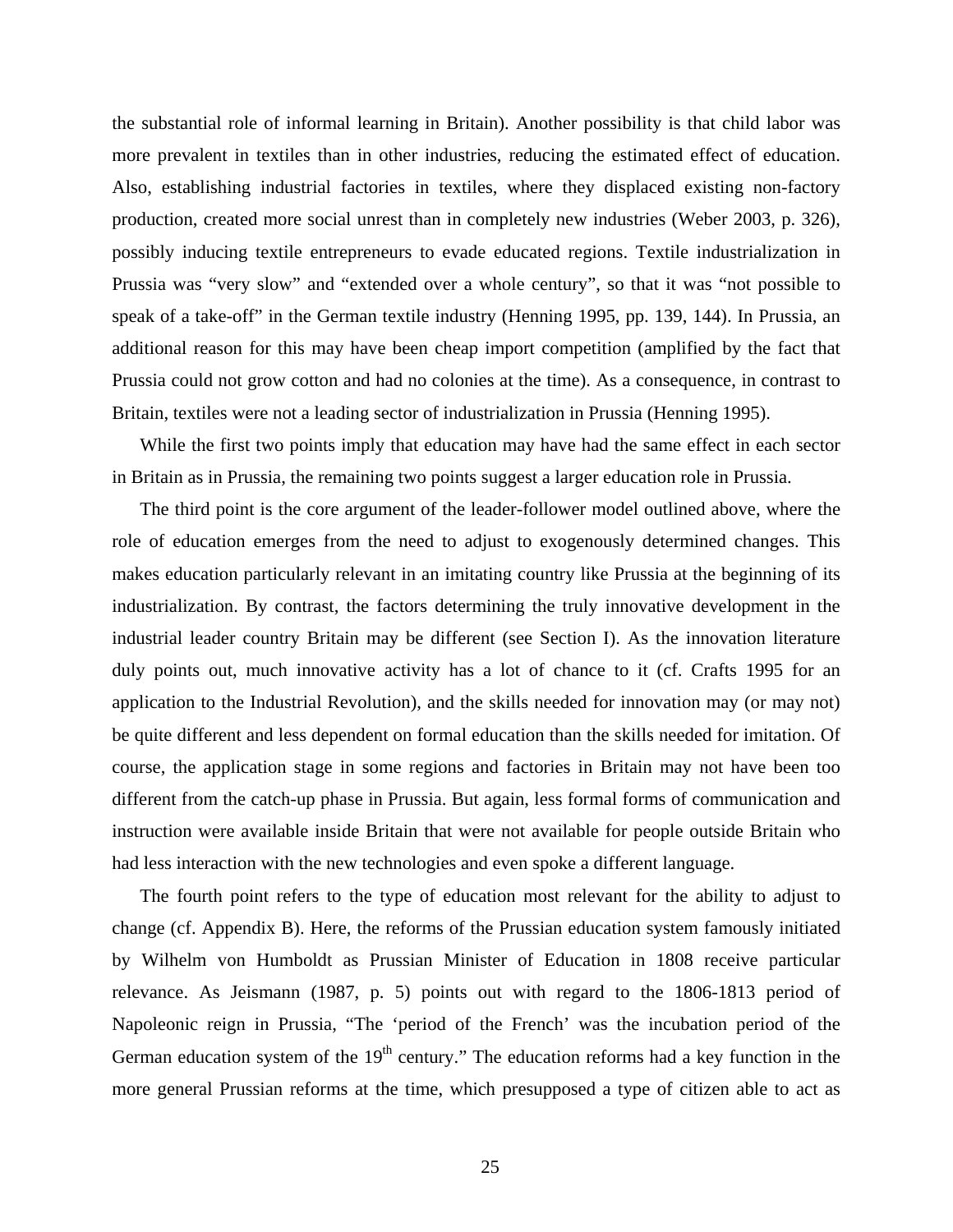the substantial role of informal learning in Britain). Another possibility is that child labor was more prevalent in textiles than in other industries, reducing the estimated effect of education. Also, establishing industrial factories in textiles, where they displaced existing non-factory production, created more social unrest than in completely new industries (Weber 2003, p. 326), possibly inducing textile entrepreneurs to evade educated regions. Textile industrialization in Prussia was "very slow" and "extended over a whole century", so that it was "not possible to speak of a take-off" in the German textile industry (Henning 1995, pp. 139, 144). In Prussia, an additional reason for this may have been cheap import competition (amplified by the fact that Prussia could not grow cotton and had no colonies at the time). As a consequence, in contrast to Britain, textiles were not a leading sector of industrialization in Prussia (Henning 1995).

While the first two points imply that education may have had the same effect in each sector in Britain as in Prussia, the remaining two points suggest a larger education role in Prussia.

The third point is the core argument of the leader-follower model outlined above, where the role of education emerges from the need to adjust to exogenously determined changes. This makes education particularly relevant in an imitating country like Prussia at the beginning of its industrialization. By contrast, the factors determining the truly innovative development in the industrial leader country Britain may be different (see Section I). As the innovation literature duly points out, much innovative activity has a lot of chance to it (cf. Crafts 1995 for an application to the Industrial Revolution), and the skills needed for innovation may (or may not) be quite different and less dependent on formal education than the skills needed for imitation. Of course, the application stage in some regions and factories in Britain may not have been too different from the catch-up phase in Prussia. But again, less formal forms of communication and instruction were available inside Britain that were not available for people outside Britain who had less interaction with the new technologies and even spoke a different language.

The fourth point refers to the type of education most relevant for the ability to adjust to change (cf. Appendix B). Here, the reforms of the Prussian education system famously initiated by Wilhelm von Humboldt as Prussian Minister of Education in 1808 receive particular relevance. As Jeismann (1987, p. 5) points out with regard to the 1806-1813 period of Napoleonic reign in Prussia, "The 'period of the French' was the incubation period of the German education system of the 19th century." The education reforms had a key function in the more general Prussian reforms at the time, which presupposed a type of citizen able to act as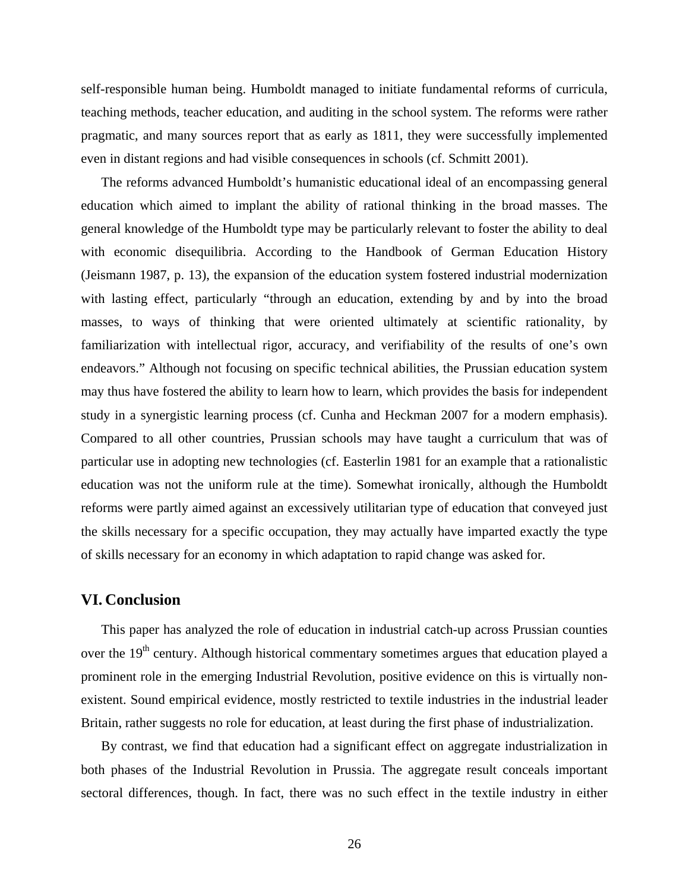self-responsible human being. Humboldt managed to initiate fundamental reforms of curricula, teaching methods, teacher education, and auditing in the school system. The reforms were rather pragmatic, and many sources report that as early as 1811, they were successfully implemented even in distant regions and had visible consequences in schools (cf. Schmitt 2001).

The reforms advanced Humboldt's humanistic educational ideal of an encompassing general education which aimed to implant the ability of rational thinking in the broad masses. The general knowledge of the Humboldt type may be particularly relevant to foster the ability to deal with economic disequilibria. According to the Handbook of German Education History (Jeismann 1987, p. 13), the expansion of the education system fostered industrial modernization with lasting effect, particularly "through an education, extending by and by into the broad masses, to ways of thinking that were oriented ultimately at scientific rationality, by familiarization with intellectual rigor, accuracy, and verifiability of the results of one's own endeavors." Although not focusing on specific technical abilities, the Prussian education system may thus have fostered the ability to learn how to learn, which provides the basis for independent study in a synergistic learning process (cf. Cunha and Heckman 2007 for a modern emphasis). Compared to all other countries, Prussian schools may have taught a curriculum that was of particular use in adopting new technologies (cf. Easterlin 1981 for an example that a rationalistic education was not the uniform rule at the time). Somewhat ironically, although the Humboldt reforms were partly aimed against an excessively utilitarian type of education that conveyed just the skills necessary for a specific occupation, they may actually have imparted exactly the type of skills necessary for an economy in which adaptation to rapid change was asked for.

## VI. Conclusion

This paper has analyzed the role of education in industrial catch-up across Prussian counties over the 19th century. Although historical commentary sometimes argues that education played a prominent role in the emerging Industrial Revolution, positive evidence on this is virtually non-existent. Sound empirical evidence, mostly restricted to textile industries in the industrial leader Britain, rather suggests no role for education, at least during the first phase of industrialization.

By contrast, we find that education had a significant effect on aggregate industrialization in both phases of the Industrial Revolution in Prussia. The aggregate result conceals important sectoral differences, though. In fact, there was no such effect in the textile industry in either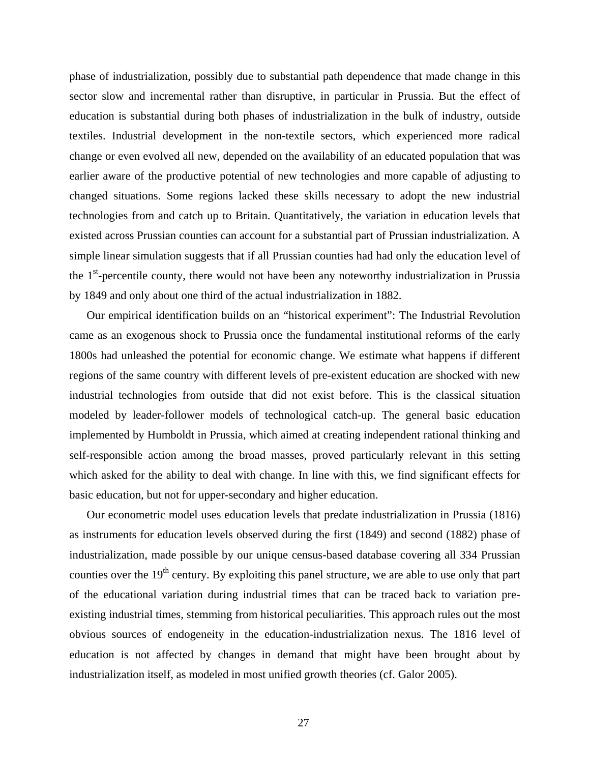phase of industrialization, possibly due to substantial path dependence that made change in this sector slow and incremental rather than disruptive, in particular in Prussia. But the effect of education is substantial during both phases of industrialization in the bulk of industry, outside textiles. Industrial development in the non-textile sectors, which experienced more radical change or even evolved all new, depended on the availability of an educated population that was earlier aware of the productive potential of new technologies and more capable of adjusting to changed situations. Some regions lacked these skills necessary to adopt the new industrial technologies from and catch up to Britain. Quantitatively, the variation in education levels that existed across Prussian counties can account for a substantial part of Prussian industrialization. A simple linear simulation suggests that if all Prussian counties had had only the education level of the 1st-percentile county, there would not have been any noteworthy industrialization in Prussia by 1849 and only about one third of the actual industrialization in 1882.

Our empirical identification builds on an "historical experiment": The Industrial Revolution came as an exogenous shock to Prussia once the fundamental institutional reforms of the early 1800s had unleashed the potential for economic change. We estimate what happens if different regions of the same country with different levels of pre-existent education are shocked with new industrial technologies from outside that did not exist before. This is the classical situation modeled by leader-follower models of technological catch-up. The general basic education implemented by Humboldt in Prussia, which aimed at creating independent rational thinking and self-responsible action among the broad masses, proved particularly relevant in this setting which asked for the ability to deal with change. In line with this, we find significant effects for basic education, but not for upper-secondary and higher education.

Our econometric model uses education levels that predate industrialization in Prussia (1816) as instruments for education levels observed during the first (1849) and second (1882) phase of industrialization, made possible by our unique census-based database covering all 334 Prussian counties over the 19th century. By exploiting this panel structure, we are able to use only that part of the educational variation during industrial times that can be traced back to variation pre-existing industrial times, stemming from historical peculiarities. This approach rules out the most obvious sources of endogeneity in the education-industrialization nexus. The 1816 level of education is not affected by changes in demand that might have been brought about by industrialization itself, as modeled in most unified growth theories (cf. Galor 2005).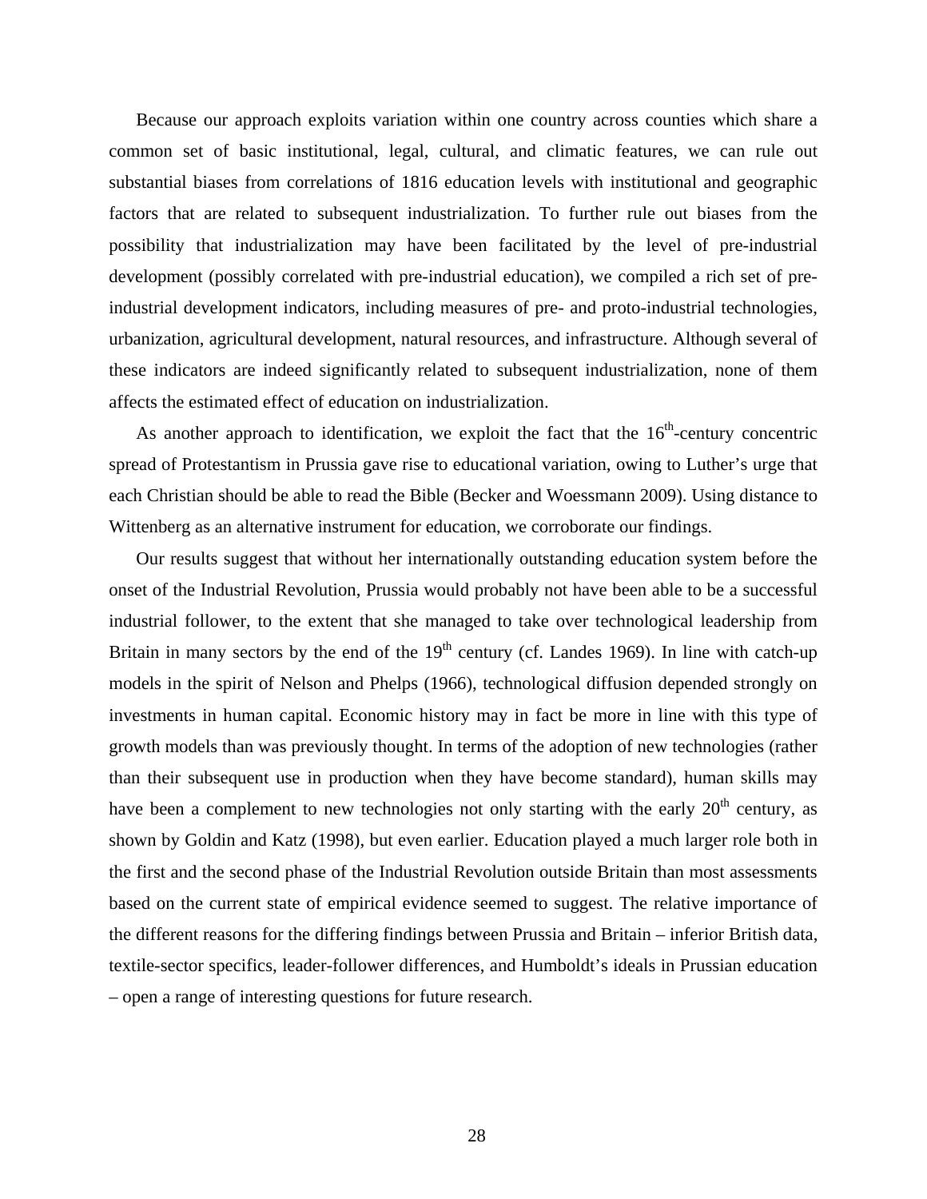Because our approach exploits variation within one country across counties which share a common set of basic institutional, legal, cultural, and climatic features, we can rule out substantial biases from correlations of 1816 education levels with institutional and geographic factors that are related to subsequent industrialization. To further rule out biases from the possibility that industrialization may have been facilitated by the level of pre-industrial development (possibly correlated with pre-industrial education), we compiled a rich set of pre-industrial development indicators, including measures of pre- and proto-industrial technologies, urbanization, agricultural development, natural resources, and infrastructure. Although several of these indicators are indeed significantly related to subsequent industrialization, none of them affects the estimated effect of education on industrialization.

As another approach to identification, we exploit the fact that the 16th-century concentric spread of Protestantism in Prussia gave rise to educational variation, owing to Luther's urge that each Christian should be able to read the Bible (Becker and Woessmann 2009). Using distance to Wittenberg as an alternative instrument for education, we corroborate our findings.

Our results suggest that without her internationally outstanding education system before the onset of the Industrial Revolution, Prussia would probably not have been able to be a successful industrial follower, to the extent that she managed to take over technological leadership from Britain in many sectors by the end of the 19th century (cf. Landes 1969). In line with catch-up models in the spirit of Nelson and Phelps (1966), technological diffusion depended strongly on investments in human capital. Economic history may in fact be more in line with this type of growth models than was previously thought. In terms of the adoption of new technologies (rather than their subsequent use in production when they have become standard), human skills may have been a complement to new technologies not only starting with the early 20th century, as shown by Goldin and Katz (1998), but even earlier. Education played a much larger role both in the first and the second phase of the Industrial Revolution outside Britain than most assessments based on the current state of empirical evidence seemed to suggest. The relative importance of the different reasons for the differing findings between Prussia and Britain – inferior British data, textile-sector specifics, leader-follower differences, and Humboldt's ideals in Prussian education – open a range of interesting questions for future research.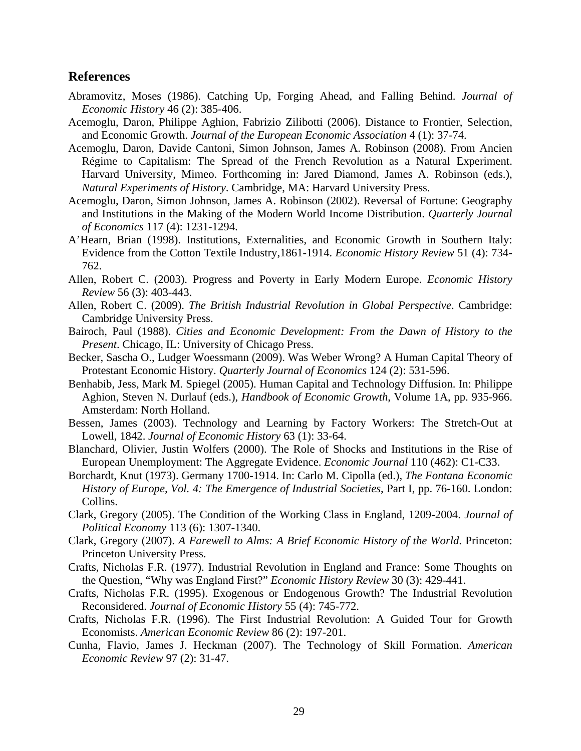## References

Abramovitz, Moses (1986). Catching Up, Forging Ahead, and Falling Behind. *Journal of Economic History* 46 (2): 385-406.

Acemoglu, Daron, Philippe Aghion, Fabrizio Zilibotti (2006). Distance to Frontier, Selection, and Economic Growth. *Journal of the European Economic Association* 4 (1): 37-74.

Acemoglu, Daron, Davide Cantoni, Simon Johnson, James A. Robinson (2008). From Ancien Régime to Capitalism: The Spread of the French Revolution as a Natural Experiment. Harvard University, Mimeo. Forthcoming in: Jared Diamond, James A. Robinson (eds.), *Natural Experiments of History*. Cambridge, MA: Harvard University Press.

Acemoglu, Daron, Simon Johnson, James A. Robinson (2002). Reversal of Fortune: Geography and Institutions in the Making of the Modern World Income Distribution. *Quarterly Journal of Economics* 117 (4): 1231-1294.

A'Hearn, Brian (1998). Institutions, Externalities, and Economic Growth in Southern Italy: Evidence from the Cotton Textile Industry,1861-1914. *Economic History Review* 51 (4): 734-762.

Allen, Robert C. (2003). Progress and Poverty in Early Modern Europe. *Economic History Review* 56 (3): 403-443.

Allen, Robert C. (2009). *The British Industrial Revolution in Global Perspective*. Cambridge: Cambridge University Press.

Bairoch, Paul (1988). *Cities and Economic Development: From the Dawn of History to the Present*. Chicago, IL: University of Chicago Press.

Becker, Sascha O., Ludger Woessmann (2009). Was Weber Wrong? A Human Capital Theory of Protestant Economic History. *Quarterly Journal of Economics* 124 (2): 531-596.

Benhabib, Jess, Mark M. Spiegel (2005). Human Capital and Technology Diffusion. In: Philippe Aghion, Steven N. Durlauf (eds.), *Handbook of Economic Growth*, Volume 1A, pp. 935-966. Amsterdam: North Holland.

Bessen, James (2003). Technology and Learning by Factory Workers: The Stretch-Out at Lowell, 1842. *Journal of Economic History* 63 (1): 33-64.

Blanchard, Olivier, Justin Wolfers (2000). The Role of Shocks and Institutions in the Rise of European Unemployment: The Aggregate Evidence. *Economic Journal* 110 (462): C1-C33.

Borchardt, Knut (1973). Germany 1700-1914. In: Carlo M. Cipolla (ed.), *The Fontana Economic History of Europe, Vol. 4: The Emergence of Industrial Societies*, Part I, pp. 76-160. London: Collins.

Clark, Gregory (2005). The Condition of the Working Class in England, 1209-2004. *Journal of Political Economy* 113 (6): 1307-1340.

Clark, Gregory (2007). *A Farewell to Alms: A Brief Economic History of the World*. Princeton: Princeton University Press.

Crafts, Nicholas F.R. (1977). Industrial Revolution in England and France: Some Thoughts on the Question, "Why was England First?" *Economic History Review* 30 (3): 429-441.

Crafts, Nicholas F.R. (1995). Exogenous or Endogenous Growth? The Industrial Revolution Reconsidered. *Journal of Economic History* 55 (4): 745-772.

Crafts, Nicholas F.R. (1996). The First Industrial Revolution: A Guided Tour for Growth Economists. *American Economic Review* 86 (2): 197-201.

Cunha, Flavio, James J. Heckman (2007). The Technology of Skill Formation. *American Economic Review* 97 (2): 31-47.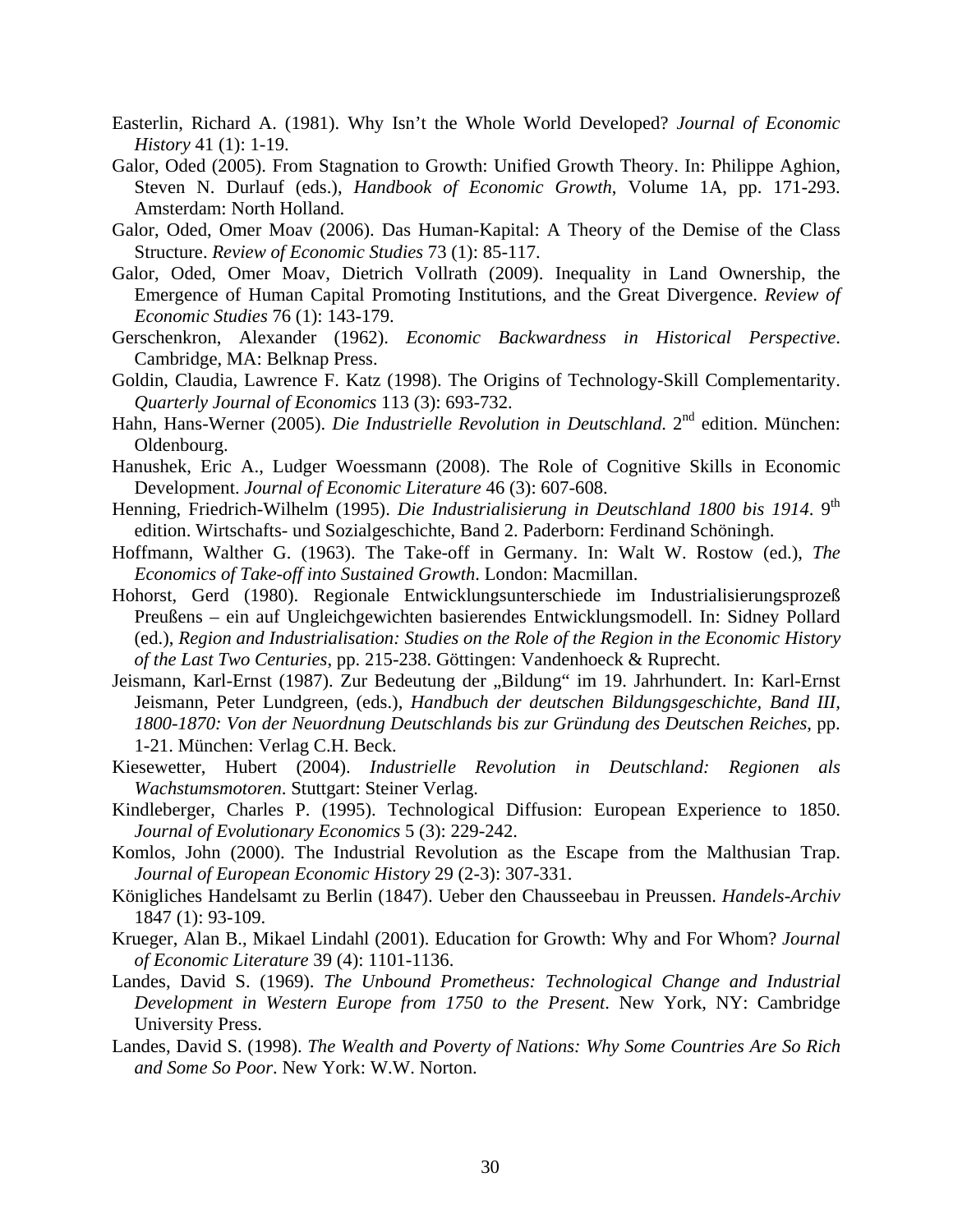Easterlin, Richard A. (1981). Why Isn't the Whole World Developed? *Journal of Economic History* 41 (1): 1-19.

Galor, Oded (2005). From Stagnation to Growth: Unified Growth Theory. In: Philippe Aghion, Steven N. Durlauf (eds.), *Handbook of Economic Growth*, Volume 1A, pp. 171-293. Amsterdam: North Holland.

Galor, Oded, Omer Moav (2006). Das Human-Kapital: A Theory of the Demise of the Class Structure. *Review of Economic Studies* 73 (1): 85-117.

Galor, Oded, Omer Moav, Dietrich Vollrath (2009). Inequality in Land Ownership, the Emergence of Human Capital Promoting Institutions, and the Great Divergence. *Review of Economic Studies* 76 (1): 143-179.

Gerschenkron, Alexander (1962). *Economic Backwardness in Historical Perspective*. Cambridge, MA: Belknap Press.

Goldin, Claudia, Lawrence F. Katz (1998). The Origins of Technology-Skill Complementarity. *Quarterly Journal of Economics* 113 (3): 693-732.

Hahn, Hans-Werner (2005). *Die Industrielle Revolution in Deutschland*. 2nd edition. München: Oldenbourg.

Hanushek, Eric A., Ludger Woessmann (2008). The Role of Cognitive Skills in Economic Development. *Journal of Economic Literature* 46 (3): 607-608.

Henning, Friedrich-Wilhelm (1995). *Die Industrialisierung in Deutschland 1800 bis 1914*. 9th edition. Wirtschafts- und Sozialgeschichte, Band 2. Paderborn: Ferdinand Schöningh.

Hoffmann, Walther G. (1963). The Take-off in Germany. In: Walt W. Rostow (ed.), *The Economics of Take-off into Sustained Growth*. London: Macmillan.

Hohorst, Gerd (1980). Regionale Entwicklungsunterschiede im Industrialisierungsprozeß Preußens – ein auf Ungleichgewichten basierendes Entwicklungsmodell. In: Sidney Pollard (ed.), *Region and Industrialisation: Studies on the Role of the Region in the Economic History of the Last Two Centuries*, pp. 215-238. Göttingen: Vandenhoeck & Ruprecht.

Jeismann, Karl-Ernst (1987). Zur Bedeutung der „Bildung" im 19. Jahrhundert. In: Karl-Ernst Jeismann, Peter Lundgreen, (eds.), *Handbuch der deutschen Bildungsgeschichte, Band III, 1800-1870: Von der Neuordnung Deutschlands bis zur Gründung des Deutschen Reiches*, pp. 1-21. München: Verlag C.H. Beck.

Kiesewetter, Hubert (2004). *Industrielle Revolution in Deutschland: Regionen als Wachstumsmotoren*. Stuttgart: Steiner Verlag.

Kindleberger, Charles P. (1995). Technological Diffusion: European Experience to 1850. *Journal of Evolutionary Economics* 5 (3): 229-242.

Komlos, John (2000). The Industrial Revolution as the Escape from the Malthusian Trap. *Journal of European Economic History* 29 (2-3): 307-331.

Königliches Handelsamt zu Berlin (1847). Ueber den Chausseebau in Preussen. *Handels-Archiv* 1847 (1): 93-109.

Krueger, Alan B., Mikael Lindahl (2001). Education for Growth: Why and For Whom? *Journal of Economic Literature* 39 (4): 1101-1136.

Landes, David S. (1969). *The Unbound Prometheus: Technological Change and Industrial Development in Western Europe from 1750 to the Present*. New York, NY: Cambridge University Press.

Landes, David S. (1998). *The Wealth and Poverty of Nations: Why Some Countries Are So Rich and Some So Poor*. New York: W.W. Norton.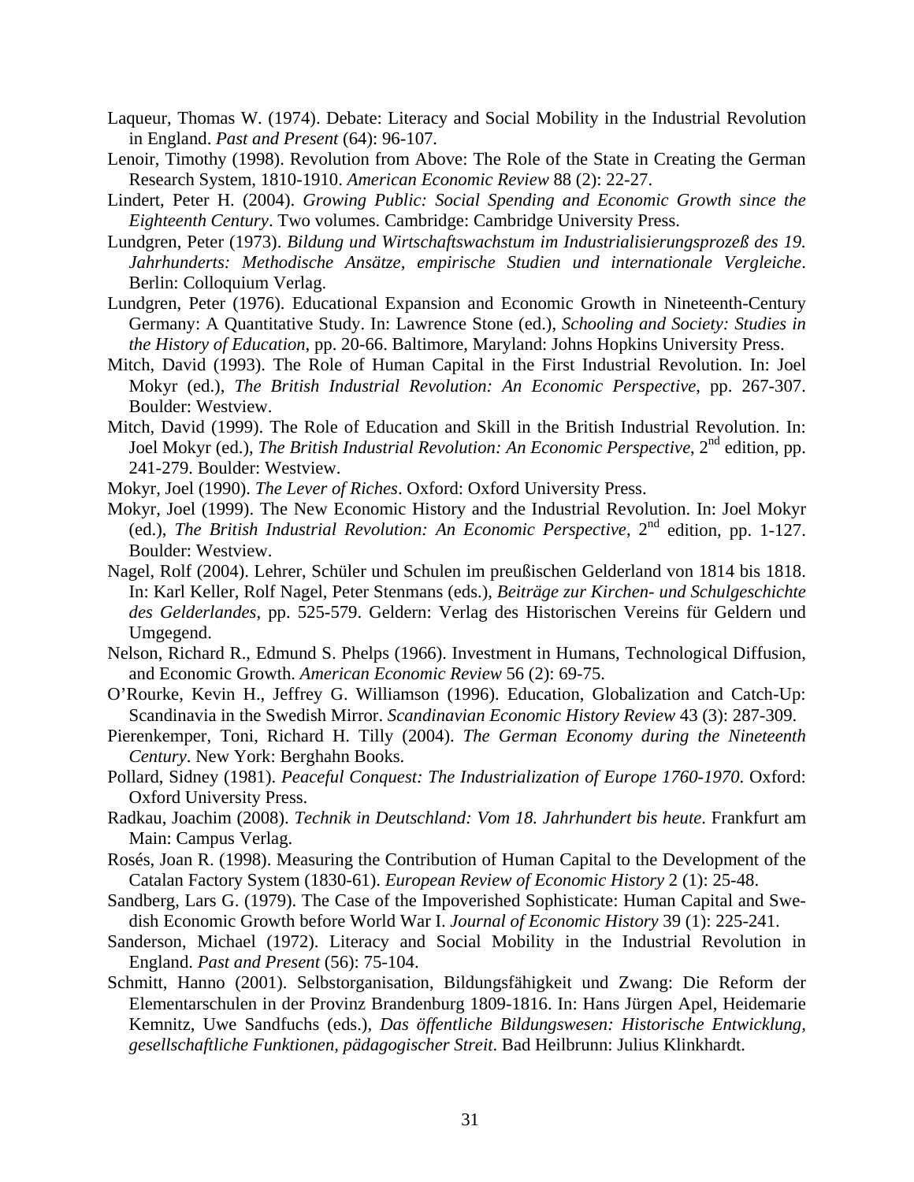Laqueur, Thomas W. (1974). Debate: Literacy and Social Mobility in the Industrial Revolution in England. *Past and Present* (64): 96-107.

Lenoir, Timothy (1998). Revolution from Above: The Role of the State in Creating the German Research System, 1810-1910. *American Economic Review* 88 (2): 22-27.

Lindert, Peter H. (2004). *Growing Public: Social Spending and Economic Growth since the Eighteenth Century*. Two volumes. Cambridge: Cambridge University Press.

Lundgren, Peter (1973). *Bildung und Wirtschaftswachstum im Industrialisierungsprozeß des 19. Jahrhunderts: Methodische Ansätze, empirische Studien und internationale Vergleiche*. Berlin: Colloquium Verlag.

Lundgren, Peter (1976). Educational Expansion and Economic Growth in Nineteenth-Century Germany: A Quantitative Study. In: Lawrence Stone (ed.), *Schooling and Society: Studies in the History of Education*, pp. 20-66. Baltimore, Maryland: Johns Hopkins University Press.

Mitch, David (1993). The Role of Human Capital in the First Industrial Revolution. In: Joel Mokyr (ed.), *The British Industrial Revolution: An Economic Perspective*, pp. 267-307. Boulder: Westview.

Mitch, David (1999). The Role of Education and Skill in the British Industrial Revolution. In: Joel Mokyr (ed.), *The British Industrial Revolution: An Economic Perspective*, 2nd edition, pp. 241-279. Boulder: Westview.

Mokyr, Joel (1990). *The Lever of Riches*. Oxford: Oxford University Press.

Mokyr, Joel (1999). The New Economic History and the Industrial Revolution. In: Joel Mokyr (ed.), *The British Industrial Revolution: An Economic Perspective*, 2nd edition, pp. 1-127. Boulder: Westview.

Nagel, Rolf (2004). Lehrer, Schüler und Schulen im preußischen Gelderland von 1814 bis 1818. In: Karl Keller, Rolf Nagel, Peter Stenmans (eds.), *Beiträge zur Kirchen- und Schulgeschichte des Gelderlandes*, pp. 525-579. Geldern: Verlag des Historischen Vereins für Geldern und Umgegend.

Nelson, Richard R., Edmund S. Phelps (1966). Investment in Humans, Technological Diffusion, and Economic Growth. *American Economic Review* 56 (2): 69-75.

O'Rourke, Kevin H., Jeffrey G. Williamson (1996). Education, Globalization and Catch-Up: Scandinavia in the Swedish Mirror. *Scandinavian Economic History Review* 43 (3): 287-309.

Pierenkemper, Toni, Richard H. Tilly (2004). *The German Economy during the Nineteenth Century*. New York: Berghahn Books.

Pollard, Sidney (1981). *Peaceful Conquest: The Industrialization of Europe 1760-1970*. Oxford: Oxford University Press.

Radkau, Joachim (2008). *Technik in Deutschland: Vom 18. Jahrhundert bis heute*. Frankfurt am Main: Campus Verlag.

Rosés, Joan R. (1998). Measuring the Contribution of Human Capital to the Development of the Catalan Factory System (1830-61). *European Review of Economic History* 2 (1): 25-48.

Sandberg, Lars G. (1979). The Case of the Impoverished Sophisticate: Human Capital and Swedish Economic Growth before World War I. *Journal of Economic History* 39 (1): 225-241.

Sanderson, Michael (1972). Literacy and Social Mobility in the Industrial Revolution in England. *Past and Present* (56): 75-104.

Schmitt, Hanno (2001). Selbstorganisation, Bildungsfähigkeit und Zwang: Die Reform der Elementarschulen in der Provinz Brandenburg 1809-1816. In: Hans Jürgen Apel, Heidemarie Kemnitz, Uwe Sandfuchs (eds.), *Das öffentliche Bildungswesen: Historische Entwicklung, gesellschaftliche Funktionen, pädagogischer Streit*. Bad Heilbrunn: Julius Klinkhardt.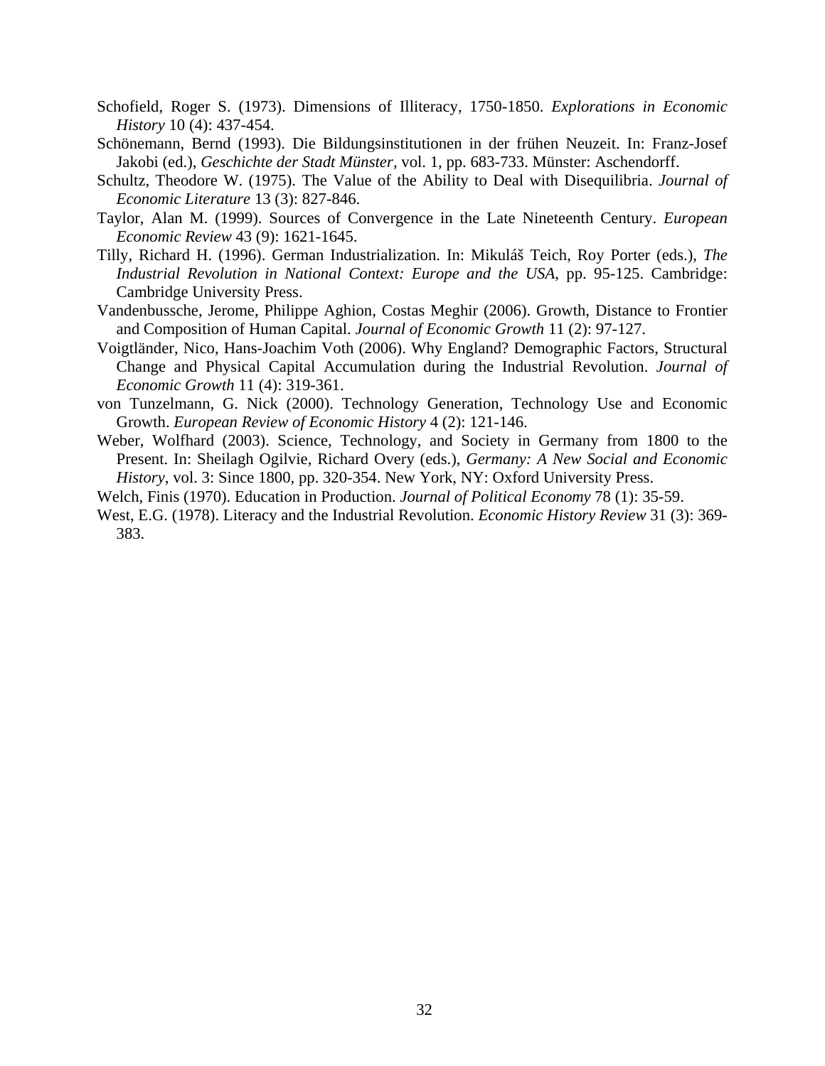Schofield, Roger S. (1973). Dimensions of Illiteracy, 1750-1850. *Explorations in Economic History* 10 (4): 437-454.

Schönemann, Bernd (1993). Die Bildungsinstitutionen in der frühen Neuzeit. In: Franz-Josef Jakobi (ed.), *Geschichte der Stadt Münster*, vol. 1, pp. 683-733. Münster: Aschendorff.

Schultz, Theodore W. (1975). The Value of the Ability to Deal with Disequilibria. *Journal of Economic Literature* 13 (3): 827-846.

Taylor, Alan M. (1999). Sources of Convergence in the Late Nineteenth Century. *European Economic Review* 43 (9): 1621-1645.

Tilly, Richard H. (1996). German Industrialization. In: Mikuláš Teich, Roy Porter (eds.), *The Industrial Revolution in National Context: Europe and the USA*, pp. 95-125. Cambridge: Cambridge University Press.

Vandenbussche, Jerome, Philippe Aghion, Costas Meghir (2006). Growth, Distance to Frontier and Composition of Human Capital. *Journal of Economic Growth* 11 (2): 97-127.

Voigtländer, Nico, Hans-Joachim Voth (2006). Why England? Demographic Factors, Structural Change and Physical Capital Accumulation during the Industrial Revolution. *Journal of Economic Growth* 11 (4): 319-361.

von Tunzelmann, G. Nick (2000). Technology Generation, Technology Use and Economic Growth. *European Review of Economic History* 4 (2): 121-146.

Weber, Wolfhard (2003). Science, Technology, and Society in Germany from 1800 to the Present. In: Sheilagh Ogilvie, Richard Overy (eds.), *Germany: A New Social and Economic History*, vol. 3: Since 1800, pp. 320-354. New York, NY: Oxford University Press.

Welch, Finis (1970). Education in Production. *Journal of Political Economy* 78 (1): 35-59.

West, E.G. (1978). Literacy and the Industrial Revolution. *Economic History Review* 31 (3): 369-383.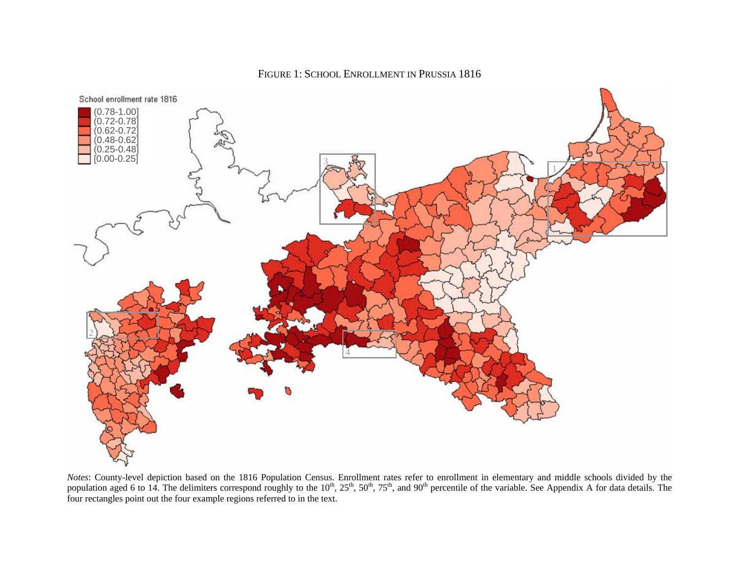FIGURE 1: SCHOOL ENROLLMENT IN PRUSSIA 1816

*Notes*: County-level depiction based on the 1816 Population Census. Enrollment rates refer to enrollment in elementary and middle schools divided by the population aged 6 to 14. The delimiters correspond roughly to the 10[th], 25[th], 50[th], 75[th], and 90[th] percentile of the variable. See Appendix A for data details. The four rectangles point out the four example regions referred to in the text.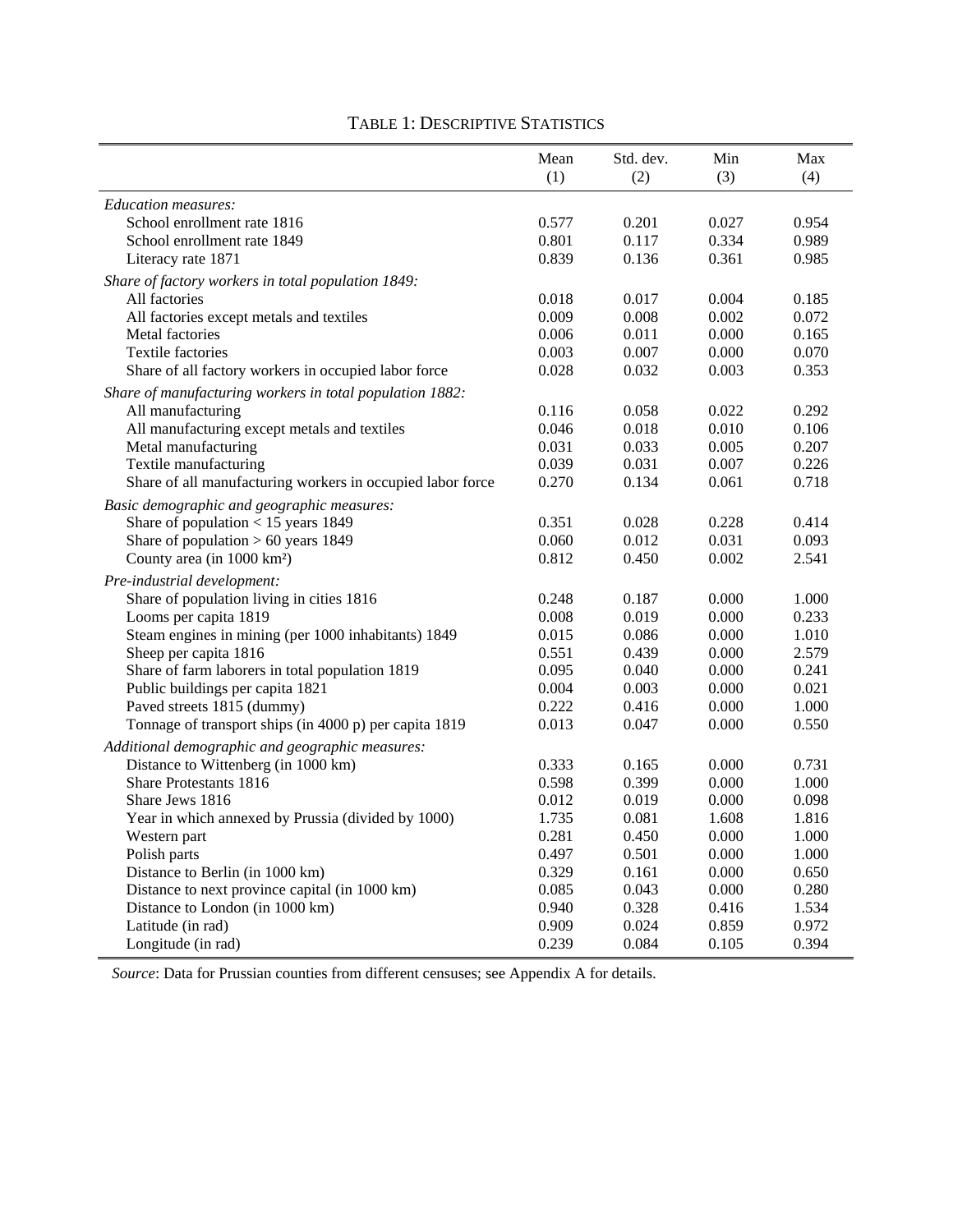# TABLE 1: DESCRIPTIVE STATISTICS

| | Mean (1) | Std. dev. (2) | Min (3) | Max (4) |
|---|---|---|---|---|
| *Education measures:* | | | | |
| School enrollment rate 1816 | 0.577 | 0.201 | 0.027 | 0.954 |
| School enrollment rate 1849 | 0.801 | 0.117 | 0.334 | 0.989 |
| Literacy rate 1871 | 0.839 | 0.136 | 0.361 | 0.985 |
| *Share of factory workers in total population 1849:* | | | | |
| All factories | 0.018 | 0.017 | 0.004 | 0.185 |
| All factories except metals and textiles | 0.009 | 0.008 | 0.002 | 0.072 |
| Metal factories | 0.006 | 0.011 | 0.000 | 0.165 |
| Textile factories | 0.003 | 0.007 | 0.000 | 0.070 |
| Share of all factory workers in occupied labor force | 0.028 | 0.032 | 0.003 | 0.353 |
| *Share of manufacturing workers in total population 1882:* | | | | |
| All manufacturing | 0.116 | 0.058 | 0.022 | 0.292 |
| All manufacturing except metals and textiles | 0.046 | 0.018 | 0.010 | 0.106 |
| Metal manufacturing | 0.031 | 0.033 | 0.005 | 0.207 |
| Textile manufacturing | 0.039 | 0.031 | 0.007 | 0.226 |
| Share of all manufacturing workers in occupied labor force | 0.270 | 0.134 | 0.061 | 0.718 |
| *Basic demographic and geographic measures:* | | | | |
| Share of population < 15 years 1849 | 0.351 | 0.028 | 0.228 | 0.414 |
| Share of population > 60 years 1849 | 0.060 | 0.012 | 0.031 | 0.093 |
| County area (in 1000 km²) | 0.812 | 0.450 | 0.002 | 2.541 |
| *Pre-industrial development:* | | | | |
| Share of population living in cities 1816 | 0.248 | 0.187 | 0.000 | 1.000 |
| Looms per capita 1819 | 0.008 | 0.019 | 0.000 | 0.233 |
| Steam engines in mining (per 1000 inhabitants) 1849 | 0.015 | 0.086 | 0.000 | 1.010 |
| Sheep per capita 1816 | 0.551 | 0.439 | 0.000 | 2.579 |
| Share of farm laborers in total population 1819 | 0.095 | 0.040 | 0.000 | 0.241 |
| Public buildings per capita 1821 | 0.004 | 0.003 | 0.000 | 0.021 |
| Paved streets 1815 (dummy) | 0.222 | 0.416 | 0.000 | 1.000 |
| Tonnage of transport ships (in 4000 p) per capita 1819 | 0.013 | 0.047 | 0.000 | 0.550 |
| *Additional demographic and geographic measures:* | | | | |
| Distance to Wittenberg (in 1000 km) | 0.333 | 0.165 | 0.000 | 0.731 |
| Share Protestants 1816 | 0.598 | 0.399 | 0.000 | 1.000 |
| Share Jews 1816 | 0.012 | 0.019 | 0.000 | 0.098 |
| Year in which annexed by Prussia (divided by 1000) | 1.735 | 0.081 | 1.608 | 1.816 |
| Western part | 0.281 | 0.450 | 0.000 | 1.000 |
| Polish parts | 0.497 | 0.501 | 0.000 | 1.000 |
| Distance to Berlin (in 1000 km) | 0.329 | 0.161 | 0.000 | 0.650 |
| Distance to next province capital (in 1000 km) | 0.085 | 0.043 | 0.000 | 0.280 |
| Distance to London (in 1000 km) | 0.940 | 0.328 | 0.416 | 1.534 |
| Latitude (in rad) | 0.909 | 0.024 | 0.859 | 0.972 |
| Longitude (in rad) | 0.239 | 0.084 | 0.105 | 0.394 |

*Source*: Data for Prussian counties from different censuses; see Appendix A for details.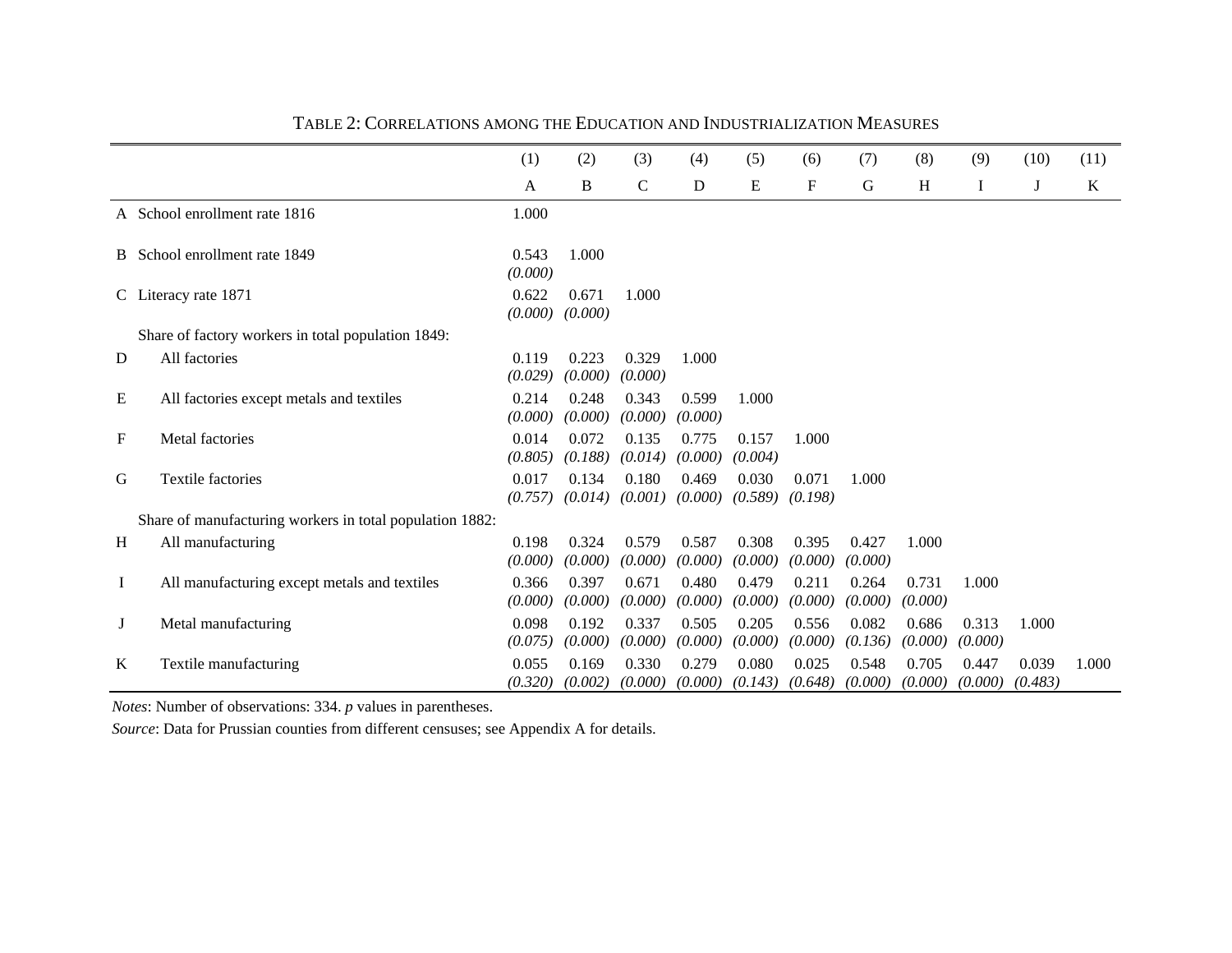TABLE 2: CORRELATIONS AMONG THE EDUCATION AND INDUSTRIALIZATION MEASURES

| | | (1) | (2) | (3) | (4) | (5) | (6) | (7) | (8) | (9) | (10) | (11) |
|---|---|---|---|---|---|---|---|---|---|---|---|---|
| | | A | B | C | D | E | F | G | H | I | J | K |
| A | School enrollment rate 1816 | 1.000 | | | | | | | | | | |
| B | School enrollment rate 1849 | 0.543 *(0.000)* | 1.000 | | | | | | | | | |
| C | Literacy rate 1871 | 0.622 *(0.000)* | 0.671 *(0.000)* | 1.000 | | | | | | | | |
| | Share of factory workers in total population 1849: | | | | | | | | | | | |
| D | All factories | 0.119 *(0.029)* | 0.223 *(0.000)* | 0.329 *(0.000)* | 1.000 | | | | | | | |
| E | All factories except metals and textiles | 0.214 *(0.000)* | 0.248 *(0.000)* | 0.343 *(0.000)* | 0.599 *(0.000)* | 1.000 | | | | | | |
| F | Metal factories | 0.014 *(0.805)* | 0.072 *(0.188)* | 0.135 *(0.014)* | 0.775 *(0.000)* | 0.157 *(0.004)* | 1.000 | | | | | |
| G | Textile factories | 0.017 *(0.757)* | 0.134 *(0.014)* | 0.180 *(0.001)* | 0.469 *(0.000)* | 0.030 *(0.589)* | 0.071 *(0.198)* | 1.000 | | | | |
| | Share of manufacturing workers in total population 1882: | | | | | | | | | | | |
| H | All manufacturing | 0.198 *(0.000)* | 0.324 *(0.000)* | 0.579 *(0.000)* | 0.587 *(0.000)* | 0.308 *(0.000)* | 0.395 *(0.000)* | 0.427 *(0.000)* | 1.000 | | | |
| I | All manufacturing except metals and textiles | 0.366 *(0.000)* | 0.397 *(0.000)* | 0.671 *(0.000)* | 0.480 *(0.000)* | 0.479 *(0.000)* | 0.211 *(0.000)* | 0.264 *(0.000)* | 0.731 *(0.000)* | 1.000 | | |
| J | Metal manufacturing | 0.098 *(0.075)* | 0.192 *(0.000)* | 0.337 *(0.000)* | 0.505 *(0.000)* | 0.205 *(0.000)* | 0.556 *(0.000)* | 0.082 *(0.136)* | 0.686 *(0.000)* | 0.313 *(0.000)* | 1.000 | |
| K | Textile manufacturing | 0.055 *(0.320)* | 0.169 *(0.002)* | 0.330 *(0.000)* | 0.279 *(0.000)* | 0.080 *(0.143)* | 0.025 *(0.648)* | 0.548 *(0.000)* | 0.705 *(0.000)* | 0.447 *(0.000)* | 0.039 *(0.483)* | 1.000 |

*Notes*: Number of observations: 334. *p* values in parentheses.

*Source*: Data for Prussian counties from different censuses; see Appendix A for details.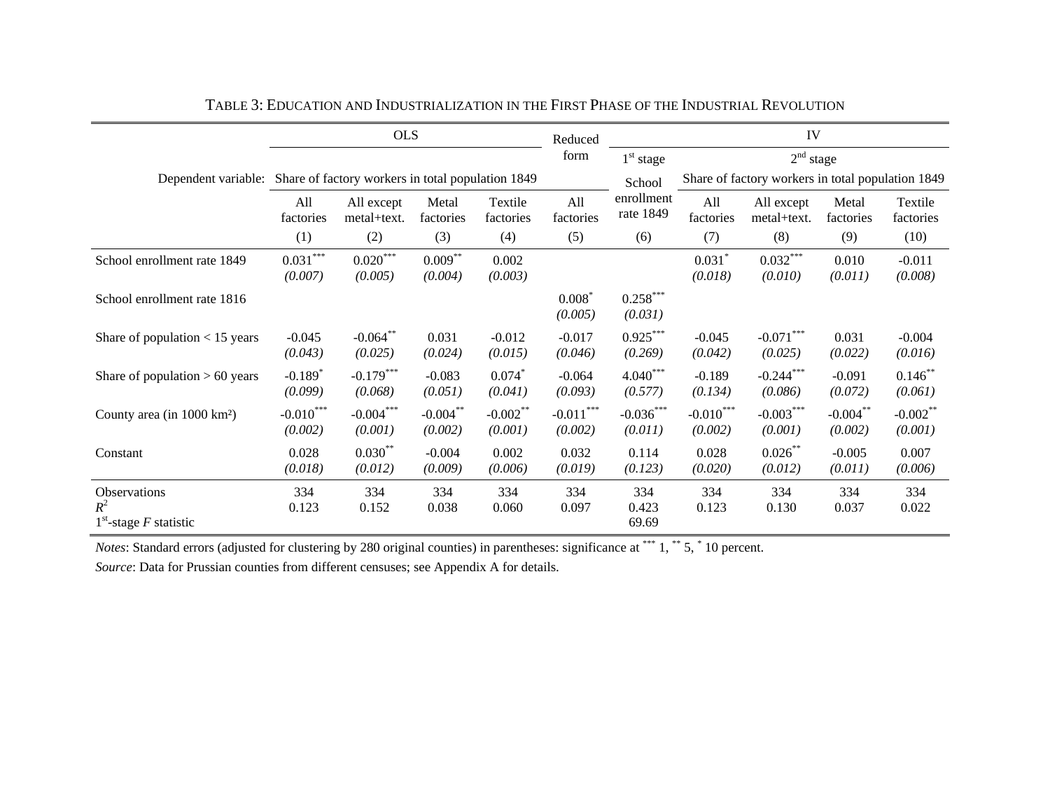TABLE 3: EDUCATION AND INDUSTRIALIZATION IN THE FIRST PHASE OF THE INDUSTRIAL REVOLUTION

| | OLS | | | | Reduced form | IV | | | | |
|---|---|---|---|---|---|---|---|---|---|---|
| | | | | | | 1[st] stage | 2[nd] stage | | | |
| Dependent variable: | Share of factory workers in total population 1849 | | | | | School enrollment rate 1849 | Share of factory workers in total population 1849 | | | |
| | All factories | All except metal+text. | Metal factories | Textile factories | All factories | | All factories | All except metal+text. | Metal factories | Textile factories |
| | (1) | (2) | (3) | (4) | (5) | (6) | (7) | (8) | (9) | (10) |
| School enrollment rate 1849 | 0.031*** | 0.020*** | 0.009** | 0.002 | | | 0.031* | 0.032*** | 0.010 | -0.011 |
| | *(0.007)* | *(0.005)* | *(0.004)* | *(0.003)* | | | *(0.018)* | *(0.010)* | *(0.011)* | *(0.008)* |
| School enrollment rate 1816 | | | | | 0.008* | 0.258*** | | | | |
| | | | | | *(0.005)* | *(0.031)* | | | | |
| Share of population < 15 years | -0.045 | -0.064** | 0.031 | -0.012 | -0.017 | 0.925*** | -0.045 | -0.071*** | 0.031 | -0.004 |
| | *(0.043)* | *(0.025)* | *(0.024)* | *(0.015)* | *(0.046)* | *(0.269)* | *(0.042)* | *(0.025)* | *(0.022)* | *(0.016)* |
| Share of population > 60 years | -0.189* | -0.179*** | -0.083 | 0.074* | -0.064 | 4.040*** | -0.189 | -0.244*** | -0.091 | 0.146** |
| | *(0.099)* | *(0.068)* | *(0.051)* | *(0.041)* | *(0.093)* | *(0.577)* | *(0.134)* | *(0.086)* | *(0.072)* | *(0.061)* |
| County area (in 1000 km²) | -0.010*** | -0.004*** | -0.004** | -0.002** | -0.011*** | -0.036*** | -0.010*** | -0.003*** | -0.004** | -0.002** |
| | *(0.002)* | *(0.001)* | *(0.002)* | *(0.001)* | *(0.002)* | *(0.011)* | *(0.002)* | *(0.001)* | *(0.002)* | *(0.001)* |
| Constant | 0.028 | 0.030** | -0.004 | 0.002 | 0.032 | 0.114 | 0.028 | 0.026** | -0.005 | 0.007 |
| | *(0.018)* | *(0.012)* | *(0.009)* | *(0.006)* | *(0.019)* | *(0.123)* | *(0.020)* | *(0.012)* | *(0.011)* | *(0.006)* |
| Observations | 334 | 334 | 334 | 334 | 334 | 334 | 334 | 334 | 334 | 334 |
| $R^2$ | 0.123 | 0.152 | 0.038 | 0.060 | 0.097 | 0.423 | 0.123 | 0.130 | 0.037 | 0.022 |
| 1[st]-stage $F$ statistic | | | | | | 69.69 | | | | |

*Notes*: Standard errors (adjusted for clustering by 280 original counties) in parentheses: significance at *** 1, ** 5, * 10 percent.

*Source*: Data for Prussian counties from different censuses; see Appendix A for details.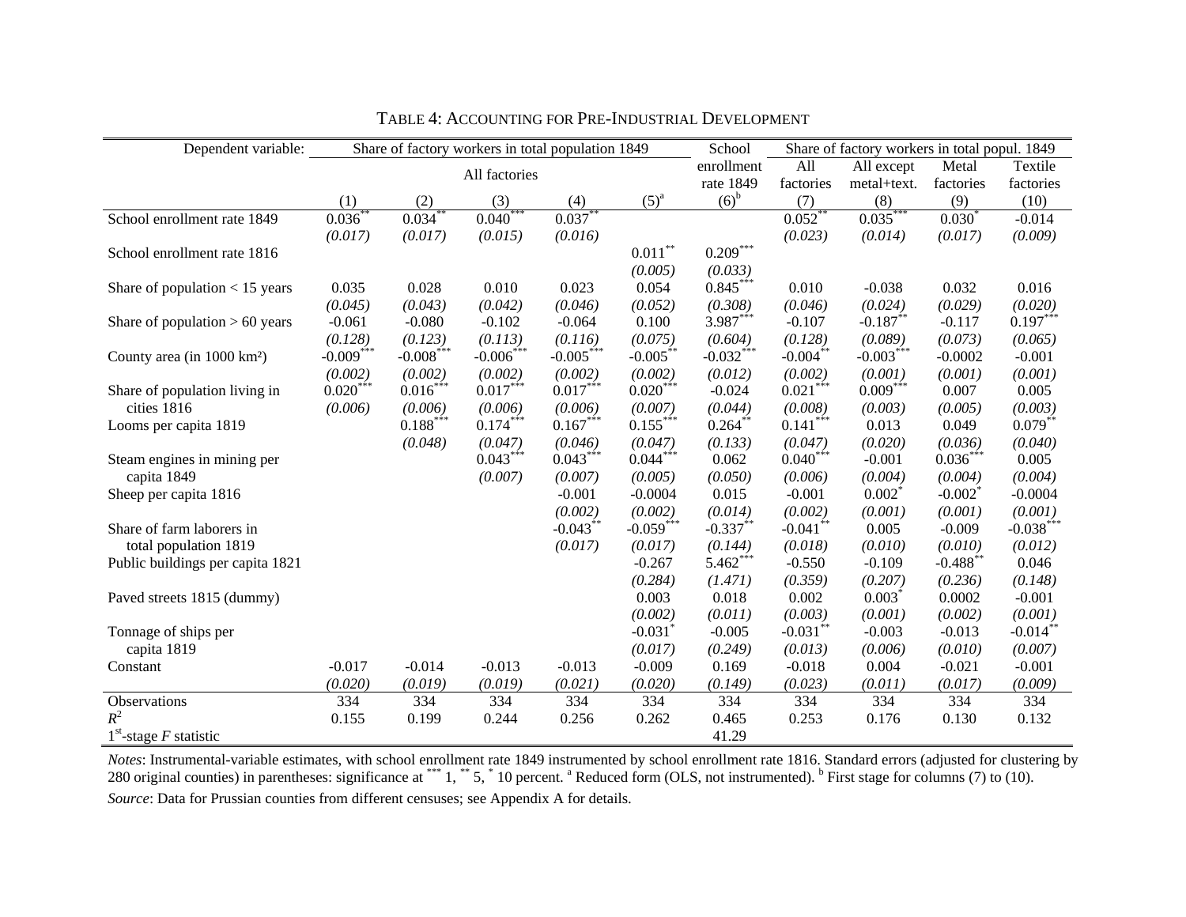TABLE 4: ACCOUNTING FOR PRE-INDUSTRIAL DEVELOPMENT

| Dependent variable: | Share of factory workers in total population 1849 | | | | | School enrollment rate 1849 | Share of factory workers in total popul. 1849 | | | |
|---|---|---|---|---|---|---|---|---|---|---|
| | All factories | | | | | | All factories | All except metal+text. | Metal factories | Textile factories |
| | (1) | (2) | (3) | (4) | (5)[a] | (6)[b] | (7) | (8) | (9) | (10) |
| School enrollment rate 1849 | 0.036** | 0.034** | 0.040*** | 0.037** | | | 0.052** | 0.035*** | 0.030* | -0.014 |
| | *(0.017)* | *(0.017)* | *(0.015)* | *(0.016)* | | | *(0.023)* | *(0.014)* | *(0.017)* | *(0.009)* |
| School enrollment rate 1816 | | | | | 0.011** | 0.209*** | | | | |
| | | | | | *(0.005)* | *(0.033)* | | | | |
| Share of population < 15 years | 0.035 | 0.028 | 0.010 | 0.023 | 0.054 | 0.845*** | 0.010 | -0.038 | 0.032 | 0.016 |
| | *(0.045)* | *(0.043)* | *(0.042)* | *(0.046)* | *(0.052)* | *(0.308)* | *(0.046)* | *(0.024)* | *(0.029)* | *(0.020)* |
| Share of population > 60 years | -0.061 | -0.080 | -0.102 | -0.064 | 0.100 | 3.987*** | -0.107 | -0.187** | -0.117 | 0.197*** |
| | *(0.128)* | *(0.123)* | *(0.113)* | *(0.116)* | *(0.075)* | *(0.604)* | *(0.128)* | *(0.089)* | *(0.073)* | *(0.065)* |
| County area (in 1000 km²) | -0.009*** | -0.008*** | -0.006*** | -0.005*** | -0.005** | -0.032*** | -0.004** | -0.003*** | -0.0002 | -0.001 |
| | *(0.002)* | *(0.002)* | *(0.002)* | *(0.002)* | *(0.002)* | *(0.012)* | *(0.002)* | *(0.001)* | *(0.001)* | *(0.001)* |
| Share of population living in cities 1816 | 0.020*** | 0.016*** | 0.017*** | 0.017*** | 0.020*** | -0.024 | 0.021*** | 0.009*** | 0.007 | 0.005 |
| | *(0.006)* | *(0.006)* | *(0.006)* | *(0.006)* | *(0.007)* | *(0.044)* | *(0.008)* | *(0.003)* | *(0.005)* | *(0.003)* |
| Looms per capita 1819 | | 0.188*** | 0.174*** | 0.167*** | 0.155*** | 0.264** | 0.141*** | 0.013 | 0.049 | 0.079** |
| | | *(0.048)* | *(0.047)* | *(0.046)* | *(0.047)* | *(0.133)* | *(0.047)* | *(0.020)* | *(0.036)* | *(0.040)* |
| Steam engines in mining per capita 1849 | | | 0.043*** | 0.043*** | 0.044*** | 0.062 | 0.040*** | -0.001 | 0.036*** | 0.005 |
| | | | *(0.007)* | *(0.007)* | *(0.005)* | *(0.050)* | *(0.006)* | *(0.004)* | *(0.004)* | *(0.004)* |
| Sheep per capita 1816 | | | | -0.001 | -0.0004 | 0.015 | -0.001 | 0.002* | -0.002* | -0.0004 |
| | | | | *(0.002)* | *(0.002)* | *(0.014)* | *(0.002)* | *(0.001)* | *(0.001)* | *(0.001)* |
| Share of farm laborers in total population 1819 | | | | -0.043** | -0.059*** | -0.337** | -0.041** | 0.005 | -0.009 | -0.038*** |
| | | | | *(0.017)* | *(0.017)* | *(0.144)* | *(0.018)* | *(0.010)* | *(0.010)* | *(0.012)* |
| Public buildings per capita 1821 | | | | | -0.267 | 5.462*** | -0.550 | -0.109 | -0.488** | 0.046 |
| | | | | | *(0.284)* | *(1.471)* | *(0.359)* | *(0.207)* | *(0.236)* | *(0.148)* |
| Paved streets 1815 (dummy) | | | | | 0.003 | 0.018 | 0.002 | 0.003* | 0.0002 | -0.001 |
| | | | | | *(0.002)* | *(0.011)* | *(0.003)* | *(0.001)* | *(0.002)* | *(0.001)* |
| Tonnage of ships per capita 1819 | | | | | -0.031* | -0.005 | -0.031** | -0.003 | -0.013 | -0.014** |
| | | | | | *(0.017)* | *(0.249)* | *(0.013)* | *(0.006)* | *(0.010)* | *(0.007)* |
| Constant | -0.017 | -0.014 | -0.013 | -0.013 | -0.009 | 0.169 | -0.018 | 0.004 | -0.021 | -0.001 |
| | *(0.020)* | *(0.019)* | *(0.019)* | *(0.021)* | *(0.020)* | *(0.149)* | *(0.023)* | *(0.011)* | *(0.017)* | *(0.009)* |
| Observations | 334 | 334 | 334 | 334 | 334 | 334 | 334 | 334 | 334 | 334 |
| $R^2$ | 0.155 | 0.199 | 0.244 | 0.256 | 0.262 | 0.465 | 0.253 | 0.176 | 0.130 | 0.132 |
| 1st-stage $F$ statistic | | | | | | 41.29 | | | | |

*Notes*: Instrumental-variable estimates, with school enrollment rate 1849 instrumented by school enrollment rate 1816. Standard errors (adjusted for clustering by 280 original counties) in parentheses: significance at *** 1, ** 5, * 10 percent. [a] Reduced form (OLS, not instrumented). [b] First stage for columns (7) to (10).

*Source*: Data for Prussian counties from different censuses; see Appendix A for details.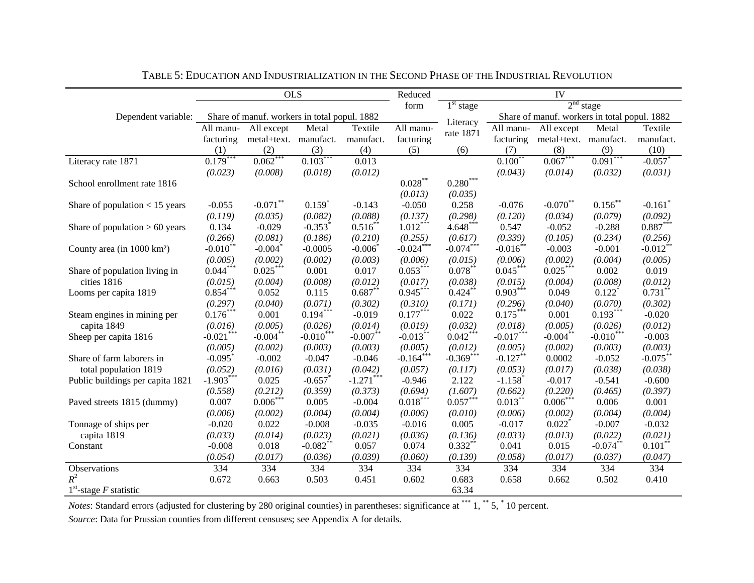TABLE 5: EDUCATION AND INDUSTRIALIZATION IN THE SECOND PHASE OF THE INDUSTRIAL REVOLUTION

| | OLS | | | | Reduced form | IV | | | | |
|---|---|---|---|---|---|---|---|---|---|---|
| | | | | | | $1^{st}$ stage | $2^{nd}$ stage | | | |
| Dependent variable: | Share of manuf. workers in total popul. 1882 | | | | | Literacy rate 1871 | Share of manuf. workers in total popul. 1882 | | | |
| | All manufacturing | All except metal+text. | Metal manufact. | Textile manufact. | All manufacturing | | All manufacturing | All except metal+text. | Metal manufact. | Textile manufact. |
| | (1) | (2) | (3) | (4) | (5) | (6) | (7) | (8) | (9) | (10) |
| Literacy rate 1871 | 0.179*** | 0.062*** | 0.103*** | 0.013 | | | 0.100** | 0.067*** | 0.091*** | -0.057* |
| | *(0.023)* | *(0.008)* | *(0.018)* | *(0.012)* | | | *(0.043)* | *(0.014)* | *(0.032)* | *(0.031)* |
| School enrollment rate 1816 | | | | | 0.028** | 0.280*** | | | | |
| | | | | | *(0.013)* | *(0.035)* | | | | |
| Share of population < 15 years | -0.055 | -0.071** | 0.159* | -0.143 | -0.050 | 0.258 | -0.076 | -0.070** | 0.156** | -0.161* |
| | *(0.119)* | *(0.035)* | *(0.082)* | *(0.088)* | *(0.137)* | *(0.298)* | *(0.120)* | *(0.034)* | *(0.079)* | *(0.092)* |
| Share of population > 60 years | 0.134 | -0.029 | -0.353* | 0.516** | 1.012*** | 4.648*** | 0.547 | -0.052 | -0.288 | 0.887*** |
| | *(0.266)* | *(0.081)* | *(0.186)* | *(0.210)* | *(0.255)* | *(0.617)* | *(0.339)* | *(0.105)* | *(0.234)* | *(0.256)* |
| County area (in 1000 km²) | -0.010** | -0.004* | -0.0005 | -0.006* | -0.024*** | -0.074*** | -0.016** | -0.003 | -0.001 | -0.012** |
| | *(0.005)* | *(0.002)* | *(0.002)* | *(0.003)* | *(0.006)* | *(0.015)* | *(0.006)* | *(0.002)* | *(0.004)* | *(0.005)* |
| Share of population living in cities 1816 | 0.044*** | 0.025*** | 0.001 | 0.017 | 0.053*** | 0.078** | 0.045*** | 0.025*** | 0.002 | 0.019 |
| | *(0.015)* | *(0.004)* | *(0.008)* | *(0.012)* | *(0.017)* | *(0.038)* | *(0.015)* | *(0.004)* | *(0.008)* | *(0.012)* |
| Looms per capita 1819 | 0.854*** | 0.052 | 0.115 | 0.687** | 0.945*** | 0.424** | 0.903*** | 0.049 | 0.122* | 0.731** |
| | *(0.297)* | *(0.040)* | *(0.071)* | *(0.302)* | *(0.310)* | *(0.171)* | *(0.296)* | *(0.040)* | *(0.070)* | *(0.302)* |
| Steam engines in mining per capita 1849 | 0.176*** | 0.001 | 0.194*** | -0.019 | 0.177*** | 0.022 | 0.175*** | 0.001 | 0.193*** | -0.020 |
| | *(0.016)* | *(0.005)* | *(0.026)* | *(0.014)* | *(0.019)* | *(0.032)* | *(0.018)* | *(0.005)* | *(0.026)* | *(0.012)* |
| Sheep per capita 1816 | -0.021*** | -0.004** | -0.010*** | -0.007** | -0.013** | 0.042*** | -0.017*** | -0.004** | -0.010*** | -0.003 |
| | *(0.005)* | *(0.002)* | *(0.003)* | *(0.003)* | *(0.005)* | *(0.012)* | *(0.005)* | *(0.002)* | *(0.003)* | *(0.003)* |
| Share of farm laborers in total population 1819 | -0.095* | -0.002 | -0.047 | -0.046 | -0.164*** | -0.369*** | -0.127** | 0.0002 | -0.052 | -0.075** |
| | *(0.052)* | *(0.016)* | *(0.031)* | *(0.042)* | *(0.057)* | *(0.117)* | *(0.053)* | *(0.017)* | *(0.038)* | *(0.038)* |
| Public buildings per capita 1821 | -1.903*** | 0.025 | -0.657* | -1.271*** | -0.946 | 2.122 | -1.158* | -0.017 | -0.541 | -0.600 |
| | *(0.558)* | *(0.212)* | *(0.359)* | *(0.373)* | *(0.694)* | *(1.607)* | *(0.662)* | *(0.220)* | *(0.465)* | *(0.397)* |
| Paved streets 1815 (dummy) | 0.007 | 0.006*** | 0.005 | -0.004 | 0.018*** | 0.057*** | 0.013** | 0.006*** | 0.006 | 0.001 |
| | *(0.006)* | *(0.002)* | *(0.004)* | *(0.004)* | *(0.006)* | *(0.010)* | *(0.006)* | *(0.002)* | *(0.004)* | *(0.004)* |
| Tonnage of ships per capita 1819 | -0.020 | 0.022 | -0.008 | -0.035 | -0.016 | 0.005 | -0.017 | 0.022* | -0.007 | -0.032 |
| | *(0.033)* | *(0.014)* | *(0.023)* | *(0.021)* | *(0.036)* | *(0.136)* | *(0.033)* | *(0.013)* | *(0.022)* | *(0.021)* |
| Constant | -0.008 | 0.018 | -0.082** | 0.057 | 0.074 | 0.332** | 0.041 | 0.015 | -0.074** | 0.101** |
| | *(0.054)* | *(0.017)* | *(0.036)* | *(0.039)* | *(0.060)* | *(0.139)* | *(0.058)* | *(0.017)* | *(0.037)* | *(0.047)* |
| Observations | 334 | 334 | 334 | 334 | 334 | 334 | 334 | 334 | 334 | 334 |
| $R^2$ | 0.672 | 0.663 | 0.503 | 0.451 | 0.602 | 0.683 | 0.658 | 0.662 | 0.502 | 0.410 |
| $1^{st}$-stage $F$ statistic | | | | | | 63.34 | | | | |

*Notes*: Standard errors (adjusted for clustering by 280 original counties) in parentheses: significance at *** 1, ** 5, * 10 percent.

*Source*: Data for Prussian counties from different censuses; see Appendix A for details.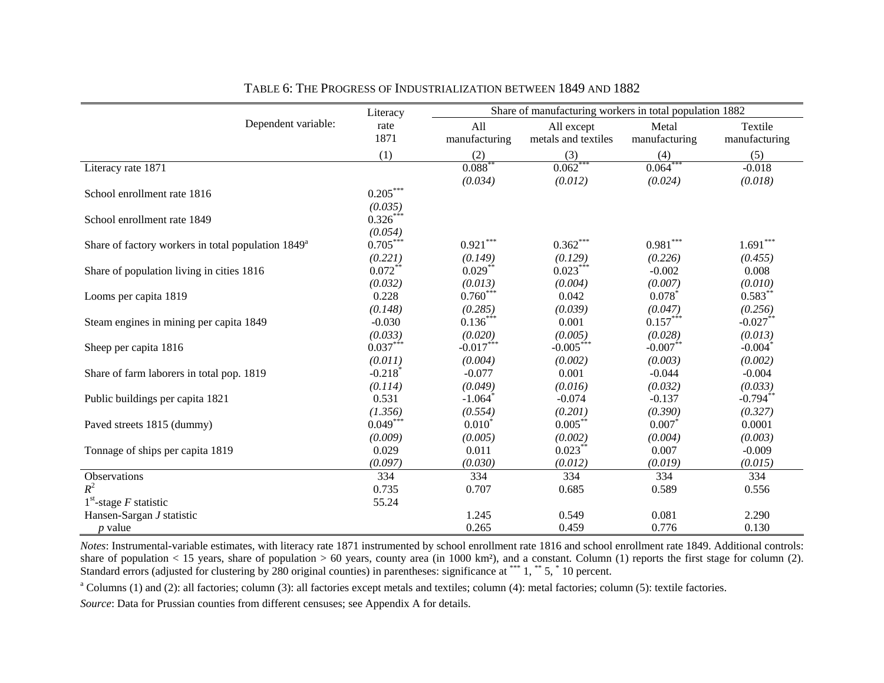TABLE 6: THE PROGRESS OF INDUSTRIALIZATION BETWEEN 1849 AND 1882

| Dependent variable: | Literacy rate 1871 | Share of manufacturing workers in total population 1882 | | | |
|---|---|---|---|---|---|
| | | All manufacturing | All except metals and textiles | Metal manufacturing | Textile manufacturing |
| | (1) | (2) | (3) | (4) | (5) |
| Literacy rate 1871 | | 0.088** | 0.062*** | 0.064*** | -0.018 |
| | | *(0.034)* | *(0.012)* | *(0.024)* | *(0.018)* |
| School enrollment rate 1816 | 0.205*** | | | | |
| | *(0.035)* | | | | |
| School enrollment rate 1849 | 0.326*** | | | | |
| | *(0.054)* | | | | |
| Share of factory workers in total population 1849[a] | 0.705*** | 0.921*** | 0.362*** | 0.981*** | 1.691*** |
| | *(0.221)* | *(0.149)* | *(0.129)* | *(0.226)* | *(0.455)* |
| Share of population living in cities 1816 | 0.072** | 0.029** | 0.023*** | -0.002 | 0.008 |
| | *(0.032)* | *(0.013)* | *(0.004)* | *(0.007)* | *(0.010)* |
| Looms per capita 1819 | 0.228 | 0.760*** | 0.042 | 0.078* | 0.583** |
| | *(0.148)* | *(0.285)* | *(0.039)* | *(0.047)* | *(0.256)* |
| Steam engines in mining per capita 1849 | -0.030 | 0.136*** | 0.001 | 0.157*** | -0.027** |
| | *(0.033)* | *(0.020)* | *(0.005)* | *(0.028)* | *(0.013)* |
| Sheep per capita 1816 | 0.037*** | -0.017*** | -0.005*** | -0.007** | -0.004* |
| | *(0.011)* | *(0.004)* | *(0.002)* | *(0.003)* | *(0.002)* |
| Share of farm laborers in total pop. 1819 | -0.218* | -0.077 | 0.001 | -0.044 | -0.004 |
| | *(0.114)* | *(0.049)* | *(0.016)* | *(0.032)* | *(0.033)* |
| Public buildings per capita 1821 | 0.531 | -1.064* | -0.074 | -0.137 | -0.794** |
| | *(1.356)* | *(0.554)* | *(0.201)* | *(0.390)* | *(0.327)* |
| Paved streets 1815 (dummy) | 0.049*** | 0.010* | 0.005** | 0.007* | 0.0001 |
| | *(0.009)* | *(0.005)* | *(0.002)* | *(0.004)* | *(0.003)* |
| Tonnage of ships per capita 1819 | 0.029 | 0.011 | 0.023** | 0.007 | -0.009 |
| | *(0.097)* | *(0.030)* | *(0.012)* | *(0.019)* | *(0.015)* |
| Observations | 334 | 334 | 334 | 334 | 334 |
| $R^2$ | 0.735 | 0.707 | 0.685 | 0.589 | 0.556 |
| 1st-stage *F* statistic | 55.24 | | | | |
| Hansen-Sargan *J* statistic | | 1.245 | 0.549 | 0.081 | 2.290 |
| *p* value | | 0.265 | 0.459 | 0.776 | 0.130 |

*Notes*: Instrumental-variable estimates, with literacy rate 1871 instrumented by school enrollment rate 1816 and school enrollment rate 1849. Additional controls: share of population < 15 years, share of population > 60 years, county area (in 1000 km²), and a constant. Column (1) reports the first stage for column (2). Standard errors (adjusted for clustering by 280 original counties) in parentheses: significance at *** 1, ** 5, * 10 percent.

[a] Columns (1) and (2): all factories; column (3): all factories except metals and textiles; column (4): metal factories; column (5): textile factories.

*Source*: Data for Prussian counties from different censuses; see Appendix A for details.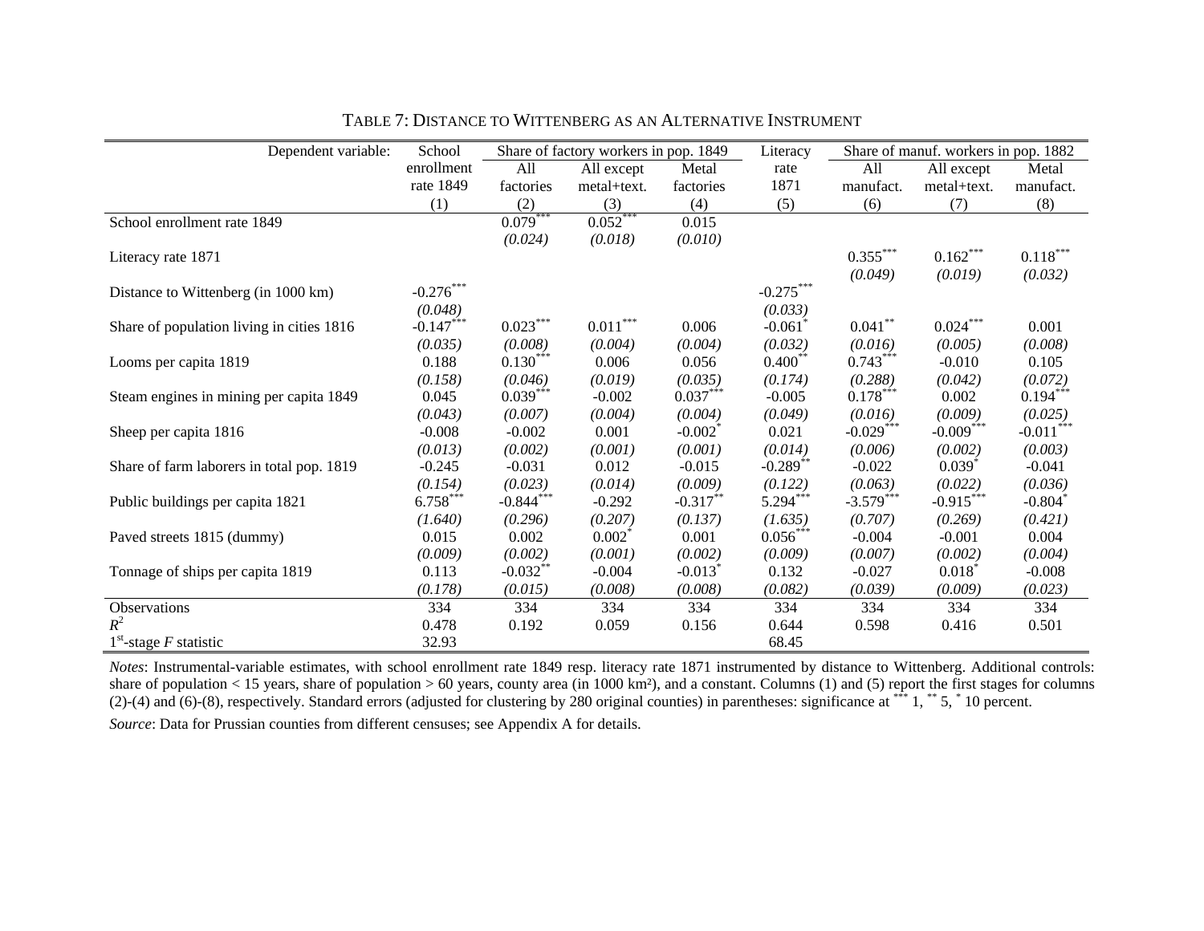TABLE 7: DISTANCE TO WITTENBERG AS AN ALTERNATIVE INSTRUMENT

| Dependent variable: | School enrollment rate 1849 | Share of factory workers in pop. 1849 | | | Literacy rate 1871 | Share of manuf. workers in pop. 1882 | | |
|---|---|---|---|---|---|---|---|---|
| | | All factories | All except metal+text. | Metal factories | | All manufact. | All except metal+text. | Metal manufact. |
| | (1) | (2) | (3) | (4) | (5) | (6) | (7) | (8) |
| School enrollment rate 1849 | | 0.079*** | 0.052*** | 0.015 | | | | |
| | | *(0.024)* | *(0.018)* | *(0.010)* | | | | |
| Literacy rate 1871 | | | | | | 0.355*** | 0.162*** | 0.118*** |
| | | | | | | *(0.049)* | *(0.019)* | *(0.032)* |
| Distance to Wittenberg (in 1000 km) | -0.276*** | | | | -0.275*** | | | |
| | *(0.048)* | | | | *(0.033)* | | | |
| Share of population living in cities 1816 | -0.147*** | 0.023*** | 0.011*** | 0.006 | -0.061* | 0.041** | 0.024*** | 0.001 |
| | *(0.035)* | *(0.008)* | *(0.004)* | *(0.004)* | *(0.032)* | *(0.016)* | *(0.005)* | *(0.008)* |
| Looms per capita 1819 | 0.188 | 0.130*** | 0.006 | 0.056 | 0.400** | 0.743*** | -0.010 | 0.105 |
| | *(0.158)* | *(0.046)* | *(0.019)* | *(0.035)* | *(0.174)* | *(0.288)* | *(0.042)* | *(0.072)* |
| Steam engines in mining per capita 1849 | 0.045 | 0.039*** | -0.002 | 0.037*** | -0.005 | 0.178*** | 0.002 | 0.194*** |
| | *(0.043)* | *(0.007)* | *(0.004)* | *(0.004)* | *(0.049)* | *(0.016)* | *(0.009)* | *(0.025)* |
| Sheep per capita 1816 | -0.008 | -0.002 | 0.001 | -0.002* | 0.021 | -0.029*** | -0.009*** | -0.011*** |
| | *(0.013)* | *(0.002)* | *(0.001)* | *(0.001)* | *(0.014)* | *(0.006)* | *(0.002)* | *(0.003)* |
| Share of farm laborers in total pop. 1819 | -0.245 | -0.031 | 0.012 | -0.015 | -0.289** | -0.022 | 0.039* | -0.041 |
| | *(0.154)* | *(0.023)* | *(0.014)* | *(0.009)* | *(0.122)* | *(0.063)* | *(0.022)* | *(0.036)* |
| Public buildings per capita 1821 | 6.758*** | -0.844*** | -0.292 | -0.317** | 5.294*** | -3.579*** | -0.915*** | -0.804* |
| | *(1.640)* | *(0.296)* | *(0.207)* | *(0.137)* | *(1.635)* | *(0.707)* | *(0.269)* | *(0.421)* |
| Paved streets 1815 (dummy) | 0.015 | 0.002 | 0.002* | 0.001 | 0.056*** | -0.004 | -0.001 | 0.004 |
| | *(0.009)* | *(0.002)* | *(0.001)* | *(0.002)* | *(0.009)* | *(0.007)* | *(0.002)* | *(0.004)* |
| Tonnage of ships per capita 1819 | 0.113 | -0.032** | -0.004 | -0.013* | 0.132 | -0.027 | 0.018* | -0.008 |
| | *(0.178)* | *(0.015)* | *(0.008)* | *(0.008)* | *(0.082)* | *(0.039)* | *(0.009)* | *(0.023)* |
| Observations | 334 | 334 | 334 | 334 | 334 | 334 | 334 | 334 |
| $R^2$ | 0.478 | 0.192 | 0.059 | 0.156 | 0.644 | 0.598 | 0.416 | 0.501 |
| 1st-stage $F$ statistic | 32.93 | | | | 68.45 | | | |

*Notes*: Instrumental-variable estimates, with school enrollment rate 1849 resp. literacy rate 1871 instrumented by distance to Wittenberg. Additional controls: share of population < 15 years, share of population > 60 years, county area (in 1000 km²), and a constant. Columns (1) and (5) report the first stages for columns (2)-(4) and (6)-(8), respectively. Standard errors (adjusted for clustering by 280 original counties) in parentheses: significance at *** 1, ** 5, * 10 percent.

*Source*: Data for Prussian counties from different censuses; see Appendix A for details.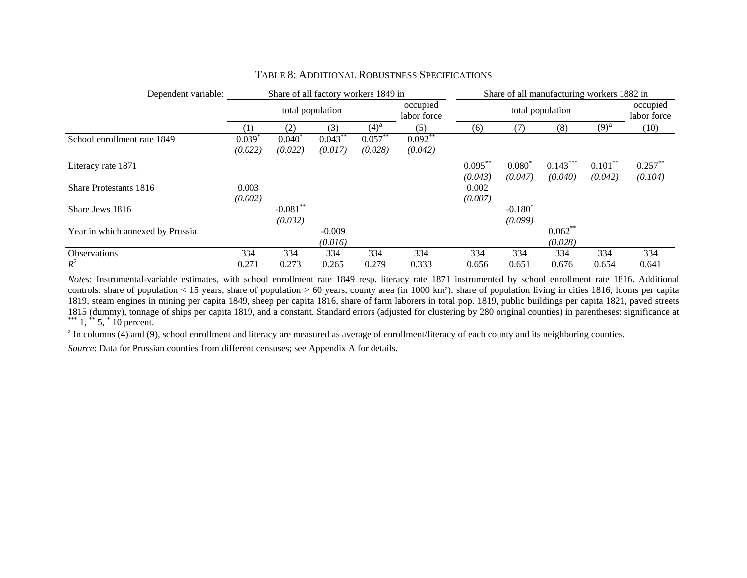TABLE 8: ADDITIONAL ROBUSTNESS SPECIFICATIONS

| Dependent variable: | Share of all factory workers 1849 in | | | | | Share of all manufacturing workers 1882 in | | | | |
|---|---|---|---|---|---|---|---|---|---|---|
| | total population | | | | occupied labor force | total population | | | | occupied labor force |
| | (1) | (2) | (3) | (4)[a] | (5) | (6) | (7) | (8) | (9)[a] | (10) |
| School enrollment rate 1849 | 0.039* | 0.040* | 0.043** | 0.057** | 0.092** | | | | | |
| | *(0.022)* | *(0.022)* | *(0.017)* | *(0.028)* | *(0.042)* | | | | | |
| Literacy rate 1871 | | | | | | 0.095** | 0.080* | 0.143*** | 0.101** | 0.257** |
| | | | | | | *(0.043)* | *(0.047)* | *(0.040)* | *(0.042)* | *(0.104)* |
| Share Protestants 1816 | 0.003 | | | | | 0.002 | | | | |
| | *(0.002)* | | | | | *(0.007)* | | | | |
| Share Jews 1816 | | -0.081** | | | | | -0.180* | | | |
| | | *(0.032)* | | | | | *(0.099)* | | | |
| Year in which annexed by Prussia | | | -0.009 | | | | | 0.062** | | |
| | | | *(0.016)* | | | | | *(0.028)* | | |
| Observations | 334 | 334 | 334 | 334 | 334 | 334 | 334 | 334 | 334 | 334 |
| $R^2$ | 0.271 | 0.273 | 0.265 | 0.279 | 0.333 | 0.656 | 0.651 | 0.676 | 0.654 | 0.641 |

*Notes*: Instrumental-variable estimates, with school enrollment rate 1849 resp. literacy rate 1871 instrumented by school enrollment rate 1816. Additional controls: share of population < 15 years, share of population > 60 years, county area (in 1000 km²), share of population living in cities 1816, looms per capita 1819, steam engines in mining per capita 1849, sheep per capita 1816, share of farm laborers in total pop. 1819, public buildings per capita 1821, paved streets 1815 (dummy), tonnage of ships per capita 1819, and a constant. Standard errors (adjusted for clustering by 280 original counties) in parentheses: significance at *** 1, ** 5, * 10 percent.

[a] In columns (4) and (9), school enrollment and literacy are measured as average of enrollment/literacy of each county and its neighboring counties.

*Source*: Data for Prussian counties from different censuses; see Appendix A for details.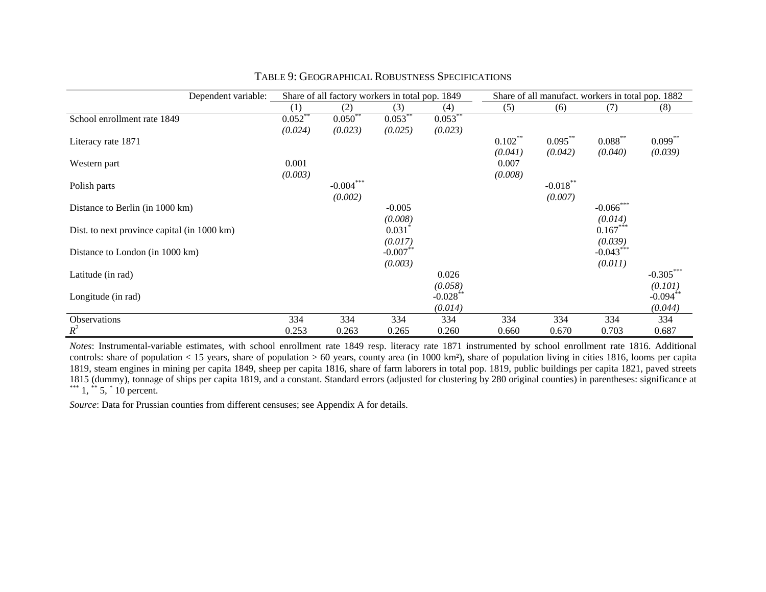TABLE 9: GEOGRAPHICAL ROBUSTNESS SPECIFICATIONS

| Dependent variable: | Share of all factory workers in total pop. 1849 | | | | Share of all manufact. workers in total pop. 1882 | | | |
|---|---|---|---|---|---|---|---|---|
| | (1) | (2) | (3) | (4) | (5) | (6) | (7) | (8) |
| School enrollment rate 1849 | 0.052** | 0.050** | 0.053** | 0.053** | | | | |
| | *(0.024)* | *(0.023)* | *(0.025)* | *(0.023)* | | | | |
| Literacy rate 1871 | | | | | 0.102** | 0.095** | 0.088** | 0.099** |
| | | | | | *(0.041)* | *(0.042)* | *(0.040)* | *(0.039)* |
| Western part | 0.001 | | | | 0.007 | | | |
| | *(0.003)* | | | | *(0.008)* | | | |
| Polish parts | | -0.004*** | | | | -0.018** | | |
| | | *(0.002)* | | | | *(0.007)* | | |
| Distance to Berlin (in 1000 km) | | | -0.005 | | | | -0.066*** | |
| | | | *(0.008)* | | | | *(0.014)* | |
| Dist. to next province capital (in 1000 km) | | | 0.031* | | | | 0.167*** | |
| | | | *(0.017)* | | | | *(0.039)* | |
| Distance to London (in 1000 km) | | | -0.007** | | | | -0.043*** | |
| | | | *(0.003)* | | | | *(0.011)* | |
| Latitude (in rad) | | | | 0.026 | | | | -0.305*** |
| | | | | *(0.058)* | | | | *(0.101)* |
| Longitude (in rad) | | | | -0.028** | | | | -0.094** |
| | | | | *(0.014)* | | | | *(0.044)* |
| Observations | 334 | 334 | 334 | 334 | 334 | 334 | 334 | 334 |
| $R^2$ | 0.253 | 0.263 | 0.265 | 0.260 | 0.660 | 0.670 | 0.703 | 0.687 |

*Notes*: Instrumental-variable estimates, with school enrollment rate 1849 resp. literacy rate 1871 instrumented by school enrollment rate 1816. Additional controls: share of population < 15 years, share of population > 60 years, county area (in 1000 km²), share of population living in cities 1816, looms per capita 1819, steam engines in mining per capita 1849, sheep per capita 1816, share of farm laborers in total pop. 1819, public buildings per capita 1821, paved streets 1815 (dummy), tonnage of ships per capita 1819, and a constant. Standard errors (adjusted for clustering by 280 original counties) in parentheses: significance at *** 1, ** 5, * 10 percent.

*Source*: Data for Prussian counties from different censuses; see Appendix A for details.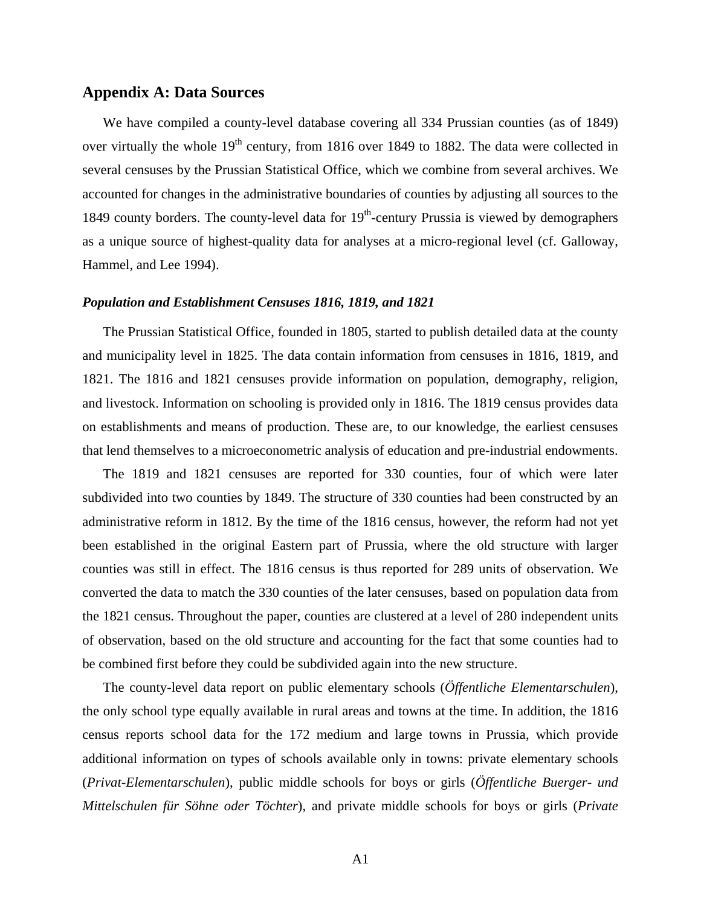## Appendix A: Data Sources

We have compiled a county-level database covering all 334 Prussian counties (as of 1849) over virtually the whole 19th century, from 1816 over 1849 to 1882. The data were collected in several censuses by the Prussian Statistical Office, which we combine from several archives. We accounted for changes in the administrative boundaries of counties by adjusting all sources to the 1849 county borders. The county-level data for 19th-century Prussia is viewed by demographers as a unique source of highest-quality data for analyses at a micro-regional level (cf. Galloway, Hammel, and Lee 1994).

### *Population and Establishment Censuses 1816, 1819, and 1821*

The Prussian Statistical Office, founded in 1805, started to publish detailed data at the county and municipality level in 1825. The data contain information from censuses in 1816, 1819, and 1821. The 1816 and 1821 censuses provide information on population, demography, religion, and livestock. Information on schooling is provided only in 1816. The 1819 census provides data on establishments and means of production. These are, to our knowledge, the earliest censuses that lend themselves to a microeconometric analysis of education and pre-industrial endowments.

The 1819 and 1821 censuses are reported for 330 counties, four of which were later subdivided into two counties by 1849. The structure of 330 counties had been constructed by an administrative reform in 1812. By the time of the 1816 census, however, the reform had not yet been established in the original Eastern part of Prussia, where the old structure with larger counties was still in effect. The 1816 census is thus reported for 289 units of observation. We converted the data to match the 330 counties of the later censuses, based on population data from the 1821 census. Throughout the paper, counties are clustered at a level of 280 independent units of observation, based on the old structure and accounting for the fact that some counties had to be combined first before they could be subdivided again into the new structure.

The county-level data report on public elementary schools (*Öffentliche Elementarschulen*), the only school type equally available in rural areas and towns at the time. In addition, the 1816 census reports school data for the 172 medium and large towns in Prussia, which provide additional information on types of schools available only in towns: private elementary schools (*Privat-Elementarschulen*), public middle schools for boys or girls (*Öffentliche Buerger- und Mittelschulen für Söhne oder Töchter*), and private middle schools for boys or girls (*Private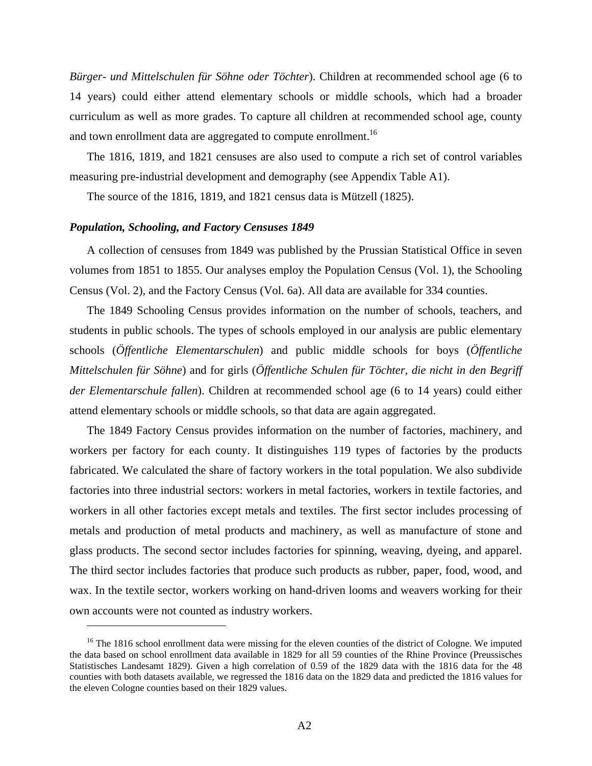*Bürger- und Mittelschulen für Söhne oder Töchter*). Children at recommended school age (6 to 14 years) could either attend elementary schools or middle schools, which had a broader curriculum as well as more grades. To capture all children at recommended school age, county and town enrollment data are aggregated to compute enrollment.[16]

The 1816, 1819, and 1821 censuses are also used to compute a rich set of control variables measuring pre-industrial development and demography (see Appendix Table A1).

The source of the 1816, 1819, and 1821 census data is Mützell (1825).

### *Population, Schooling, and Factory Censuses 1849*

A collection of censuses from 1849 was published by the Prussian Statistical Office in seven volumes from 1851 to 1855. Our analyses employ the Population Census (Vol. 1), the Schooling Census (Vol. 2), and the Factory Census (Vol. 6a). All data are available for 334 counties.

The 1849 Schooling Census provides information on the number of schools, teachers, and students in public schools. The types of schools employed in our analysis are public elementary schools (*Öffentliche Elementarschulen*) and public middle schools for boys (*Öffentliche Mittelschulen für Söhne*) and for girls (*Öffentliche Schulen für Töchter, die nicht in den Begriff der Elementarschule fallen*). Children at recommended school age (6 to 14 years) could either attend elementary schools or middle schools, so that data are again aggregated.

The 1849 Factory Census provides information on the number of factories, machinery, and workers per factory for each county. It distinguishes 119 types of factories by the products fabricated. We calculated the share of factory workers in the total population. We also subdivide factories into three industrial sectors: workers in metal factories, workers in textile factories, and workers in all other factories except metals and textiles. The first sector includes processing of metals and production of metal products and machinery, as well as manufacture of stone and glass products. The second sector includes factories for spinning, weaving, dyeing, and apparel. The third sector includes factories that produce such products as rubber, paper, food, wood, and wax. In the textile sector, workers working on hand-driven looms and weavers working for their own accounts were not counted as industry workers.

[16] The 1816 school enrollment data were missing for the eleven counties of the district of Cologne. We imputed the data based on school enrollment data available in 1829 for all 59 counties of the Rhine Province (Preussisches Statistisches Landesamt 1829). Given a high correlation of 0.59 of the 1829 data with the 1816 data for the 48 counties with both datasets available, we regressed the 1816 data on the 1829 data and predicted the 1816 values for the eleven Cologne counties based on their 1829 values.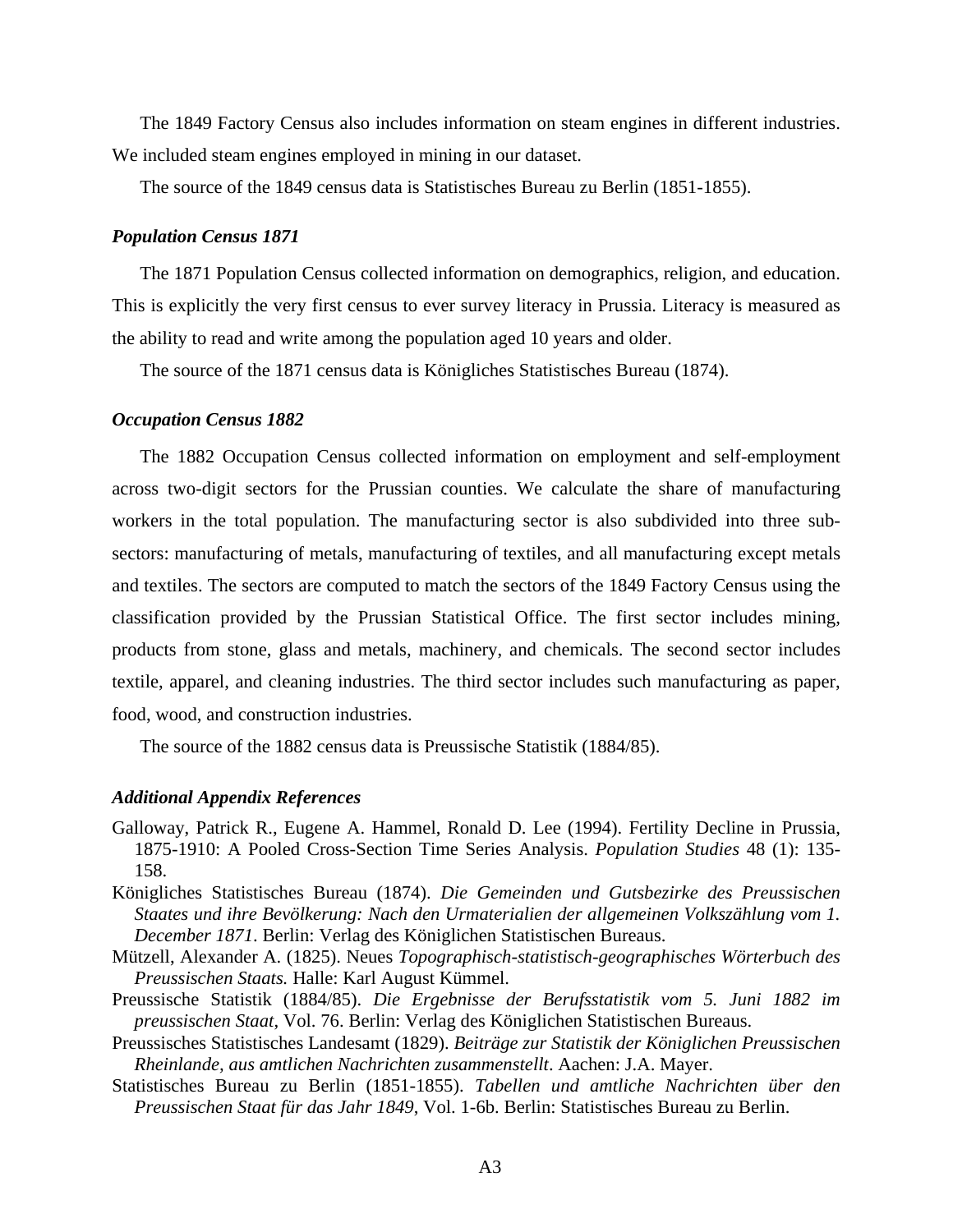The 1849 Factory Census also includes information on steam engines in different industries. We included steam engines employed in mining in our dataset.

The source of the 1849 census data is Statistisches Bureau zu Berlin (1851-1855).

### *Population Census 1871*

The 1871 Population Census collected information on demographics, religion, and education. This is explicitly the very first census to ever survey literacy in Prussia. Literacy is measured as the ability to read and write among the population aged 10 years and older.

The source of the 1871 census data is Königliches Statistisches Bureau (1874).

### *Occupation Census 1882*

The 1882 Occupation Census collected information on employment and self-employment across two-digit sectors for the Prussian counties. We calculate the share of manufacturing workers in the total population. The manufacturing sector is also subdivided into three sub-sectors: manufacturing of metals, manufacturing of textiles, and all manufacturing except metals and textiles. The sectors are computed to match the sectors of the 1849 Factory Census using the classification provided by the Prussian Statistical Office. The first sector includes mining, products from stone, glass and metals, machinery, and chemicals. The second sector includes textile, apparel, and cleaning industries. The third sector includes such manufacturing as paper, food, wood, and construction industries.

The source of the 1882 census data is Preussische Statistik (1884/85).

### *Additional Appendix References*

Galloway, Patrick R., Eugene A. Hammel, Ronald D. Lee (1994). Fertility Decline in Prussia, 1875-1910: A Pooled Cross-Section Time Series Analysis. *Population Studies* 48 (1): 135-158.

Königliches Statistisches Bureau (1874). *Die Gemeinden und Gutsbezirke des Preussischen Staates und ihre Bevölkerung: Nach den Urmaterialien der allgemeinen Volkszählung vom 1. December 1871*. Berlin: Verlag des Königlichen Statistischen Bureaus.

Mützell, Alexander A. (1825). Neues *Topographisch-statistisch-geographisches Wörterbuch des Preussischen Staats.* Halle: Karl August Kümmel.

Preussische Statistik (1884/85). *Die Ergebnisse der Berufsstatistik vom 5. Juni 1882 im preussischen Staat*, Vol. 76. Berlin: Verlag des Königlichen Statistischen Bureaus.

Preussisches Statistisches Landesamt (1829). *Beiträge zur Statistik der Königlichen Preussischen Rheinlande, aus amtlichen Nachrichten zusammenstellt*. Aachen: J.A. Mayer.

Statistisches Bureau zu Berlin (1851-1855). *Tabellen und amtliche Nachrichten über den Preussischen Staat für das Jahr 1849*, Vol. 1-6b. Berlin: Statistisches Bureau zu Berlin.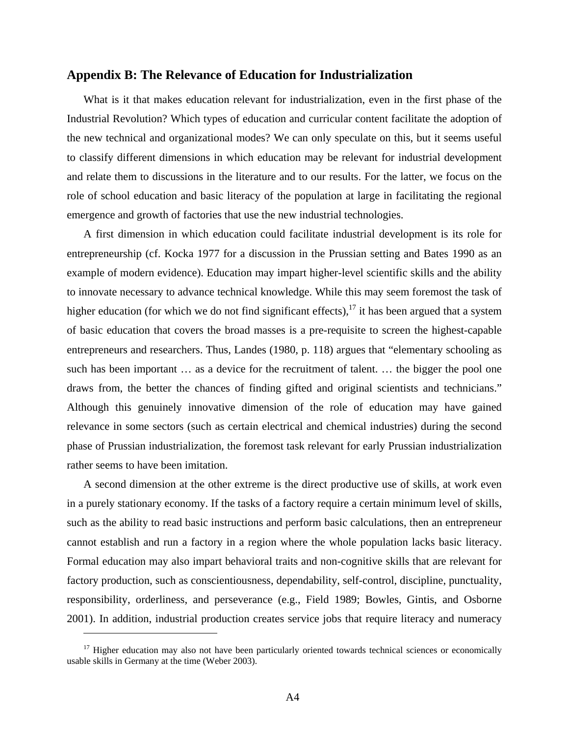## Appendix B: The Relevance of Education for Industrialization

What is it that makes education relevant for industrialization, even in the first phase of the Industrial Revolution? Which types of education and curricular content facilitate the adoption of the new technical and organizational modes? We can only speculate on this, but it seems useful to classify different dimensions in which education may be relevant for industrial development and relate them to discussions in the literature and to our results. For the latter, we focus on the role of school education and basic literacy of the population at large in facilitating the regional emergence and growth of factories that use the new industrial technologies.

A first dimension in which education could facilitate industrial development is its role for entrepreneurship (cf. Kocka 1977 for a discussion in the Prussian setting and Bates 1990 as an example of modern evidence). Education may impart higher-level scientific skills and the ability to innovate necessary to advance technical knowledge. While this may seem foremost the task of higher education (for which we do not find significant effects),[17] it has been argued that a system of basic education that covers the broad masses is a pre-requisite to screen the highest-capable entrepreneurs and researchers. Thus, Landes (1980, p. 118) argues that "elementary schooling as such has been important … as a device for the recruitment of talent. … the bigger the pool one draws from, the better the chances of finding gifted and original scientists and technicians." Although this genuinely innovative dimension of the role of education may have gained relevance in some sectors (such as certain electrical and chemical industries) during the second phase of Prussian industrialization, the foremost task relevant for early Prussian industrialization rather seems to have been imitation.

A second dimension at the other extreme is the direct productive use of skills, at work even in a purely stationary economy. If the tasks of a factory require a certain minimum level of skills, such as the ability to read basic instructions and perform basic calculations, then an entrepreneur cannot establish and run a factory in a region where the whole population lacks basic literacy. Formal education may also impart behavioral traits and non-cognitive skills that are relevant for factory production, such as conscientiousness, dependability, self-control, discipline, punctuality, responsibility, orderliness, and perseverance (e.g., Field 1989; Bowles, Gintis, and Osborne 2001). In addition, industrial production creates service jobs that require literacy and numeracy

[17] Higher education may also not have been particularly oriented towards technical sciences or economically usable skills in Germany at the time (Weber 2003).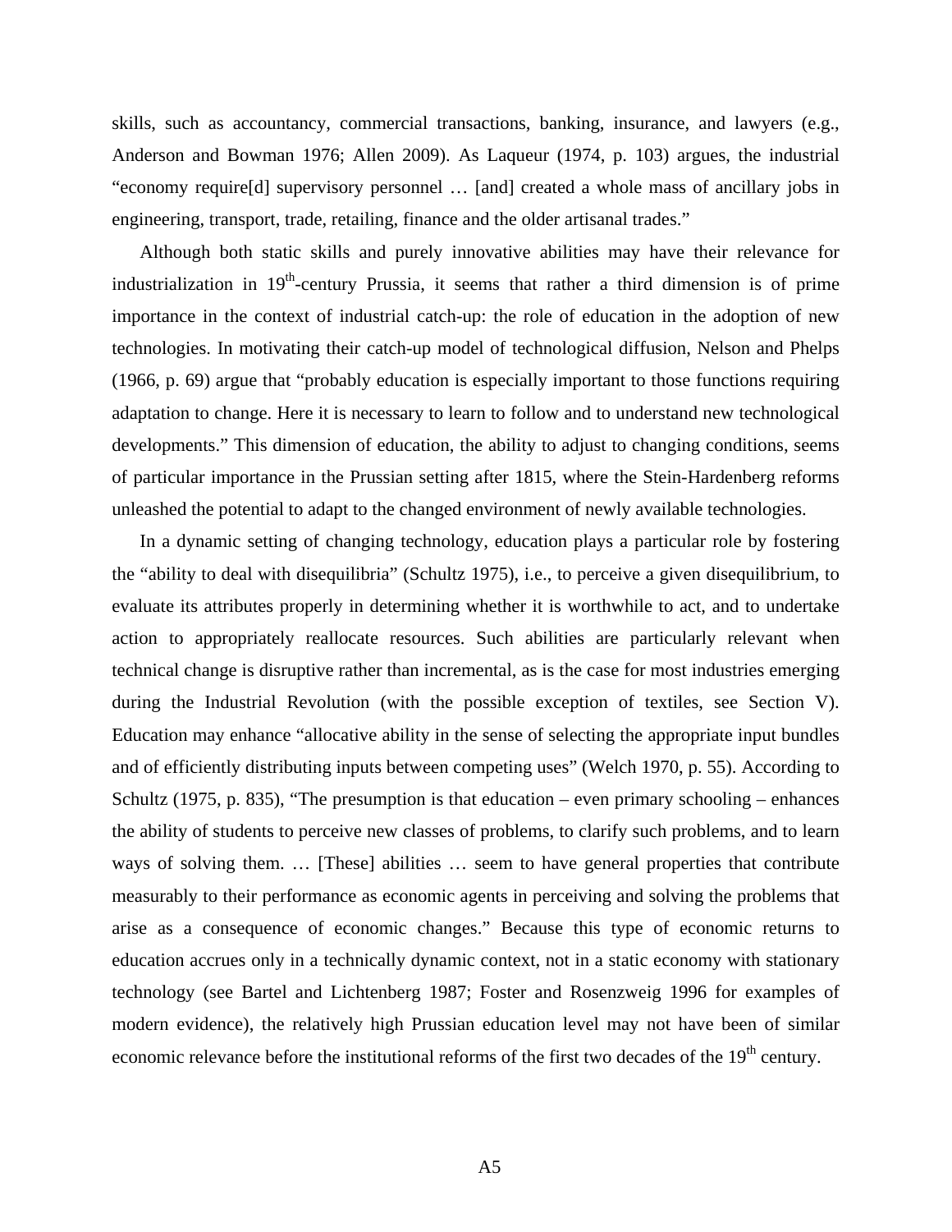skills, such as accountancy, commercial transactions, banking, insurance, and lawyers (e.g., Anderson and Bowman 1976; Allen 2009). As Laqueur (1974, p. 103) argues, the industrial "economy require[d] supervisory personnel … [and] created a whole mass of ancillary jobs in engineering, transport, trade, retailing, finance and the older artisanal trades."

Although both static skills and purely innovative abilities may have their relevance for industrialization in 19th-century Prussia, it seems that rather a third dimension is of prime importance in the context of industrial catch-up: the role of education in the adoption of new technologies. In motivating their catch-up model of technological diffusion, Nelson and Phelps (1966, p. 69) argue that "probably education is especially important to those functions requiring adaptation to change. Here it is necessary to learn to follow and to understand new technological developments." This dimension of education, the ability to adjust to changing conditions, seems of particular importance in the Prussian setting after 1815, where the Stein-Hardenberg reforms unleashed the potential to adapt to the changed environment of newly available technologies.

In a dynamic setting of changing technology, education plays a particular role by fostering the "ability to deal with disequilibria" (Schultz 1975), i.e., to perceive a given disequilibrium, to evaluate its attributes properly in determining whether it is worthwhile to act, and to undertake action to appropriately reallocate resources. Such abilities are particularly relevant when technical change is disruptive rather than incremental, as is the case for most industries emerging during the Industrial Revolution (with the possible exception of textiles, see Section V). Education may enhance "allocative ability in the sense of selecting the appropriate input bundles and of efficiently distributing inputs between competing uses" (Welch 1970, p. 55). According to Schultz (1975, p. 835), "The presumption is that education – even primary schooling – enhances the ability of students to perceive new classes of problems, to clarify such problems, and to learn ways of solving them. … [These] abilities … seem to have general properties that contribute measurably to their performance as economic agents in perceiving and solving the problems that arise as a consequence of economic changes." Because this type of economic returns to education accrues only in a technically dynamic context, not in a static economy with stationary technology (see Bartel and Lichtenberg 1987; Foster and Rosenzweig 1996 for examples of modern evidence), the relatively high Prussian education level may not have been of similar economic relevance before the institutional reforms of the first two decades of the 19th century.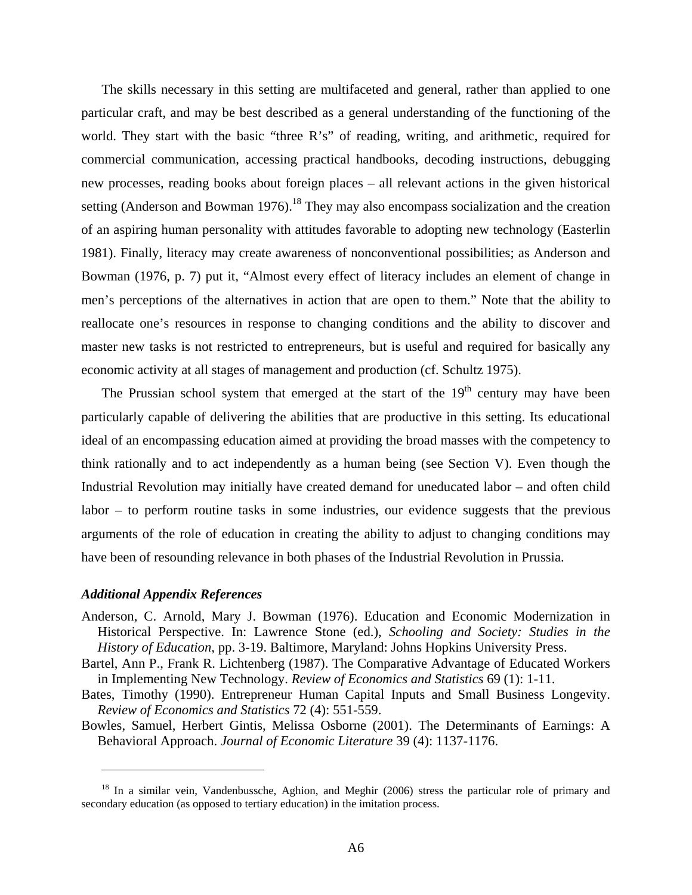The skills necessary in this setting are multifaceted and general, rather than applied to one particular craft, and may be best described as a general understanding of the functioning of the world. They start with the basic "three R's" of reading, writing, and arithmetic, required for commercial communication, accessing practical handbooks, decoding instructions, debugging new processes, reading books about foreign places – all relevant actions in the given historical setting (Anderson and Bowman 1976).[18] They may also encompass socialization and the creation of an aspiring human personality with attitudes favorable to adopting new technology (Easterlin 1981). Finally, literacy may create awareness of nonconventional possibilities; as Anderson and Bowman (1976, p. 7) put it, "Almost every effect of literacy includes an element of change in men's perceptions of the alternatives in action that are open to them." Note that the ability to reallocate one's resources in response to changing conditions and the ability to discover and master new tasks is not restricted to entrepreneurs, but is useful and required for basically any economic activity at all stages of management and production (cf. Schultz 1975).

The Prussian school system that emerged at the start of the 19th century may have been particularly capable of delivering the abilities that are productive in this setting. Its educational ideal of an encompassing education aimed at providing the broad masses with the competency to think rationally and to act independently as a human being (see Section V). Even though the Industrial Revolution may initially have created demand for uneducated labor – and often child labor – to perform routine tasks in some industries, our evidence suggests that the previous arguments of the role of education in creating the ability to adjust to changing conditions may have been of resounding relevance in both phases of the Industrial Revolution in Prussia.

### *Additional Appendix References*

Anderson, C. Arnold, Mary J. Bowman (1976). Education and Economic Modernization in Historical Perspective. In: Lawrence Stone (ed.), *Schooling and Society: Studies in the History of Education*, pp. 3-19. Baltimore, Maryland: Johns Hopkins University Press.

Bartel, Ann P., Frank R. Lichtenberg (1987). The Comparative Advantage of Educated Workers in Implementing New Technology. *Review of Economics and Statistics* 69 (1): 1-11.

Bates, Timothy (1990). Entrepreneur Human Capital Inputs and Small Business Longevity. *Review of Economics and Statistics* 72 (4): 551-559.

Bowles, Samuel, Herbert Gintis, Melissa Osborne (2001). The Determinants of Earnings: A Behavioral Approach. *Journal of Economic Literature* 39 (4): 1137-1176.

[18] In a similar vein, Vandenbussche, Aghion, and Meghir (2006) stress the particular role of primary and secondary education (as opposed to tertiary education) in the imitation process.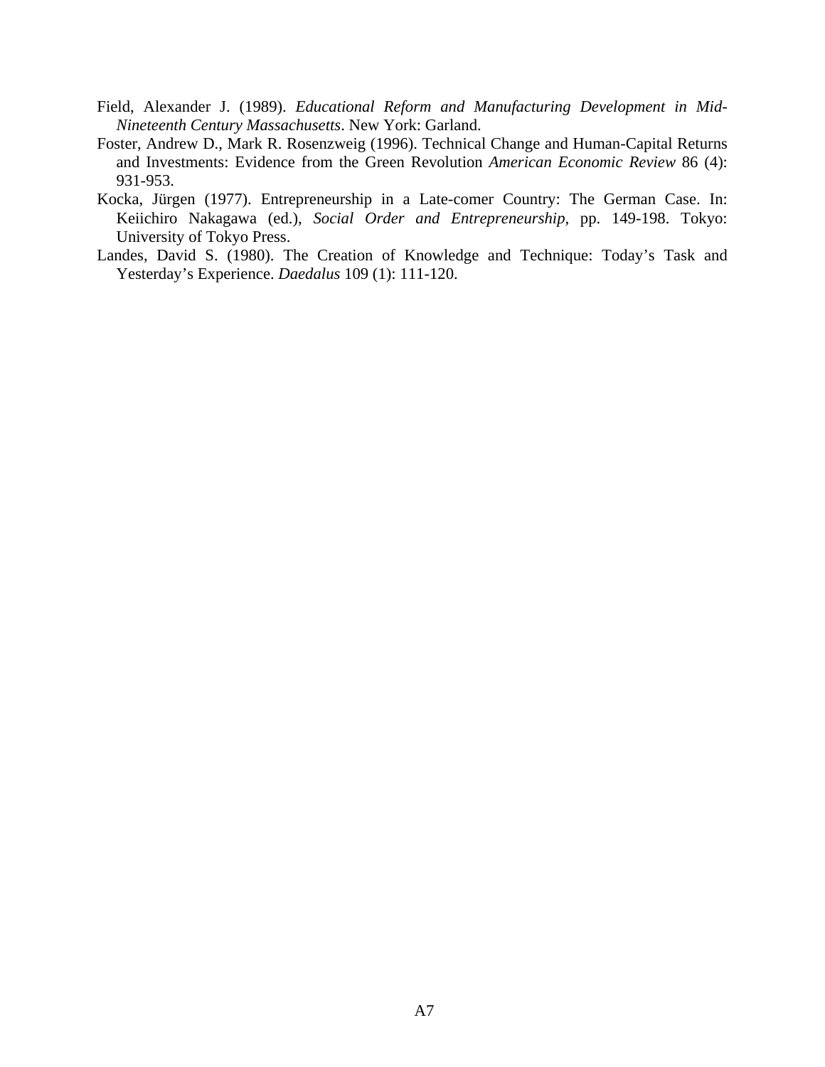Field, Alexander J. (1989). *Educational Reform and Manufacturing Development in Mid-Nineteenth Century Massachusetts*. New York: Garland.

Foster, Andrew D., Mark R. Rosenzweig (1996). Technical Change and Human-Capital Returns and Investments: Evidence from the Green Revolution *American Economic Review* 86 (4): 931-953.

Kocka, Jürgen (1977). Entrepreneurship in a Late-comer Country: The German Case. In: Keiichiro Nakagawa (ed.), *Social Order and Entrepreneurship*, pp. 149-198. Tokyo: University of Tokyo Press.

Landes, David S. (1980). The Creation of Knowledge and Technique: Today's Task and Yesterday's Experience. *Daedalus* 109 (1): 111-120.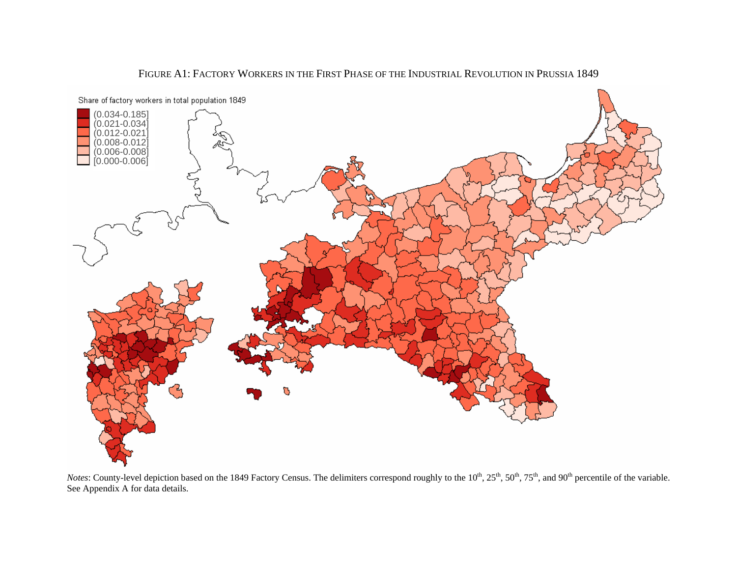FIGURE A1: FACTORY WORKERS IN THE FIRST PHASE OF THE INDUSTRIAL REVOLUTION IN PRUSSIA 1849

*Notes*: County-level depiction based on the 1849 Factory Census. The delimiters correspond roughly to the 10th, 25th, 50th, 75th, and 90th percentile of the variable. See Appendix A for data details.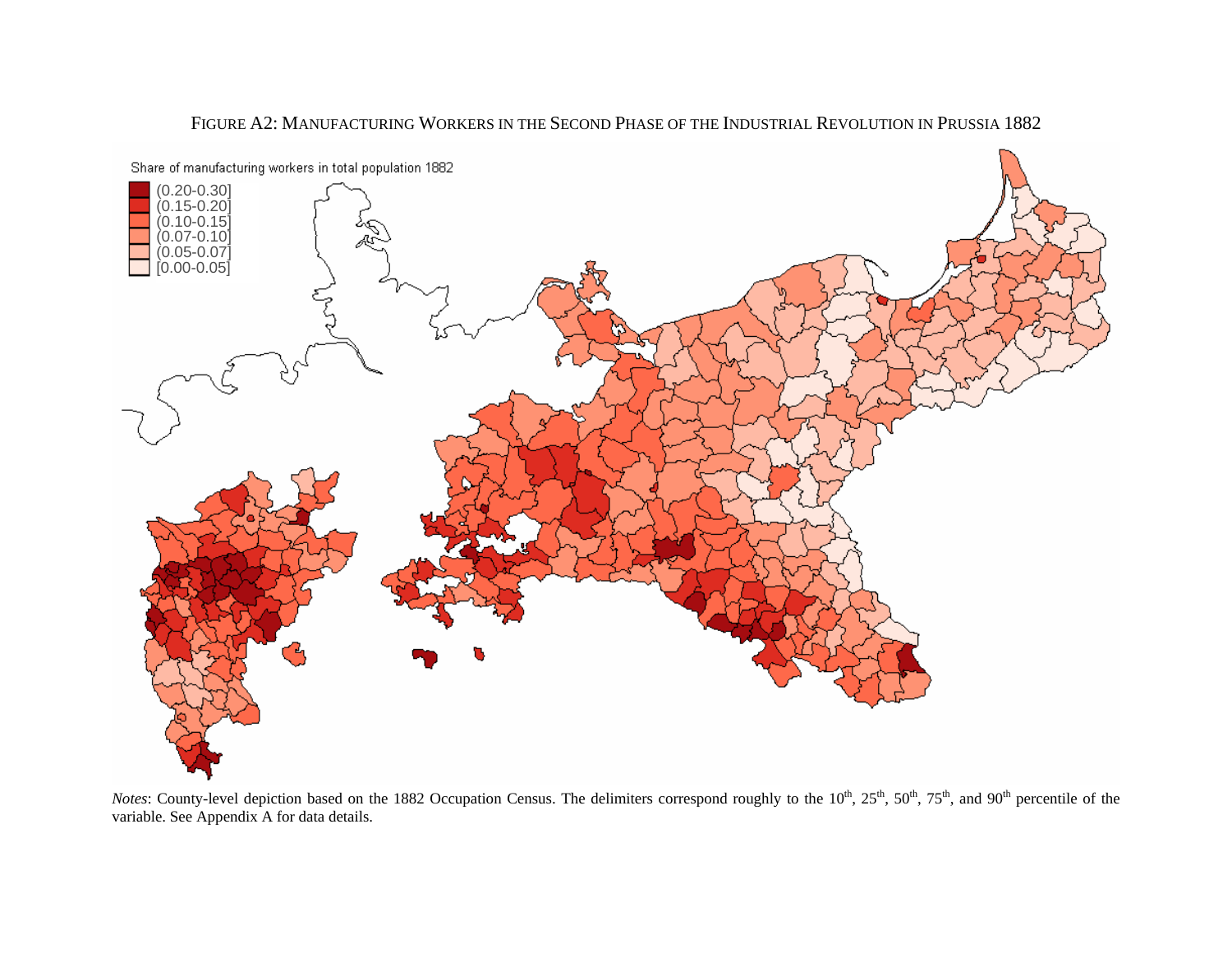FIGURE A2: MANUFACTURING WORKERS IN THE SECOND PHASE OF THE INDUSTRIAL REVOLUTION IN PRUSSIA 1882

Share of manufacturing workers in total population 1882

- (0.20-0.30]
- (0.15-0.20]
- (0.10-0.15]
- (0.07-0.10]
- (0.05-0.07]
- [0.00-0.05]

*Notes*: County-level depiction based on the 1882 Occupation Census. The delimiters correspond roughly to the 10th, 25th, 50th, 75th, and 90th percentile of the variable. See Appendix A for data details.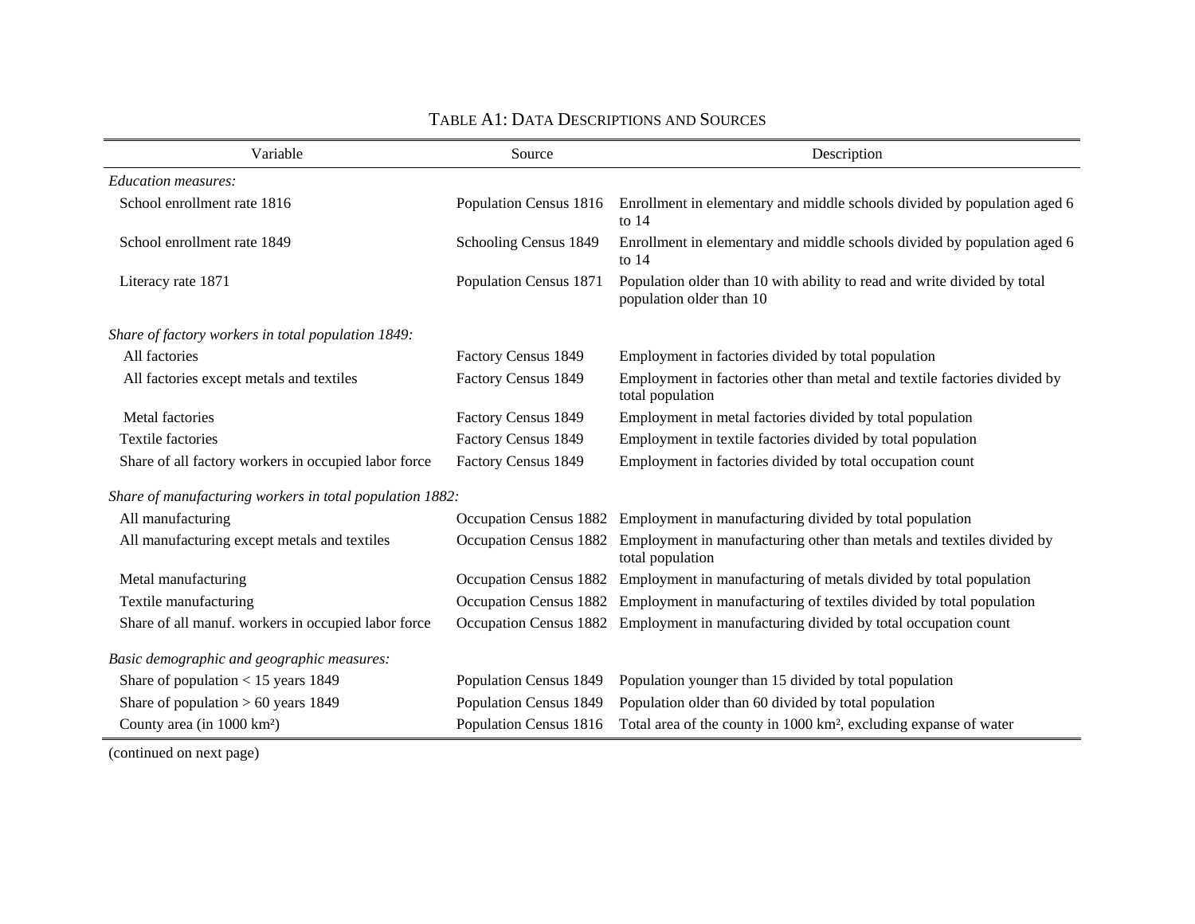Table A1: Data Descriptions and Sources

| Variable | Source | Description |
|---|---|---|
| *Education measures:* | | |
| School enrollment rate 1816 | Population Census 1816 | Enrollment in elementary and middle schools divided by population aged 6 to 14 |
| School enrollment rate 1849 | Schooling Census 1849 | Enrollment in elementary and middle schools divided by population aged 6 to 14 |
| Literacy rate 1871 | Population Census 1871 | Population older than 10 with ability to read and write divided by total population older than 10 |
| *Share of factory workers in total population 1849:* | | |
| All factories | Factory Census 1849 | Employment in factories divided by total population |
| All factories except metals and textiles | Factory Census 1849 | Employment in factories other than metal and textile factories divided by total population |
| Metal factories | Factory Census 1849 | Employment in metal factories divided by total population |
| Textile factories | Factory Census 1849 | Employment in textile factories divided by total population |
| Share of all factory workers in occupied labor force | Factory Census 1849 | Employment in factories divided by total occupation count |
| *Share of manufacturing workers in total population 1882:* | | |
| All manufacturing | Occupation Census 1882 | Employment in manufacturing divided by total population |
| All manufacturing except metals and textiles | Occupation Census 1882 | Employment in manufacturing other than metals and textiles divided by total population |
| Metal manufacturing | Occupation Census 1882 | Employment in manufacturing of metals divided by total population |
| Textile manufacturing | Occupation Census 1882 | Employment in manufacturing of textiles divided by total population |
| Share of all manuf. workers in occupied labor force | Occupation Census 1882 | Employment in manufacturing divided by total occupation count |
| *Basic demographic and geographic measures:* | | |
| Share of population < 15 years 1849 | Population Census 1849 | Population younger than 15 divided by total population |
| Share of population > 60 years 1849 | Population Census 1849 | Population older than 60 divided by total population |
| County area (in 1000 km²) | Population Census 1816 | Total area of the county in 1000 km², excluding expanse of water |

(continued on next page)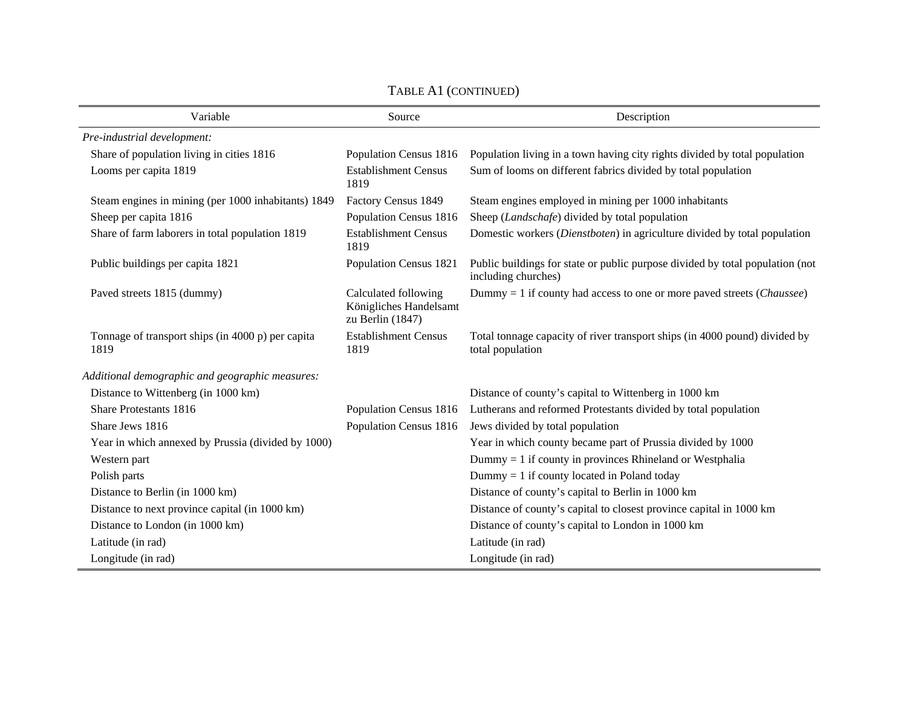TABLE A1 (CONTINUED)

| Variable | Source | Description |
|---|---|---|
| *Pre-industrial development:* | | |
| Share of population living in cities 1816 | Population Census 1816 | Population living in a town having city rights divided by total population |
| Looms per capita 1819 | Establishment Census 1819 | Sum of looms on different fabrics divided by total population |
| Steam engines in mining (per 1000 inhabitants) 1849 | Factory Census 1849 | Steam engines employed in mining per 1000 inhabitants |
| Sheep per capita 1816 | Population Census 1816 | Sheep (*Landschafe*) divided by total population |
| Share of farm laborers in total population 1819 | Establishment Census 1819 | Domestic workers (*Dienstboten*) in agriculture divided by total population |
| Public buildings per capita 1821 | Population Census 1821 | Public buildings for state or public purpose divided by total population (not including churches) |
| Paved streets 1815 (dummy) | Calculated following Königliches Handelsamt zu Berlin (1847) | Dummy = 1 if county had access to one or more paved streets (*Chaussee*) |
| Tonnage of transport ships (in 4000 p) per capita 1819 | Establishment Census 1819 | Total tonnage capacity of river transport ships (in 4000 pound) divided by total population |
| *Additional demographic and geographic measures:* | | |
| Distance to Wittenberg (in 1000 km) | | Distance of county's capital to Wittenberg in 1000 km |
| Share Protestants 1816 | Population Census 1816 | Lutherans and reformed Protestants divided by total population |
| Share Jews 1816 | Population Census 1816 | Jews divided by total population |
| Year in which annexed by Prussia (divided by 1000) | | Year in which county became part of Prussia divided by 1000 |
| Western part | | Dummy = 1 if county in provinces Rhineland or Westphalia |
| Polish parts | | Dummy = 1 if county located in Poland today |
| Distance to Berlin (in 1000 km) | | Distance of county's capital to Berlin in 1000 km |
| Distance to next province capital (in 1000 km) | | Distance of county's capital to closest province capital in 1000 km |
| Distance to London (in 1000 km) | | Distance of county's capital to London in 1000 km |
| Latitude (in rad) | | Latitude (in rad) |
| Longitude (in rad) | | Longitude (in rad) |